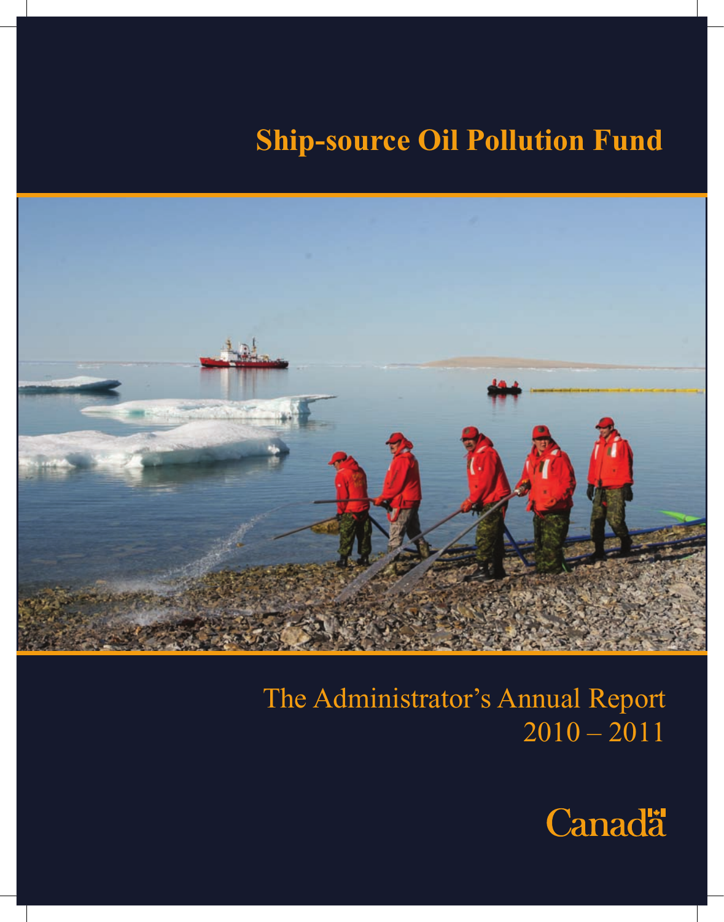# Ship-source Oil Pollution Fund

The Administrator's Annual Report
2010 – 2011

Canada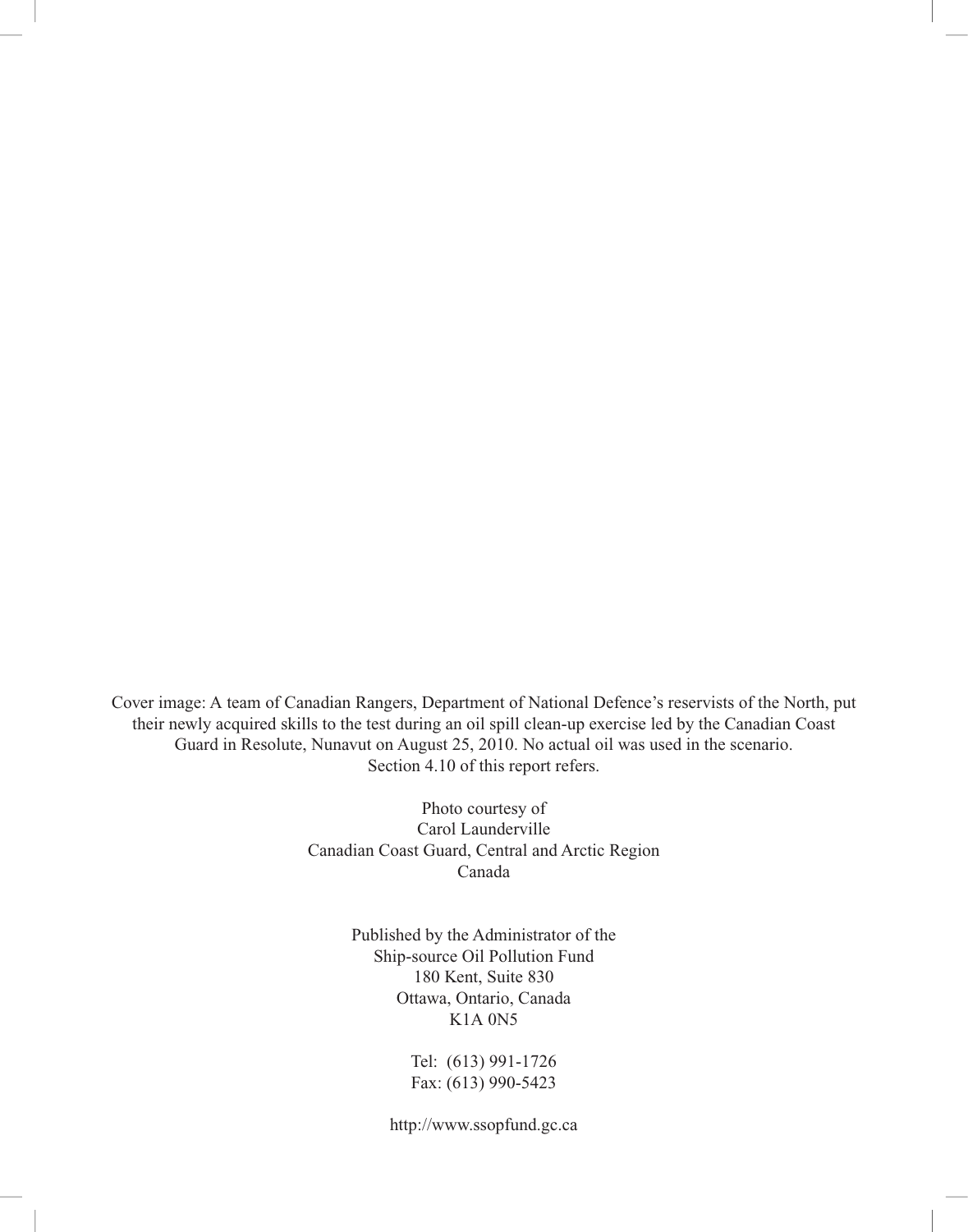Cover image: A team of Canadian Rangers, Department of National Defence's reservists of the North, put their newly acquired skills to the test during an oil spill clean-up exercise led by the Canadian Coast Guard in Resolute, Nunavut on August 25, 2010. No actual oil was used in the scenario. Section 4.10 of this report refers.

Photo courtesy of
Carol Launderville
Canadian Coast Guard, Central and Arctic Region
Canada

Published by the Administrator of the
Ship-source Oil Pollution Fund
180 Kent, Suite 830
Ottawa, Ontario, Canada
K1A 0N5

Tel: (613) 991-1726
Fax: (613) 990-5423

http://www.ssopfund.gc.ca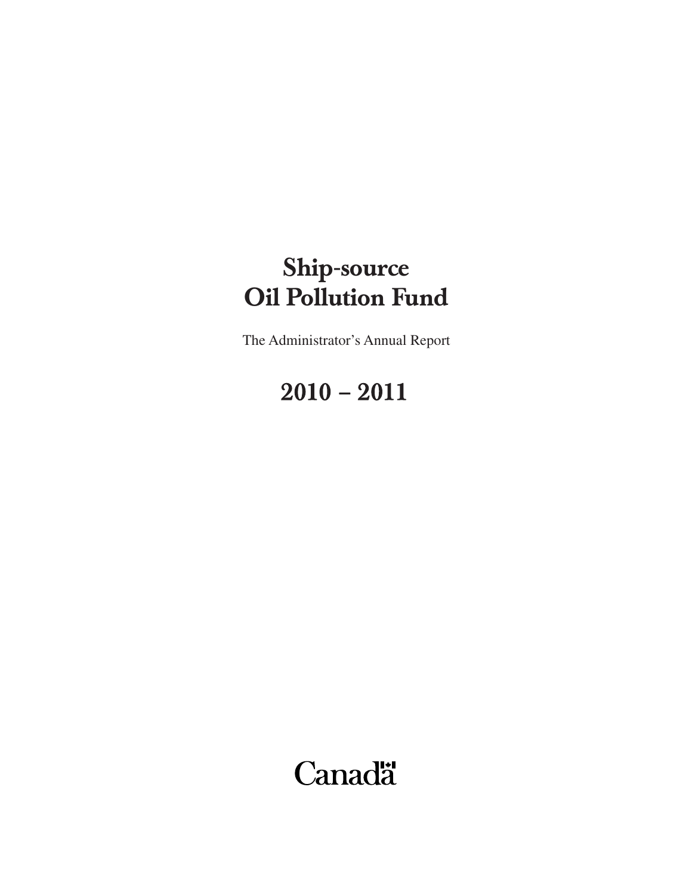# Ship-source Oil Pollution Fund

The Administrator's Annual Report

## 2010 – 2011

Canada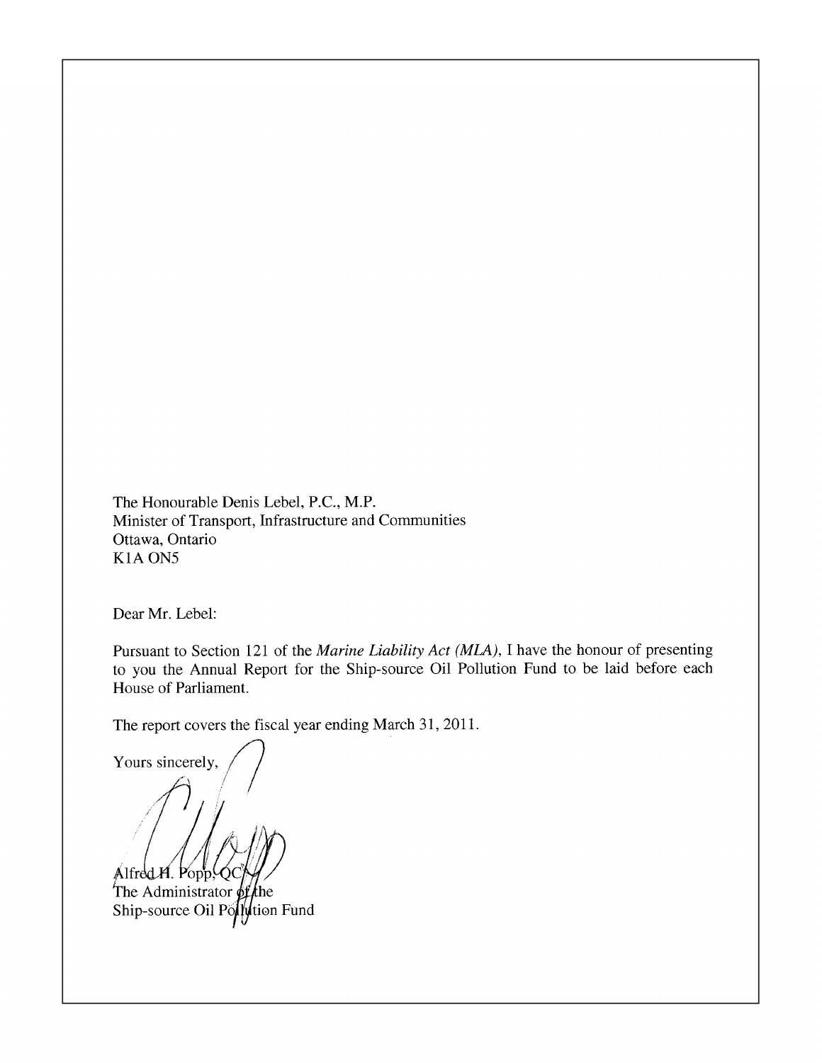The Honourable Denis Lebel, P.C., M.P.
Minister of Transport, Infrastructure and Communities
Ottawa, Ontario
K1A ON5

Dear Mr. Lebel:

Pursuant to Section 121 of the *Marine Liability Act (MLA)*, I have the honour of presenting to you the Annual Report for the Ship-source Oil Pollution Fund to be laid before each House of Parliament.

The report covers the fiscal year ending March 31, 2011.

Yours sincerely,

Alfred H. Popp, QC
The Administrator of the
Ship-source Oil Pollution Fund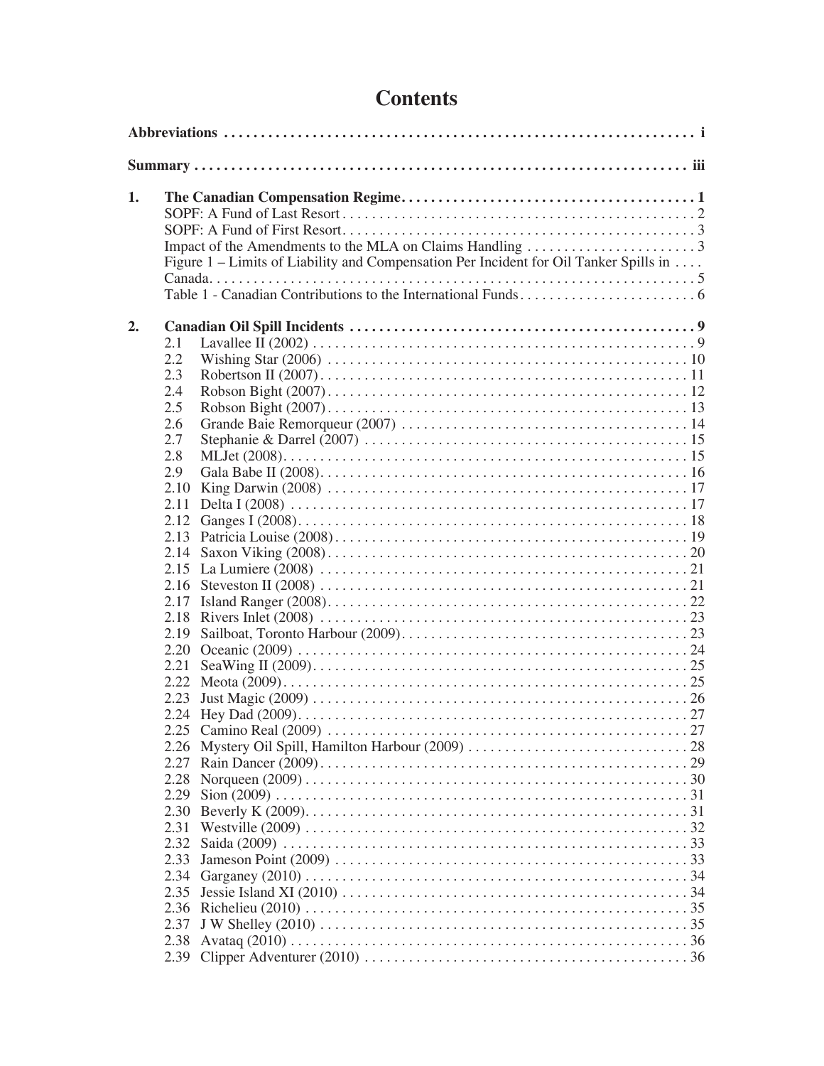# Contents

**Abbreviations** . . . . . . . . . . . . . . . . . . . . . . . . . . . . . . . . . . . . . . . . . . . . . . . . . . . . . . . . . . . . . . . i

**Summary** . . . . . . . . . . . . . . . . . . . . . . . . . . . . . . . . . . . . . . . . . . . . . . . . . . . . . . . . . . . . . . . iii

**1. The Canadian Compensation Regime** . . . . . . . . . . . . . . . . . . . . . . . . . . . . . . . . . . . . . . . . 1

- SOPF: A Fund of Last Resort . . . . . . . . . . . . . . . . . . . . . . . . . . . . . . . . . . . . . . . . . . . . . . 2
- SOPF: A Fund of First Resort . . . . . . . . . . . . . . . . . . . . . . . . . . . . . . . . . . . . . . . . . . . . . . 3
- Impact of the Amendments to the MLA on Claims Handling . . . . . . . . . . . . . . . . . . . . . . . 3
- Figure 1 – Limits of Liability and Compensation Per Incident for Oil Tanker Spills in Canada . . . . . . . . . . . . . . . . . . . . . . . . . . . . . . . . . . . . . . . . . . . . . . . . . . . . . . . . . . . 5
- Table 1 - Canadian Contributions to the International Funds . . . . . . . . . . . . . . . . . . . . . . . . 6

**2. Canadian Oil Spill Incidents** . . . . . . . . . . . . . . . . . . . . . . . . . . . . . . . . . . . . . . . . . . . . . . 9

- 2.1 Lavallee II (2002) . . . . . . . . . . . . . . . . . . . . . . . . . . . . . . . . . . . . . . . . . . . . . . . . . . . 9
- 2.2 Wishing Star (2006) . . . . . . . . . . . . . . . . . . . . . . . . . . . . . . . . . . . . . . . . . . . . . . . . . 10
- 2.3 Robertson II (2007) . . . . . . . . . . . . . . . . . . . . . . . . . . . . . . . . . . . . . . . . . . . . . . . . . 11
- 2.4 Robson Bight (2007) . . . . . . . . . . . . . . . . . . . . . . . . . . . . . . . . . . . . . . . . . . . . . . . . 12
- 2.5 Robson Bight (2007) . . . . . . . . . . . . . . . . . . . . . . . . . . . . . . . . . . . . . . . . . . . . . . . . 13
- 2.6 Grande Baie Remorqueur (2007) . . . . . . . . . . . . . . . . . . . . . . . . . . . . . . . . . . . . . . . 14
- 2.7 Stephanie & Darrel (2007) . . . . . . . . . . . . . . . . . . . . . . . . . . . . . . . . . . . . . . . . . . . 15
- 2.8 MLJet (2008) . . . . . . . . . . . . . . . . . . . . . . . . . . . . . . . . . . . . . . . . . . . . . . . . . . . . . 15
- 2.9 Gala Babe II (2008) . . . . . . . . . . . . . . . . . . . . . . . . . . . . . . . . . . . . . . . . . . . . . . . . 16
- 2.10 King Darwin (2008) . . . . . . . . . . . . . . . . . . . . . . . . . . . . . . . . . . . . . . . . . . . . . . . . 17
- 2.11 Delta I (2008) . . . . . . . . . . . . . . . . . . . . . . . . . . . . . . . . . . . . . . . . . . . . . . . . . . . . 17
- 2.12 Ganges I (2008) . . . . . . . . . . . . . . . . . . . . . . . . . . . . . . . . . . . . . . . . . . . . . . . . . . . 18
- 2.13 Patricia Louise (2008) . . . . . . . . . . . . . . . . . . . . . . . . . . . . . . . . . . . . . . . . . . . . . . 19
- 2.14 Saxon Viking (2008) . . . . . . . . . . . . . . . . . . . . . . . . . . . . . . . . . . . . . . . . . . . . . . . 20
- 2.15 La Lumiere (2008) . . . . . . . . . . . . . . . . . . . . . . . . . . . . . . . . . . . . . . . . . . . . . . . . 21
- 2.16 Steveston II (2008) . . . . . . . . . . . . . . . . . . . . . . . . . . . . . . . . . . . . . . . . . . . . . . . . 21
- 2.17 Island Ranger (2008) . . . . . . . . . . . . . . . . . . . . . . . . . . . . . . . . . . . . . . . . . . . . . . . 22
- 2.18 Rivers Inlet (2008) . . . . . . . . . . . . . . . . . . . . . . . . . . . . . . . . . . . . . . . . . . . . . . . . 23
- 2.19 Sailboat, Toronto Harbour (2009) . . . . . . . . . . . . . . . . . . . . . . . . . . . . . . . . . . . . . 23
- 2.20 Oceanic (2009) . . . . . . . . . . . . . . . . . . . . . . . . . . . . . . . . . . . . . . . . . . . . . . . . . . . 24
- 2.21 SeaWing II (2009) . . . . . . . . . . . . . . . . . . . . . . . . . . . . . . . . . . . . . . . . . . . . . . . . . 25
- 2.22 Meota (2009) . . . . . . . . . . . . . . . . . . . . . . . . . . . . . . . . . . . . . . . . . . . . . . . . . . . . . 25
- 2.23 Just Magic (2009) . . . . . . . . . . . . . . . . . . . . . . . . . . . . . . . . . . . . . . . . . . . . . . . . . 26
- 2.24 Hey Dad (2009) . . . . . . . . . . . . . . . . . . . . . . . . . . . . . . . . . . . . . . . . . . . . . . . . . . . 27
- 2.25 Camino Real (2009) . . . . . . . . . . . . . . . . . . . . . . . . . . . . . . . . . . . . . . . . . . . . . . . 27
- 2.26 Mystery Oil Spill, Hamilton Harbour (2009) . . . . . . . . . . . . . . . . . . . . . . . . . . . . 28
- 2.27 Rain Dancer (2009) . . . . . . . . . . . . . . . . . . . . . . . . . . . . . . . . . . . . . . . . . . . . . . . . 29
- 2.28 Norqueen (2009) . . . . . . . . . . . . . . . . . . . . . . . . . . . . . . . . . . . . . . . . . . . . . . . . . . 30
- 2.29 Sion (2009) . . . . . . . . . . . . . . . . . . . . . . . . . . . . . . . . . . . . . . . . . . . . . . . . . . . . . . 31
- 2.30 Beverly K (2009) . . . . . . . . . . . . . . . . . . . . . . . . . . . . . . . . . . . . . . . . . . . . . . . . . . 31
- 2.31 Westville (2009) . . . . . . . . . . . . . . . . . . . . . . . . . . . . . . . . . . . . . . . . . . . . . . . . . . 32
- 2.32 Saida (2009) . . . . . . . . . . . . . . . . . . . . . . . . . . . . . . . . . . . . . . . . . . . . . . . . . . . . . 33
- 2.33 Jameson Point (2009) . . . . . . . . . . . . . . . . . . . . . . . . . . . . . . . . . . . . . . . . . . . . . . 33
- 2.34 Garganey (2010) . . . . . . . . . . . . . . . . . . . . . . . . . . . . . . . . . . . . . . . . . . . . . . . . . . 34
- 2.35 Jessie Island XI (2010) . . . . . . . . . . . . . . . . . . . . . . . . . . . . . . . . . . . . . . . . . . . . . 34
- 2.36 Richelieu (2010) . . . . . . . . . . . . . . . . . . . . . . . . . . . . . . . . . . . . . . . . . . . . . . . . . . 35
- 2.37 J W Shelley (2010) . . . . . . . . . . . . . . . . . . . . . . . . . . . . . . . . . . . . . . . . . . . . . . . . 35
- 2.38 Avataq (2010) . . . . . . . . . . . . . . . . . . . . . . . . . . . . . . . . . . . . . . . . . . . . . . . . . . . . 36
- 2.39 Clipper Adventurer (2010) . . . . . . . . . . . . . . . . . . . . . . . . . . . . . . . . . . . . . . . . . . 36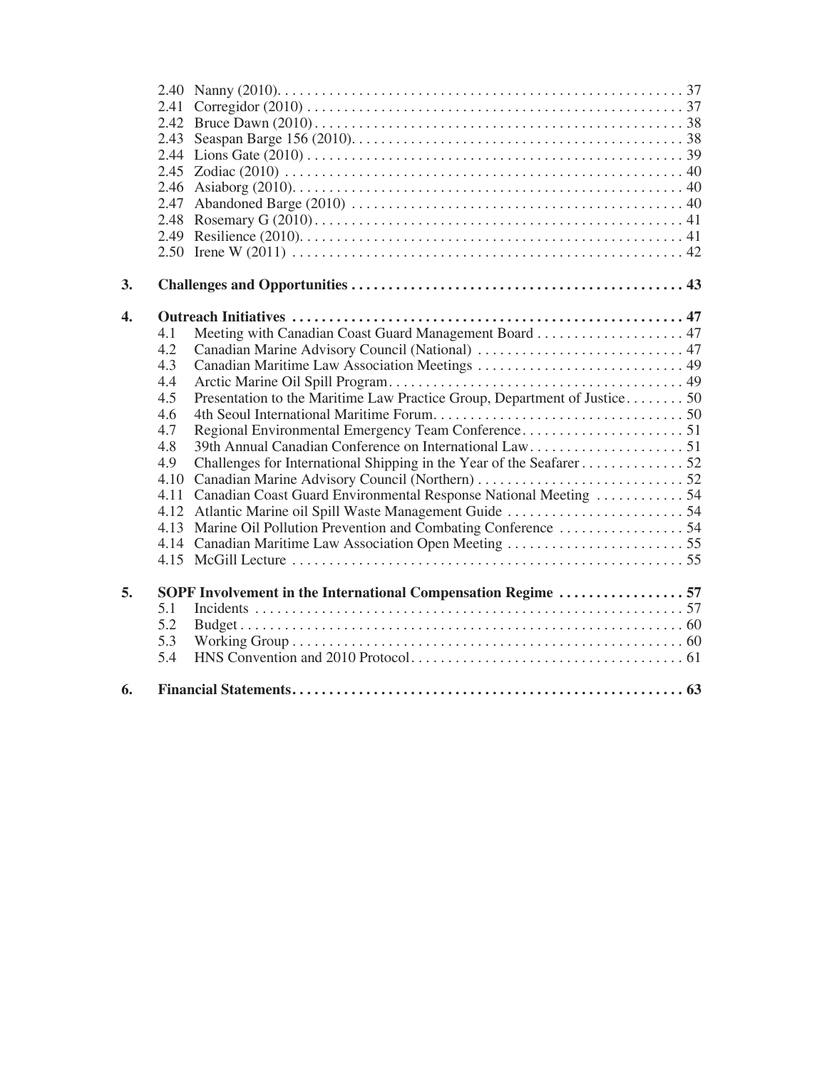2.40 Nanny (2010). . . . . . . . . . . . . . . . . . . . . . . . . . . . . . . . . . . . . . . . . . . . . . . . . . . . . . . 37
2.41 Corregidor (2010) . . . . . . . . . . . . . . . . . . . . . . . . . . . . . . . . . . . . . . . . . . . . . . . . . . . . 37
2.42 Bruce Dawn (2010) . . . . . . . . . . . . . . . . . . . . . . . . . . . . . . . . . . . . . . . . . . . . . . . . . . . 38
2.43 Seaspan Barge 156 (2010). . . . . . . . . . . . . . . . . . . . . . . . . . . . . . . . . . . . . . . . . . . . . 38
2.44 Lions Gate (2010) . . . . . . . . . . . . . . . . . . . . . . . . . . . . . . . . . . . . . . . . . . . . . . . . . . . . 39
2.45 Zodiac (2010) . . . . . . . . . . . . . . . . . . . . . . . . . . . . . . . . . . . . . . . . . . . . . . . . . . . . . . 40
2.46 Asiaborg (2010). . . . . . . . . . . . . . . . . . . . . . . . . . . . . . . . . . . . . . . . . . . . . . . . . . . . . 40
2.47 Abandoned Barge (2010) . . . . . . . . . . . . . . . . . . . . . . . . . . . . . . . . . . . . . . . . . . . . . 40
2.48 Rosemary G (2010) . . . . . . . . . . . . . . . . . . . . . . . . . . . . . . . . . . . . . . . . . . . . . . . . . . 41
2.49 Resilience (2010). . . . . . . . . . . . . . . . . . . . . . . . . . . . . . . . . . . . . . . . . . . . . . . . . . . . 41
2.50 Irene W (2011) . . . . . . . . . . . . . . . . . . . . . . . . . . . . . . . . . . . . . . . . . . . . . . . . . . . . . 42

**3. Challenges and Opportunities . . . . . . . . . . . . . . . . . . . . . . . . . . . . . . . . . . . . . . . . . . . . . 43**

**4. Outreach Initiatives . . . . . . . . . . . . . . . . . . . . . . . . . . . . . . . . . . . . . . . . . . . . . . . . . . . . . 47**

4.1 Meeting with Canadian Coast Guard Management Board . . . . . . . . . . . . . . . . . . . . 47
4.2 Canadian Marine Advisory Council (National) . . . . . . . . . . . . . . . . . . . . . . . . . . . . 47
4.3 Canadian Maritime Law Association Meetings . . . . . . . . . . . . . . . . . . . . . . . . . . . . 49
4.4 Arctic Marine Oil Spill Program. . . . . . . . . . . . . . . . . . . . . . . . . . . . . . . . . . . . . . . . 49
4.5 Presentation to the Maritime Law Practice Group, Department of Justice. . . . . . . . 50
4.6 4th Seoul International Maritime Forum. . . . . . . . . . . . . . . . . . . . . . . . . . . . . . . . . . 50
4.7 Regional Environmental Emergency Team Conference. . . . . . . . . . . . . . . . . . . . . . 51
4.8 39th Annual Canadian Conference on International Law. . . . . . . . . . . . . . . . . . . . . 51
4.9 Challenges for International Shipping in the Year of the Seafarer . . . . . . . . . . . . . . 52
4.10 Canadian Marine Advisory Council (Northern) . . . . . . . . . . . . . . . . . . . . . . . . . . . . 52
4.11 Canadian Coast Guard Environmental Response National Meeting . . . . . . . . . . . . 54
4.12 Atlantic Marine oil Spill Waste Management Guide . . . . . . . . . . . . . . . . . . . . . . . . 54
4.13 Marine Oil Pollution Prevention and Combating Conference . . . . . . . . . . . . . . . . . 54
4.14 Canadian Maritime Law Association Open Meeting . . . . . . . . . . . . . . . . . . . . . . . . 55
4.15 McGill Lecture . . . . . . . . . . . . . . . . . . . . . . . . . . . . . . . . . . . . . . . . . . . . . . . . . . . . . 55

**5. SOPF Involvement in the International Compensation Regime . . . . . . . . . . . . . . . . . 57**

5.1 Incidents . . . . . . . . . . . . . . . . . . . . . . . . . . . . . . . . . . . . . . . . . . . . . . . . . . . . . . . . . . 57
5.2 Budget . . . . . . . . . . . . . . . . . . . . . . . . . . . . . . . . . . . . . . . . . . . . . . . . . . . . . . . . . . . . 60
5.3 Working Group . . . . . . . . . . . . . . . . . . . . . . . . . . . . . . . . . . . . . . . . . . . . . . . . . . . . . 60
5.4 HNS Convention and 2010 Protocol. . . . . . . . . . . . . . . . . . . . . . . . . . . . . . . . . . . . . 61

**6. Financial Statements. . . . . . . . . . . . . . . . . . . . . . . . . . . . . . . . . . . . . . . . . . . . . . . . . . . . . 63**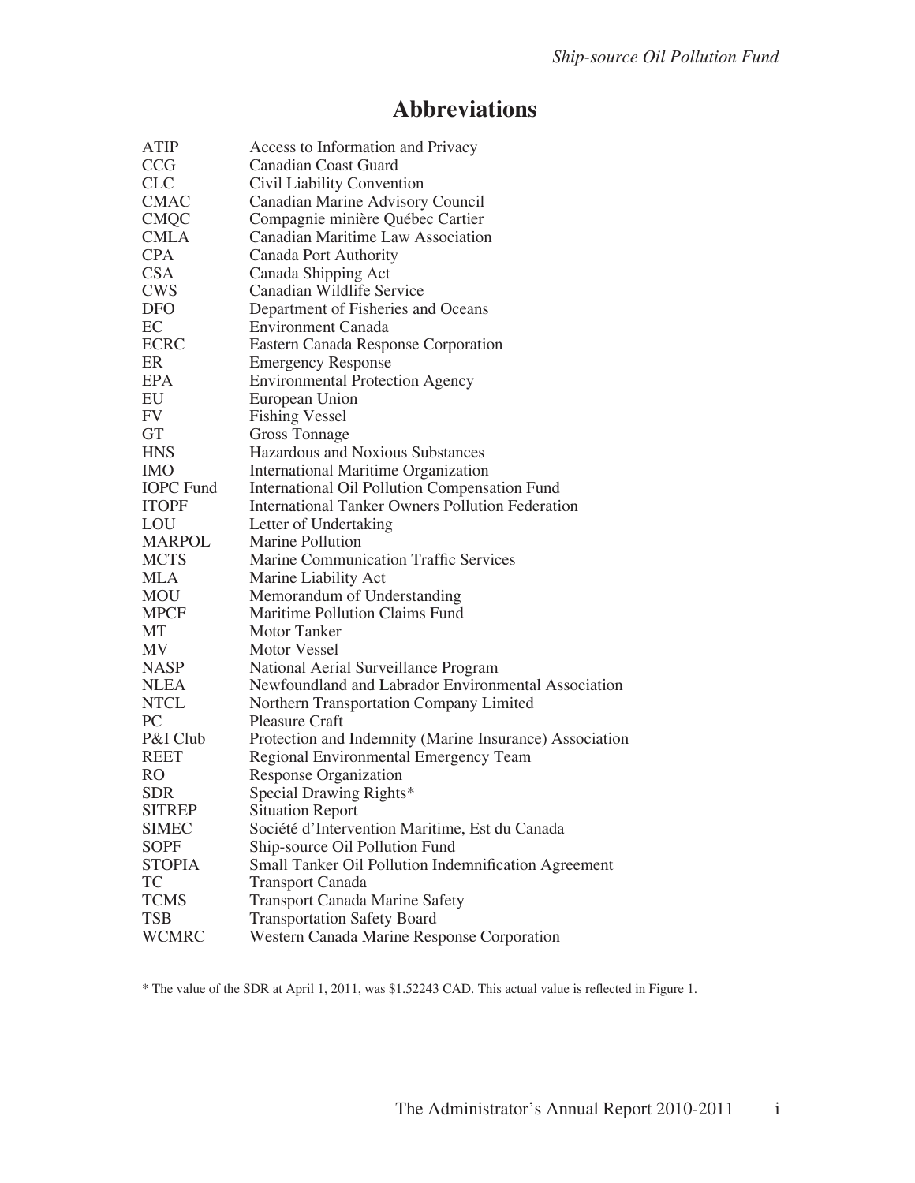# Abbreviations

| | |
|---|---|
| ATIP | Access to Information and Privacy |
| CCG | Canadian Coast Guard |
| CLC | Civil Liability Convention |
| CMAC | Canadian Marine Advisory Council |
| CMQC | Compagnie minière Québec Cartier |
| CMLA | Canadian Maritime Law Association |
| CPA | Canada Port Authority |
| CSA | Canada Shipping Act |
| CWS | Canadian Wildlife Service |
| DFO | Department of Fisheries and Oceans |
| EC | Environment Canada |
| ECRC | Eastern Canada Response Corporation |
| ER | Emergency Response |
| EPA | Environmental Protection Agency |
| EU | European Union |
| FV | Fishing Vessel |
| GT | Gross Tonnage |
| HNS | Hazardous and Noxious Substances |
| IMO | International Maritime Organization |
| IOPC Fund | International Oil Pollution Compensation Fund |
| ITOPF | International Tanker Owners Pollution Federation |
| LOU | Letter of Undertaking |
| MARPOL | Marine Pollution |
| MCTS | Marine Communication Traffic Services |
| MLA | Marine Liability Act |
| MOU | Memorandum of Understanding |
| MPCF | Maritime Pollution Claims Fund |
| MT | Motor Tanker |
| MV | Motor Vessel |
| NASP | National Aerial Surveillance Program |
| NLEA | Newfoundland and Labrador Environmental Association |
| NTCL | Northern Transportation Company Limited |
| PC | Pleasure Craft |
| P&I Club | Protection and Indemnity (Marine Insurance) Association |
| REET | Regional Environmental Emergency Team |
| RO | Response Organization |
| SDR | Special Drawing Rights* |
| SITREP | Situation Report |
| SIMEC | Société d'Intervention Maritime, Est du Canada |
| SOPF | Ship-source Oil Pollution Fund |
| STOPIA | Small Tanker Oil Pollution Indemnification Agreement |
| TC | Transport Canada |
| TCMS | Transport Canada Marine Safety |
| TSB | Transportation Safety Board |
| WCMRC | Western Canada Marine Response Corporation |

* The value of the SDR at April 1, 2011, was $1.52243 CAD. This actual value is reflected in Figure 1.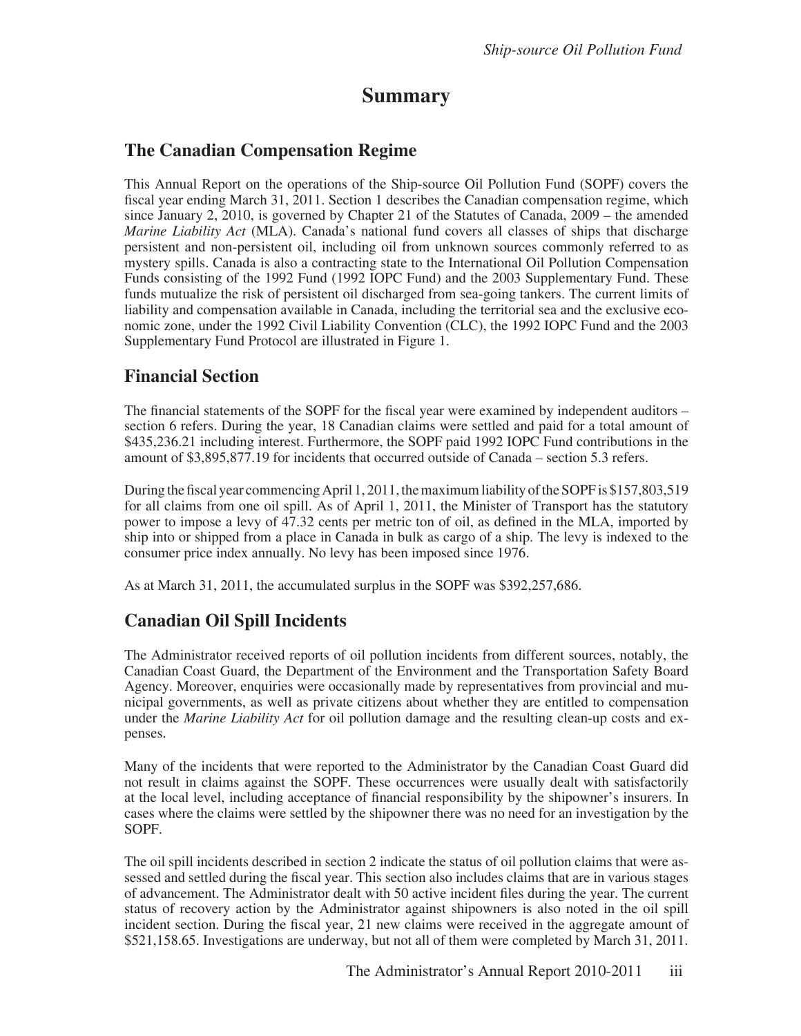# Summary

## The Canadian Compensation Regime

This Annual Report on the operations of the Ship-source Oil Pollution Fund (SOPF) covers the fiscal year ending March 31, 2011. Section 1 describes the Canadian compensation regime, which since January 2, 2010, is governed by Chapter 21 of the Statutes of Canada, 2009 – the amended *Marine Liability Act* (MLA). Canada's national fund covers all classes of ships that discharge persistent and non-persistent oil, including oil from unknown sources commonly referred to as mystery spills. Canada is also a contracting state to the International Oil Pollution Compensation Funds consisting of the 1992 Fund (1992 IOPC Fund) and the 2003 Supplementary Fund. These funds mutualize the risk of persistent oil discharged from sea-going tankers. The current limits of liability and compensation available in Canada, including the territorial sea and the exclusive economic zone, under the 1992 Civil Liability Convention (CLC), the 1992 IOPC Fund and the 2003 Supplementary Fund Protocol are illustrated in Figure 1.

## Financial Section

The financial statements of the SOPF for the fiscal year were examined by independent auditors – section 6 refers. During the year, 18 Canadian claims were settled and paid for a total amount of $435,236.21 including interest. Furthermore, the SOPF paid 1992 IOPC Fund contributions in the amount of $3,895,877.19 for incidents that occurred outside of Canada – section 5.3 refers.

During the fiscal year commencing April 1, 2011, the maximum liability of the SOPF is $157,803,519 for all claims from one oil spill. As of April 1, 2011, the Minister of Transport has the statutory power to impose a levy of 47.32 cents per metric ton of oil, as defined in the MLA, imported by ship into or shipped from a place in Canada in bulk as cargo of a ship. The levy is indexed to the consumer price index annually. No levy has been imposed since 1976.

As at March 31, 2011, the accumulated surplus in the SOPF was $392,257,686.

## Canadian Oil Spill Incidents

The Administrator received reports of oil pollution incidents from different sources, notably, the Canadian Coast Guard, the Department of the Environment and the Transportation Safety Board Agency. Moreover, enquiries were occasionally made by representatives from provincial and municipal governments, as well as private citizens about whether they are entitled to compensation under the *Marine Liability Act* for oil pollution damage and the resulting clean-up costs and expenses.

Many of the incidents that were reported to the Administrator by the Canadian Coast Guard did not result in claims against the SOPF. These occurrences were usually dealt with satisfactorily at the local level, including acceptance of financial responsibility by the shipowner's insurers. In cases where the claims were settled by the shipowner there was no need for an investigation by the SOPF.

The oil spill incidents described in section 2 indicate the status of oil pollution claims that were assessed and settled during the fiscal year. This section also includes claims that are in various stages of advancement. The Administrator dealt with 50 active incident files during the year. The current status of recovery action by the Administrator against shipowners is also noted in the oil spill incident section. During the fiscal year, 21 new claims were received in the aggregate amount of $521,158.65. Investigations are underway, but not all of them were completed by March 31, 2011.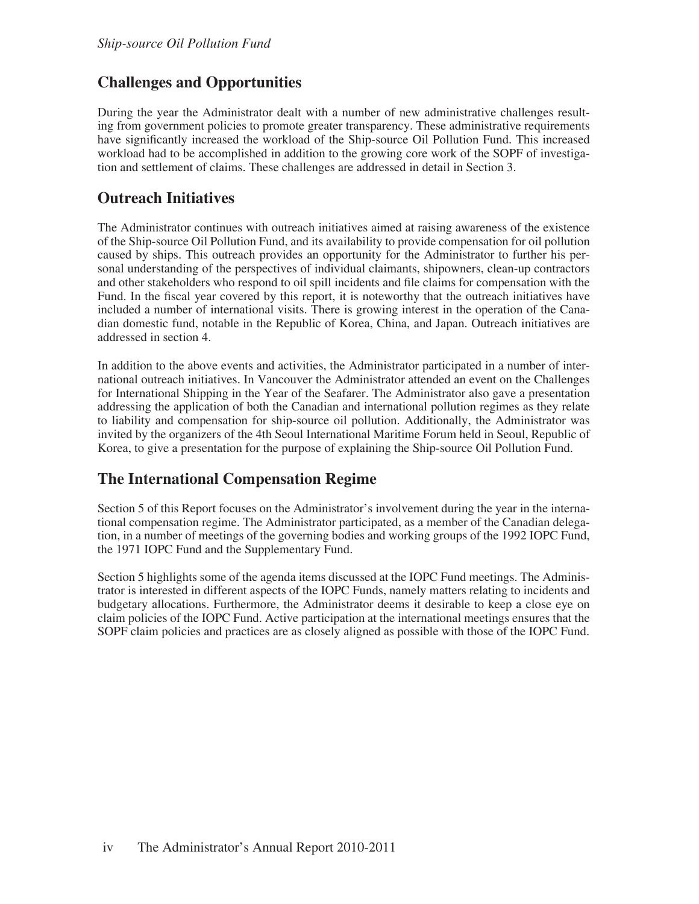## Challenges and Opportunities

During the year the Administrator dealt with a number of new administrative challenges resulting from government policies to promote greater transparency. These administrative requirements have significantly increased the workload of the Ship-source Oil Pollution Fund. This increased workload had to be accomplished in addition to the growing core work of the SOPF of investigation and settlement of claims. These challenges are addressed in detail in Section 3.

## Outreach Initiatives

The Administrator continues with outreach initiatives aimed at raising awareness of the existence of the Ship-source Oil Pollution Fund, and its availability to provide compensation for oil pollution caused by ships. This outreach provides an opportunity for the Administrator to further his personal understanding of the perspectives of individual claimants, shipowners, clean-up contractors and other stakeholders who respond to oil spill incidents and file claims for compensation with the Fund. In the fiscal year covered by this report, it is noteworthy that the outreach initiatives have included a number of international visits. There is growing interest in the operation of the Canadian domestic fund, notable in the Republic of Korea, China, and Japan. Outreach initiatives are addressed in section 4.

In addition to the above events and activities, the Administrator participated in a number of international outreach initiatives. In Vancouver the Administrator attended an event on the Challenges for International Shipping in the Year of the Seafarer. The Administrator also gave a presentation addressing the application of both the Canadian and international pollution regimes as they relate to liability and compensation for ship-source oil pollution. Additionally, the Administrator was invited by the organizers of the 4th Seoul International Maritime Forum held in Seoul, Republic of Korea, to give a presentation for the purpose of explaining the Ship-source Oil Pollution Fund.

## The International Compensation Regime

Section 5 of this Report focuses on the Administrator's involvement during the year in the international compensation regime. The Administrator participated, as a member of the Canadian delegation, in a number of meetings of the governing bodies and working groups of the 1992 IOPC Fund, the 1971 IOPC Fund and the Supplementary Fund.

Section 5 highlights some of the agenda items discussed at the IOPC Fund meetings. The Administrator is interested in different aspects of the IOPC Funds, namely matters relating to incidents and budgetary allocations. Furthermore, the Administrator deems it desirable to keep a close eye on claim policies of the IOPC Fund. Active participation at the international meetings ensures that the SOPF claim policies and practices are as closely aligned as possible with those of the IOPC Fund.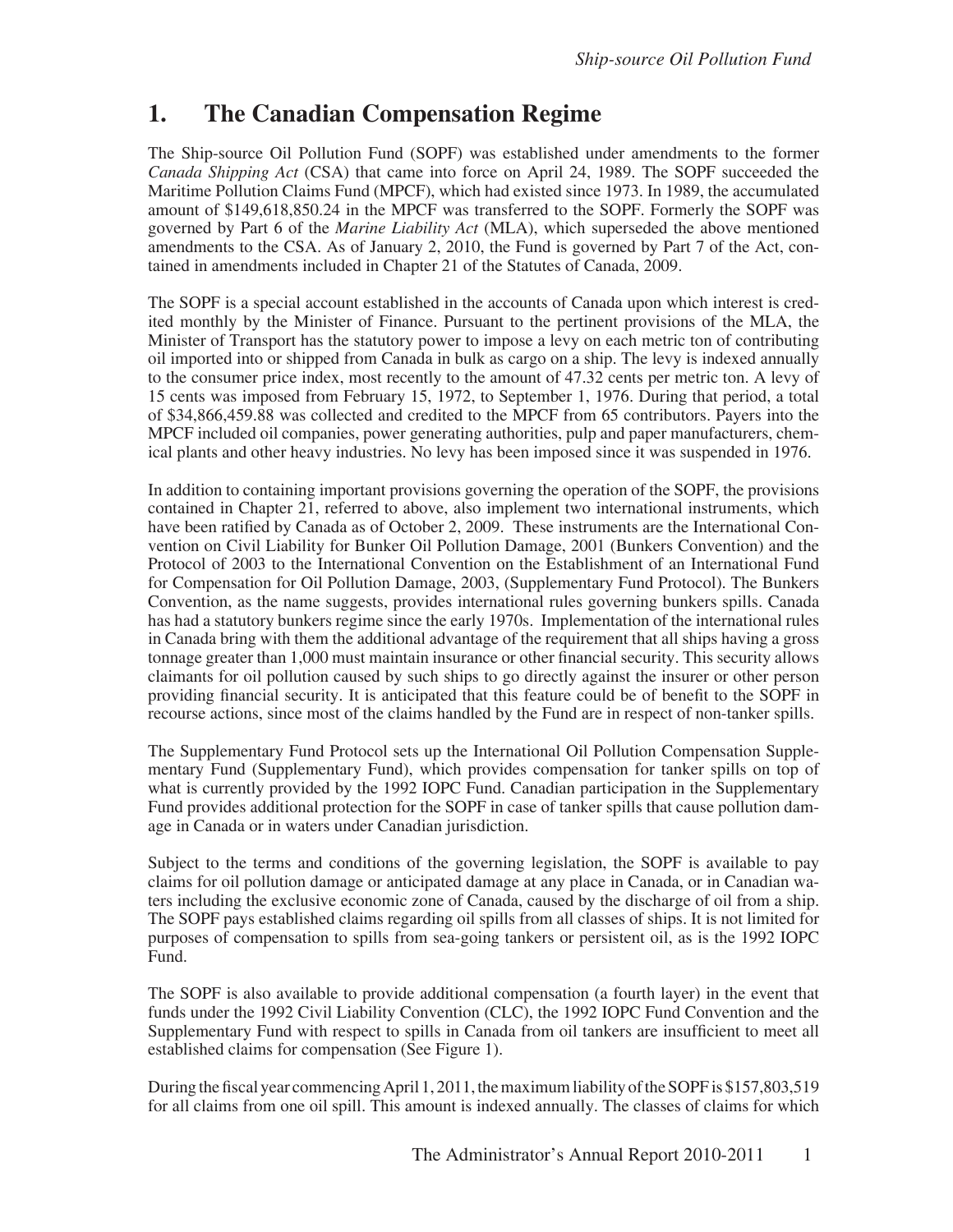# 1. The Canadian Compensation Regime

The Ship-source Oil Pollution Fund (SOPF) was established under amendments to the former *Canada Shipping Act* (CSA) that came into force on April 24, 1989. The SOPF succeeded the Maritime Pollution Claims Fund (MPCF), which had existed since 1973. In 1989, the accumulated amount of $149,618,850.24 in the MPCF was transferred to the SOPF. Formerly the SOPF was governed by Part 6 of the *Marine Liability Act* (MLA), which superseded the above mentioned amendments to the CSA. As of January 2, 2010, the Fund is governed by Part 7 of the Act, contained in amendments included in Chapter 21 of the Statutes of Canada, 2009.

The SOPF is a special account established in the accounts of Canada upon which interest is credited monthly by the Minister of Finance. Pursuant to the pertinent provisions of the MLA, the Minister of Transport has the statutory power to impose a levy on each metric ton of contributing oil imported into or shipped from Canada in bulk as cargo on a ship. The levy is indexed annually to the consumer price index, most recently to the amount of 47.32 cents per metric ton. A levy of 15 cents was imposed from February 15, 1972, to September 1, 1976. During that period, a total of $34,866,459.88 was collected and credited to the MPCF from 65 contributors. Payers into the MPCF included oil companies, power generating authorities, pulp and paper manufacturers, chemical plants and other heavy industries. No levy has been imposed since it was suspended in 1976.

In addition to containing important provisions governing the operation of the SOPF, the provisions contained in Chapter 21, referred to above, also implement two international instruments, which have been ratified by Canada as of October 2, 2009. These instruments are the International Convention on Civil Liability for Bunker Oil Pollution Damage, 2001 (Bunkers Convention) and the Protocol of 2003 to the International Convention on the Establishment of an International Fund for Compensation for Oil Pollution Damage, 2003, (Supplementary Fund Protocol). The Bunkers Convention, as the name suggests, provides international rules governing bunkers spills. Canada has had a statutory bunkers regime since the early 1970s. Implementation of the international rules in Canada bring with them the additional advantage of the requirement that all ships having a gross tonnage greater than 1,000 must maintain insurance or other financial security. This security allows claimants for oil pollution caused by such ships to go directly against the insurer or other person providing financial security. It is anticipated that this feature could be of benefit to the SOPF in recourse actions, since most of the claims handled by the Fund are in respect of non-tanker spills.

The Supplementary Fund Protocol sets up the International Oil Pollution Compensation Supplementary Fund (Supplementary Fund), which provides compensation for tanker spills on top of what is currently provided by the 1992 IOPC Fund. Canadian participation in the Supplementary Fund provides additional protection for the SOPF in case of tanker spills that cause pollution damage in Canada or in waters under Canadian jurisdiction.

Subject to the terms and conditions of the governing legislation, the SOPF is available to pay claims for oil pollution damage or anticipated damage at any place in Canada, or in Canadian waters including the exclusive economic zone of Canada, caused by the discharge of oil from a ship. The SOPF pays established claims regarding oil spills from all classes of ships. It is not limited for purposes of compensation to spills from sea-going tankers or persistent oil, as is the 1992 IOPC Fund.

The SOPF is also available to provide additional compensation (a fourth layer) in the event that funds under the 1992 Civil Liability Convention (CLC), the 1992 IOPC Fund Convention and the Supplementary Fund with respect to spills in Canada from oil tankers are insufficient to meet all established claims for compensation (See Figure 1).

During the fiscal year commencing April 1, 2011, the maximum liability of the SOPF is $157,803,519 for all claims from one oil spill. This amount is indexed annually. The classes of claims for which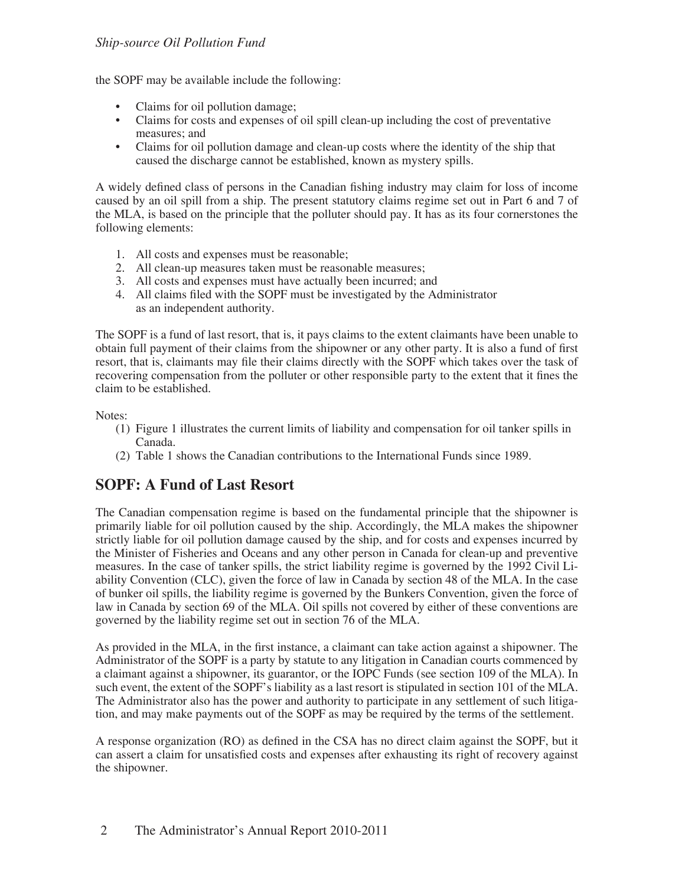the SOPF may be available include the following:

- Claims for oil pollution damage;
- Claims for costs and expenses of oil spill clean-up including the cost of preventative measures; and
- Claims for oil pollution damage and clean-up costs where the identity of the ship that caused the discharge cannot be established, known as mystery spills.

A widely defined class of persons in the Canadian fishing industry may claim for loss of income caused by an oil spill from a ship. The present statutory claims regime set out in Part 6 and 7 of the MLA, is based on the principle that the polluter should pay. It has as its four cornerstones the following elements:

1. All costs and expenses must be reasonable;
2. All clean-up measures taken must be reasonable measures;
3. All costs and expenses must have actually been incurred; and
4. All claims filed with the SOPF must be investigated by the Administrator as an independent authority.

The SOPF is a fund of last resort, that is, it pays claims to the extent claimants have been unable to obtain full payment of their claims from the shipowner or any other party. It is also a fund of first resort, that is, claimants may file their claims directly with the SOPF which takes over the task of recovering compensation from the polluter or other responsible party to the extent that it fines the claim to be established.

Notes:

(1) Figure 1 illustrates the current limits of liability and compensation for oil tanker spills in Canada.

(2) Table 1 shows the Canadian contributions to the International Funds since 1989.

## SOPF: A Fund of Last Resort

The Canadian compensation regime is based on the fundamental principle that the shipowner is primarily liable for oil pollution caused by the ship. Accordingly, the MLA makes the shipowner strictly liable for oil pollution damage caused by the ship, and for costs and expenses incurred by the Minister of Fisheries and Oceans and any other person in Canada for clean-up and preventive measures. In the case of tanker spills, the strict liability regime is governed by the 1992 Civil Liability Convention (CLC), given the force of law in Canada by section 48 of the MLA. In the case of bunker oil spills, the liability regime is governed by the Bunkers Convention, given the force of law in Canada by section 69 of the MLA. Oil spills not covered by either of these conventions are governed by the liability regime set out in section 76 of the MLA.

As provided in the MLA, in the first instance, a claimant can take action against a shipowner. The Administrator of the SOPF is a party by statute to any litigation in Canadian courts commenced by a claimant against a shipowner, its guarantor, or the IOPC Funds (see section 109 of the MLA). In such event, the extent of the SOPF's liability as a last resort is stipulated in section 101 of the MLA. The Administrator also has the power and authority to participate in any settlement of such litigation, and may make payments out of the SOPF as may be required by the terms of the settlement.

A response organization (RO) as defined in the CSA has no direct claim against the SOPF, but it can assert a claim for unsatisfied costs and expenses after exhausting its right of recovery against the shipowner.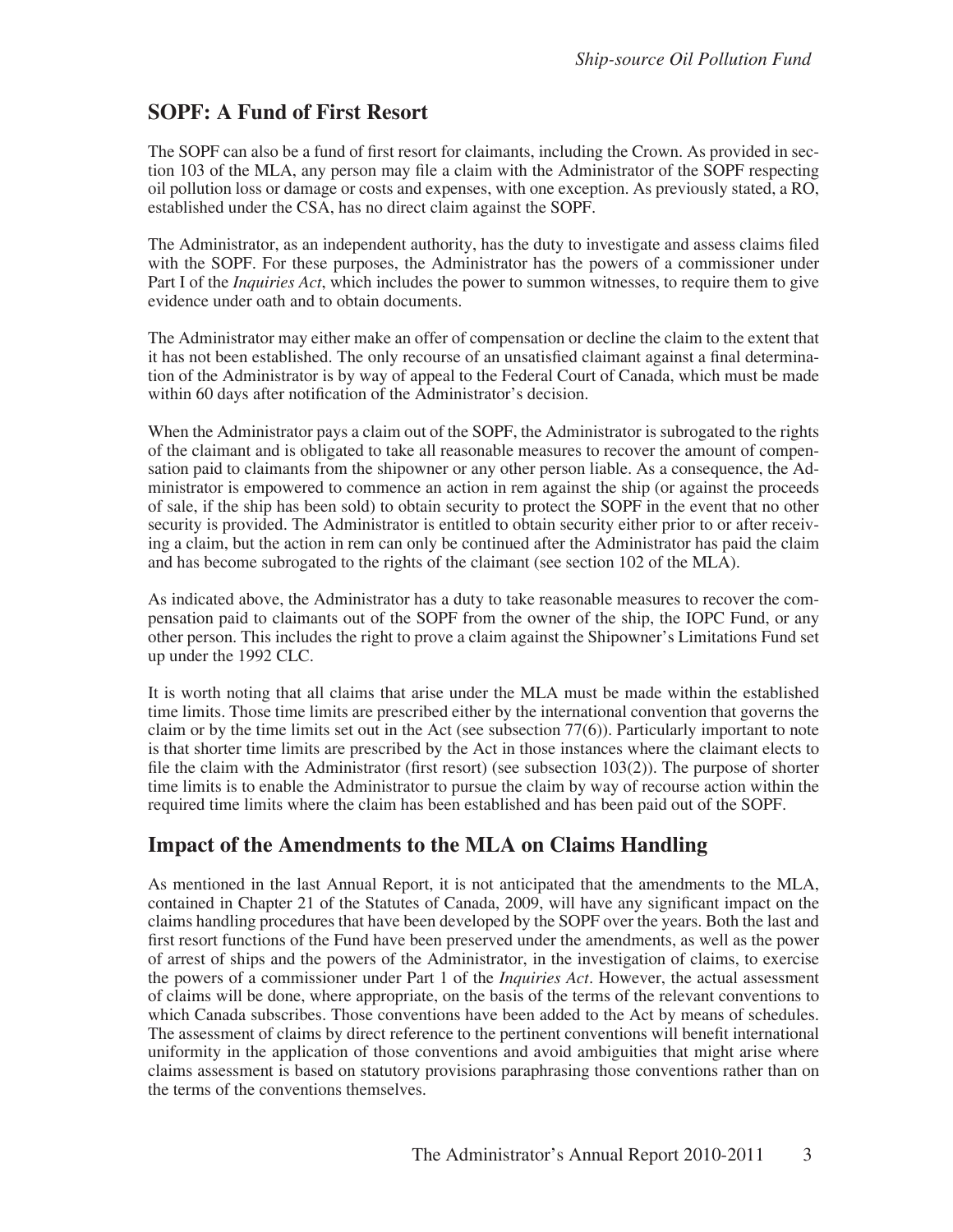## SOPF: A Fund of First Resort

The SOPF can also be a fund of first resort for claimants, including the Crown. As provided in section 103 of the MLA, any person may file a claim with the Administrator of the SOPF respecting oil pollution loss or damage or costs and expenses, with one exception. As previously stated, a RO, established under the CSA, has no direct claim against the SOPF.

The Administrator, as an independent authority, has the duty to investigate and assess claims filed with the SOPF. For these purposes, the Administrator has the powers of a commissioner under Part I of the *Inquiries Act*, which includes the power to summon witnesses, to require them to give evidence under oath and to obtain documents.

The Administrator may either make an offer of compensation or decline the claim to the extent that it has not been established. The only recourse of an unsatisfied claimant against a final determination of the Administrator is by way of appeal to the Federal Court of Canada, which must be made within 60 days after notification of the Administrator's decision.

When the Administrator pays a claim out of the SOPF, the Administrator is subrogated to the rights of the claimant and is obligated to take all reasonable measures to recover the amount of compensation paid to claimants from the shipowner or any other person liable. As a consequence, the Administrator is empowered to commence an action in rem against the ship (or against the proceeds of sale, if the ship has been sold) to obtain security to protect the SOPF in the event that no other security is provided. The Administrator is entitled to obtain security either prior to or after receiving a claim, but the action in rem can only be continued after the Administrator has paid the claim and has become subrogated to the rights of the claimant (see section 102 of the MLA).

As indicated above, the Administrator has a duty to take reasonable measures to recover the compensation paid to claimants out of the SOPF from the owner of the ship, the IOPC Fund, or any other person. This includes the right to prove a claim against the Shipowner's Limitations Fund set up under the 1992 CLC.

It is worth noting that all claims that arise under the MLA must be made within the established time limits. Those time limits are prescribed either by the international convention that governs the claim or by the time limits set out in the Act (see subsection 77(6)). Particularly important to note is that shorter time limits are prescribed by the Act in those instances where the claimant elects to file the claim with the Administrator (first resort) (see subsection 103(2)). The purpose of shorter time limits is to enable the Administrator to pursue the claim by way of recourse action within the required time limits where the claim has been established and has been paid out of the SOPF.

## Impact of the Amendments to the MLA on Claims Handling

As mentioned in the last Annual Report, it is not anticipated that the amendments to the MLA, contained in Chapter 21 of the Statutes of Canada, 2009, will have any significant impact on the claims handling procedures that have been developed by the SOPF over the years. Both the last and first resort functions of the Fund have been preserved under the amendments, as well as the power of arrest of ships and the powers of the Administrator, in the investigation of claims, to exercise the powers of a commissioner under Part 1 of the *Inquiries Act*. However, the actual assessment of claims will be done, where appropriate, on the basis of the terms of the relevant conventions to which Canada subscribes. Those conventions have been added to the Act by means of schedules. The assessment of claims by direct reference to the pertinent conventions will benefit international uniformity in the application of those conventions and avoid ambiguities that might arise where claims assessment is based on statutory provisions paraphrasing those conventions rather than on the terms of the conventions themselves.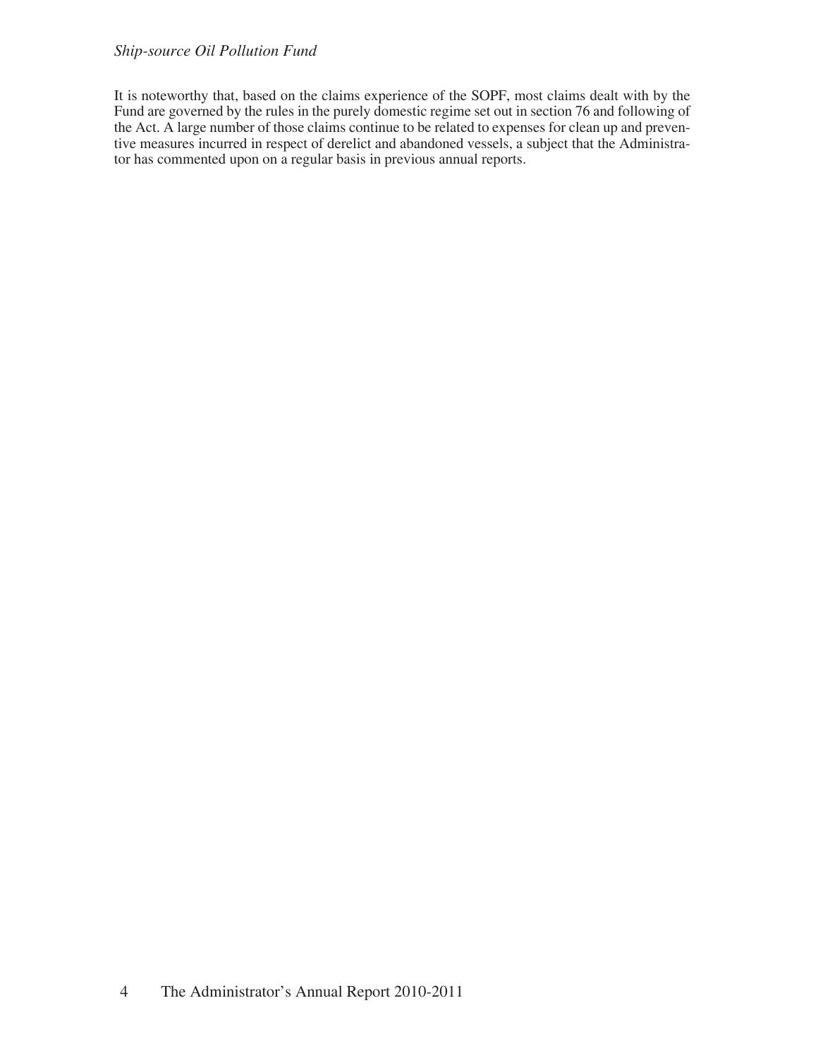It is noteworthy that, based on the claims experience of the SOPF, most claims dealt with by the Fund are governed by the rules in the purely domestic regime set out in section 76 and following of the Act. A large number of those claims continue to be related to expenses for clean up and preventive measures incurred in respect of derelict and abandoned vessels, a subject that the Administrator has commented upon on a regular basis in previous annual reports.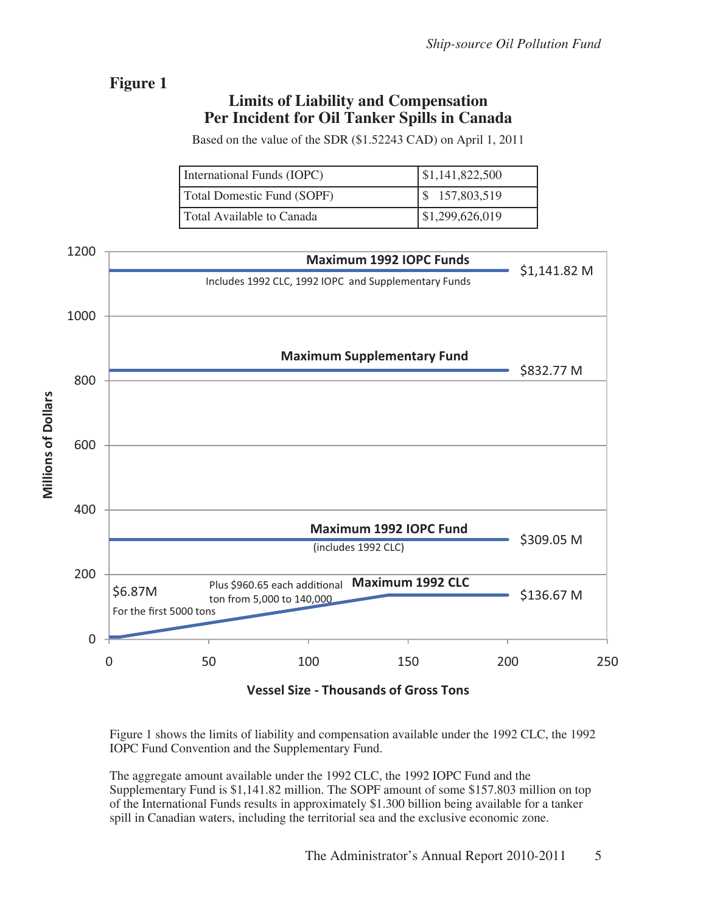## Figure 1

### Limits of Liability and Compensation Per Incident for Oil Tanker Spills in Canada

Based on the value of the SDR ($1.52243 CAD) on April 1, 2011

| | |
|---|---|
| International Funds (IOPC) | $1,141,822,500 |
| Total Domestic Fund (SOPF) | $ 157,803,519 |
| Total Available to Canada | $1,299,626,019 |

Maximum 1992 IOPC Funds — $1,141.82 M
Includes 1992 CLC, 1992 IOPC and Supplementary Funds

Maximum Supplementary Fund — $832.77 M

Maximum 1992 IOPC Fund — $309.05 M
(includes 1992 CLC)

Maximum 1992 CLC — $136.67 M

$6.87M For the first 5000 tons

Plus $960.65 each additional ton from 5,000 to 140,000

Millions of Dollars (0–1200); Vessel Size - Thousands of Gross Tons (0–250)

Figure 1 shows the limits of liability and compensation available under the 1992 CLC, the 1992 IOPC Fund Convention and the Supplementary Fund.

The aggregate amount available under the 1992 CLC, the 1992 IOPC Fund and the Supplementary Fund is $1,141.82 million. The SOPF amount of some $157.803 million on top of the International Funds results in approximately $1.300 billion being available for a tanker spill in Canadian waters, including the territorial sea and the exclusive economic zone.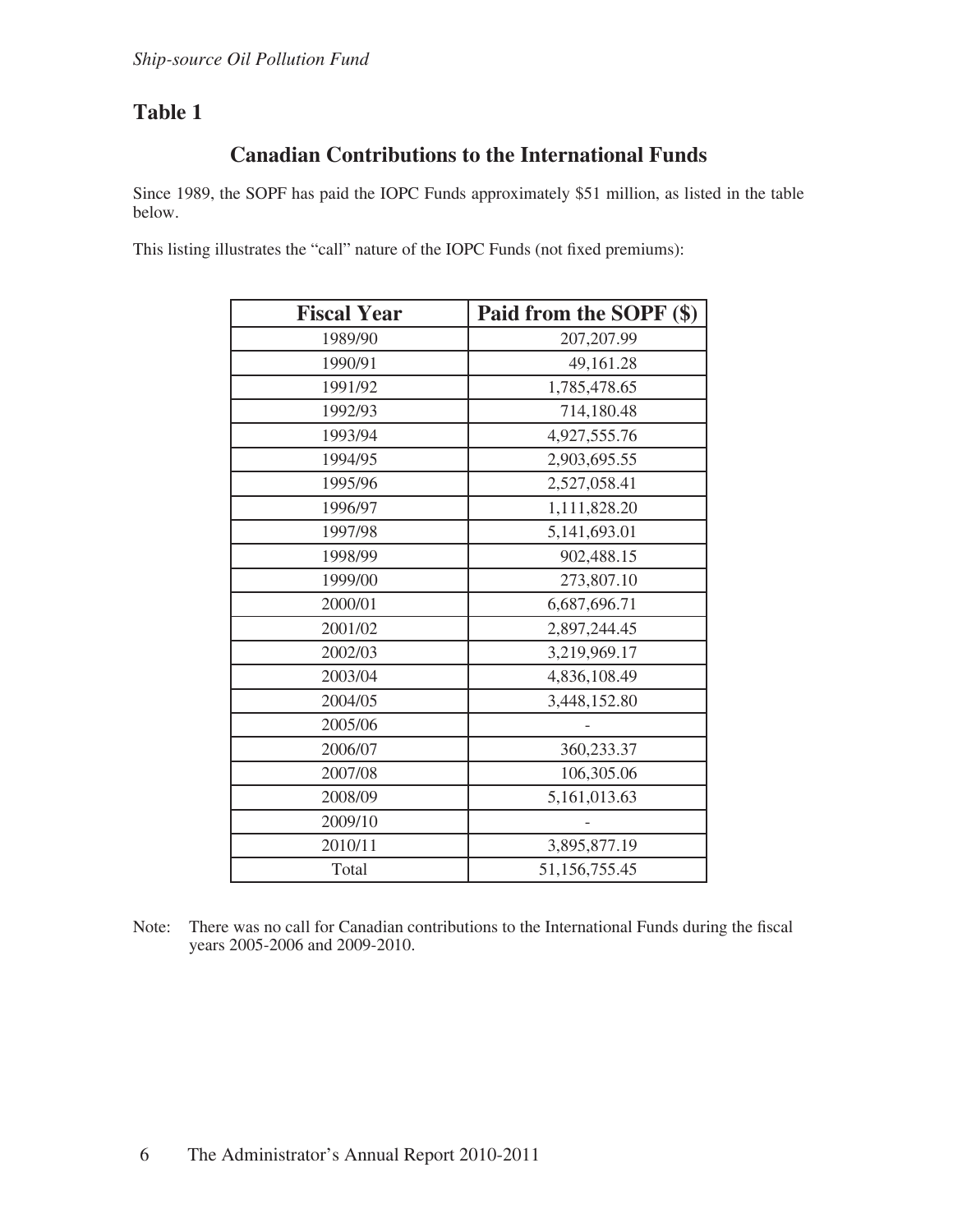## Table 1

### Canadian Contributions to the International Funds

Since 1989, the SOPF has paid the IOPC Funds approximately $51 million, as listed in the table below.

This listing illustrates the “call” nature of the IOPC Funds (not fixed premiums):

| Fiscal Year | Paid from the SOPF ($) |
|---|---|
| 1989/90 | 207,207.99 |
| 1990/91 | 49,161.28 |
| 1991/92 | 1,785,478.65 |
| 1992/93 | 714,180.48 |
| 1993/94 | 4,927,555.76 |
| 1994/95 | 2,903,695.55 |
| 1995/96 | 2,527,058.41 |
| 1996/97 | 1,111,828.20 |
| 1997/98 | 5,141,693.01 |
| 1998/99 | 902,488.15 |
| 1999/00 | 273,807.10 |
| 2000/01 | 6,687,696.71 |
| 2001/02 | 2,897,244.45 |
| 2002/03 | 3,219,969.17 |
| 2003/04 | 4,836,108.49 |
| 2004/05 | 3,448,152.80 |
| 2005/06 | - |
| 2006/07 | 360,233.37 |
| 2007/08 | 106,305.06 |
| 2008/09 | 5,161,013.63 |
| 2009/10 | - |
| 2010/11 | 3,895,877.19 |
| Total | 51,156,755.45 |

Note: There was no call for Canadian contributions to the International Funds during the fiscal years 2005-2006 and 2009-2010.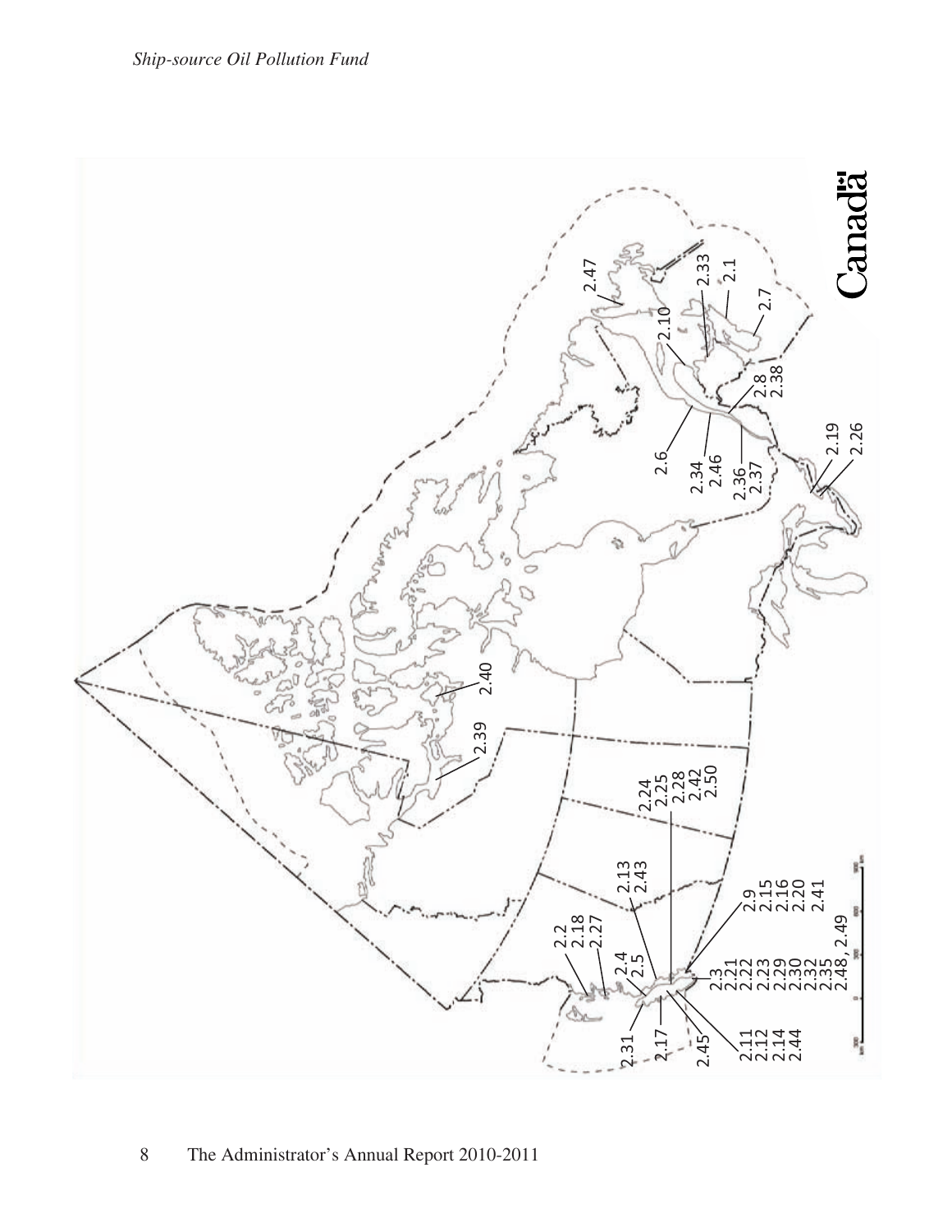2.47
2.33
2.1
2.10
2.7
2.8
2.38
2.6
2.34
2.46
2.36
2.37
2.19
2.26
2.40
2.39
2.24
2.25
2.28
2.42
2.50
2.13
2.43
2.2
2.18
2.27
2.9
2.15
2.16
2.20
2.41
2.4
2.5
2.3
2.21
2.22
2.23
2.29
2.30
2.32
2.35
2.48, 2.49
2.31
2.17
2.45
2.11
2.12
2.14
2.44

Canada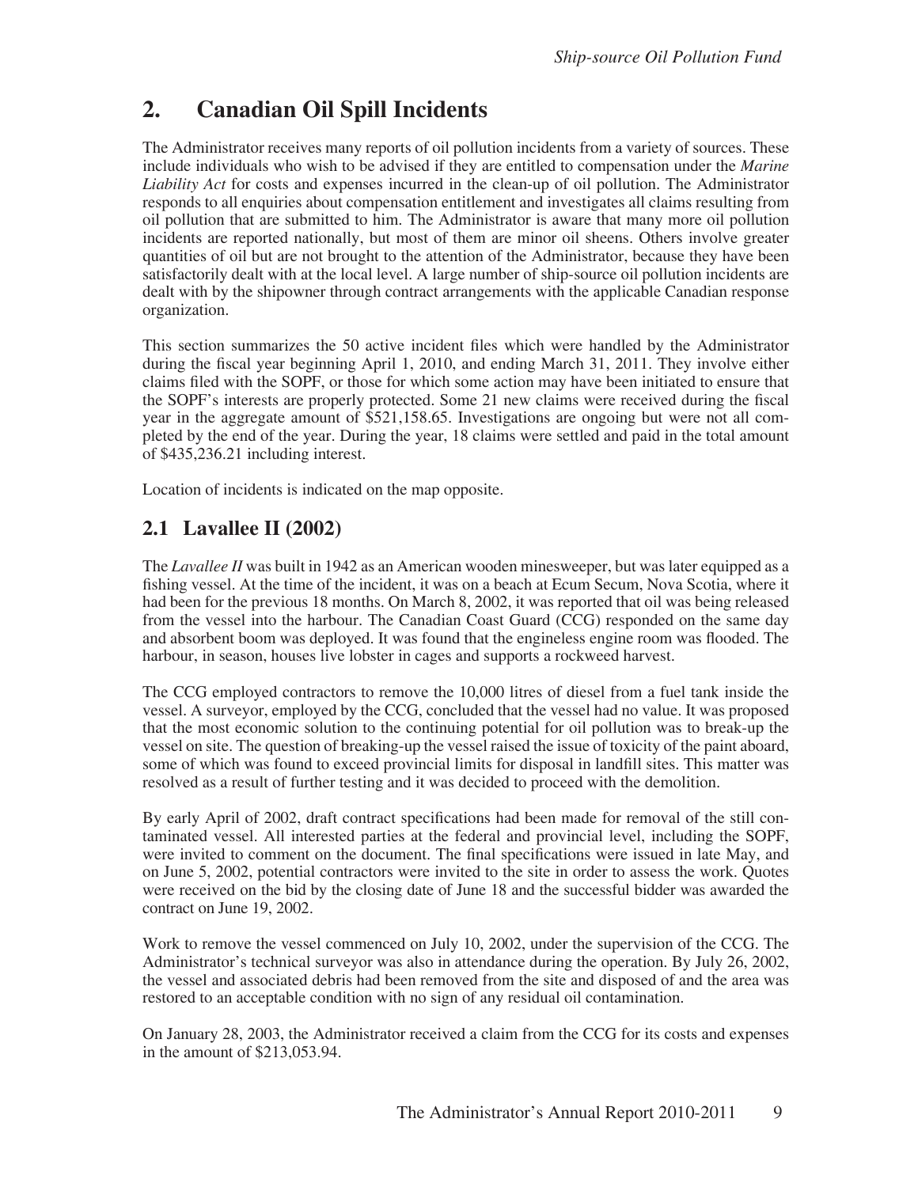## 2. Canadian Oil Spill Incidents

The Administrator receives many reports of oil pollution incidents from a variety of sources. These include individuals who wish to be advised if they are entitled to compensation under the *Marine Liability Act* for costs and expenses incurred in the clean-up of oil pollution. The Administrator responds to all enquiries about compensation entitlement and investigates all claims resulting from oil pollution that are submitted to him. The Administrator is aware that many more oil pollution incidents are reported nationally, but most of them are minor oil sheens. Others involve greater quantities of oil but are not brought to the attention of the Administrator, because they have been satisfactorily dealt with at the local level. A large number of ship-source oil pollution incidents are dealt with by the shipowner through contract arrangements with the applicable Canadian response organization.

This section summarizes the 50 active incident files which were handled by the Administrator during the fiscal year beginning April 1, 2010, and ending March 31, 2011. They involve either claims filed with the SOPF, or those for which some action may have been initiated to ensure that the SOPF's interests are properly protected. Some 21 new claims were received during the fiscal year in the aggregate amount of $521,158.65. Investigations are ongoing but were not all completed by the end of the year. During the year, 18 claims were settled and paid in the total amount of $435,236.21 including interest.

Location of incidents is indicated on the map opposite.

### 2.1 Lavallee II (2002)

The *Lavallee II* was built in 1942 as an American wooden minesweeper, but was later equipped as a fishing vessel. At the time of the incident, it was on a beach at Ecum Secum, Nova Scotia, where it had been for the previous 18 months. On March 8, 2002, it was reported that oil was being released from the vessel into the harbour. The Canadian Coast Guard (CCG) responded on the same day and absorbent boom was deployed. It was found that the engineless engine room was flooded. The harbour, in season, houses live lobster in cages and supports a rockweed harvest.

The CCG employed contractors to remove the 10,000 litres of diesel from a fuel tank inside the vessel. A surveyor, employed by the CCG, concluded that the vessel had no value. It was proposed that the most economic solution to the continuing potential for oil pollution was to break-up the vessel on site. The question of breaking-up the vessel raised the issue of toxicity of the paint aboard, some of which was found to exceed provincial limits for disposal in landfill sites. This matter was resolved as a result of further testing and it was decided to proceed with the demolition.

By early April of 2002, draft contract specifications had been made for removal of the still contaminated vessel. All interested parties at the federal and provincial level, including the SOPF, were invited to comment on the document. The final specifications were issued in late May, and on June 5, 2002, potential contractors were invited to the site in order to assess the work. Quotes were received on the bid by the closing date of June 18 and the successful bidder was awarded the contract on June 19, 2002.

Work to remove the vessel commenced on July 10, 2002, under the supervision of the CCG. The Administrator's technical surveyor was also in attendance during the operation. By July 26, 2002, the vessel and associated debris had been removed from the site and disposed of and the area was restored to an acceptable condition with no sign of any residual oil contamination.

On January 28, 2003, the Administrator received a claim from the CCG for its costs and expenses in the amount of $213,053.94.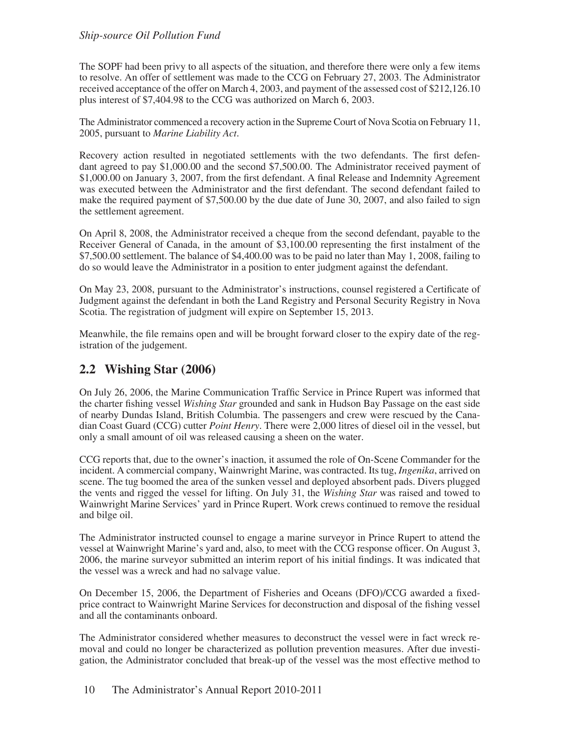The SOPF had been privy to all aspects of the situation, and therefore there were only a few items to resolve. An offer of settlement was made to the CCG on February 27, 2003. The Administrator received acceptance of the offer on March 4, 2003, and payment of the assessed cost of $212,126.10 plus interest of $7,404.98 to the CCG was authorized on March 6, 2003.

The Administrator commenced a recovery action in the Supreme Court of Nova Scotia on February 11, 2005, pursuant to *Marine Liability Act*.

Recovery action resulted in negotiated settlements with the two defendants. The first defendant agreed to pay $1,000.00 and the second $7,500.00. The Administrator received payment of $1,000.00 on January 3, 2007, from the first defendant. A final Release and Indemnity Agreement was executed between the Administrator and the first defendant. The second defendant failed to make the required payment of $7,500.00 by the due date of June 30, 2007, and also failed to sign the settlement agreement.

On April 8, 2008, the Administrator received a cheque from the second defendant, payable to the Receiver General of Canada, in the amount of $3,100.00 representing the first instalment of the $7,500.00 settlement. The balance of $4,400.00 was to be paid no later than May 1, 2008, failing to do so would leave the Administrator in a position to enter judgment against the defendant.

On May 23, 2008, pursuant to the Administrator's instructions, counsel registered a Certificate of Judgment against the defendant in both the Land Registry and Personal Security Registry in Nova Scotia. The registration of judgment will expire on September 15, 2013.

Meanwhile, the file remains open and will be brought forward closer to the expiry date of the registration of the judgement.

## 2.2 Wishing Star (2006)

On July 26, 2006, the Marine Communication Traffic Service in Prince Rupert was informed that the charter fishing vessel *Wishing Star* grounded and sank in Hudson Bay Passage on the east side of nearby Dundas Island, British Columbia. The passengers and crew were rescued by the Canadian Coast Guard (CCG) cutter *Point Henry*. There were 2,000 litres of diesel oil in the vessel, but only a small amount of oil was released causing a sheen on the water.

CCG reports that, due to the owner's inaction, it assumed the role of On-Scene Commander for the incident. A commercial company, Wainwright Marine, was contracted. Its tug, *Ingenika*, arrived on scene. The tug boomed the area of the sunken vessel and deployed absorbent pads. Divers plugged the vents and rigged the vessel for lifting. On July 31, the *Wishing Star* was raised and towed to Wainwright Marine Services' yard in Prince Rupert. Work crews continued to remove the residual and bilge oil.

The Administrator instructed counsel to engage a marine surveyor in Prince Rupert to attend the vessel at Wainwright Marine's yard and, also, to meet with the CCG response officer. On August 3, 2006, the marine surveyor submitted an interim report of his initial findings. It was indicated that the vessel was a wreck and had no salvage value.

On December 15, 2006, the Department of Fisheries and Oceans (DFO)/CCG awarded a fixed-price contract to Wainwright Marine Services for deconstruction and disposal of the fishing vessel and all the contaminants onboard.

The Administrator considered whether measures to deconstruct the vessel were in fact wreck removal and could no longer be characterized as pollution prevention measures. After due investigation, the Administrator concluded that break-up of the vessel was the most effective method to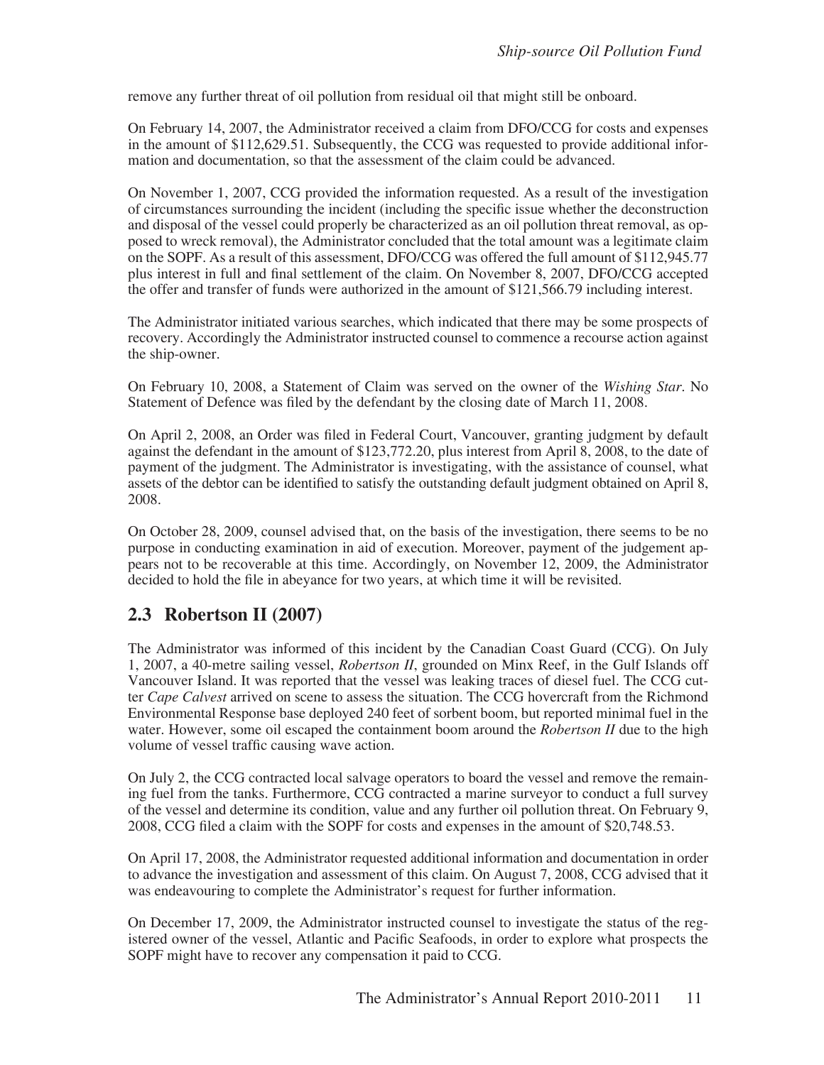remove any further threat of oil pollution from residual oil that might still be onboard.

On February 14, 2007, the Administrator received a claim from DFO/CCG for costs and expenses in the amount of $112,629.51. Subsequently, the CCG was requested to provide additional information and documentation, so that the assessment of the claim could be advanced.

On November 1, 2007, CCG provided the information requested. As a result of the investigation of circumstances surrounding the incident (including the specific issue whether the deconstruction and disposal of the vessel could properly be characterized as an oil pollution threat removal, as opposed to wreck removal), the Administrator concluded that the total amount was a legitimate claim on the SOPF. As a result of this assessment, DFO/CCG was offered the full amount of $112,945.77 plus interest in full and final settlement of the claim. On November 8, 2007, DFO/CCG accepted the offer and transfer of funds were authorized in the amount of $121,566.79 including interest.

The Administrator initiated various searches, which indicated that there may be some prospects of recovery. Accordingly the Administrator instructed counsel to commence a recourse action against the ship-owner.

On February 10, 2008, a Statement of Claim was served on the owner of the *Wishing Star*. No Statement of Defence was filed by the defendant by the closing date of March 11, 2008.

On April 2, 2008, an Order was filed in Federal Court, Vancouver, granting judgment by default against the defendant in the amount of $123,772.20, plus interest from April 8, 2008, to the date of payment of the judgment. The Administrator is investigating, with the assistance of counsel, what assets of the debtor can be identified to satisfy the outstanding default judgment obtained on April 8, 2008.

On October 28, 2009, counsel advised that, on the basis of the investigation, there seems to be no purpose in conducting examination in aid of execution. Moreover, payment of the judgement appears not to be recoverable at this time. Accordingly, on November 12, 2009, the Administrator decided to hold the file in abeyance for two years, at which time it will be revisited.

## 2.3 Robertson II (2007)

The Administrator was informed of this incident by the Canadian Coast Guard (CCG). On July 1, 2007, a 40-metre sailing vessel, *Robertson II*, grounded on Minx Reef, in the Gulf Islands off Vancouver Island. It was reported that the vessel was leaking traces of diesel fuel. The CCG cutter *Cape Calvest* arrived on scene to assess the situation. The CCG hovercraft from the Richmond Environmental Response base deployed 240 feet of sorbent boom, but reported minimal fuel in the water. However, some oil escaped the containment boom around the *Robertson II* due to the high volume of vessel traffic causing wave action.

On July 2, the CCG contracted local salvage operators to board the vessel and remove the remaining fuel from the tanks. Furthermore, CCG contracted a marine surveyor to conduct a full survey of the vessel and determine its condition, value and any further oil pollution threat. On February 9, 2008, CCG filed a claim with the SOPF for costs and expenses in the amount of $20,748.53.

On April 17, 2008, the Administrator requested additional information and documentation in order to advance the investigation and assessment of this claim. On August 7, 2008, CCG advised that it was endeavouring to complete the Administrator's request for further information.

On December 17, 2009, the Administrator instructed counsel to investigate the status of the registered owner of the vessel, Atlantic and Pacific Seafoods, in order to explore what prospects the SOPF might have to recover any compensation it paid to CCG.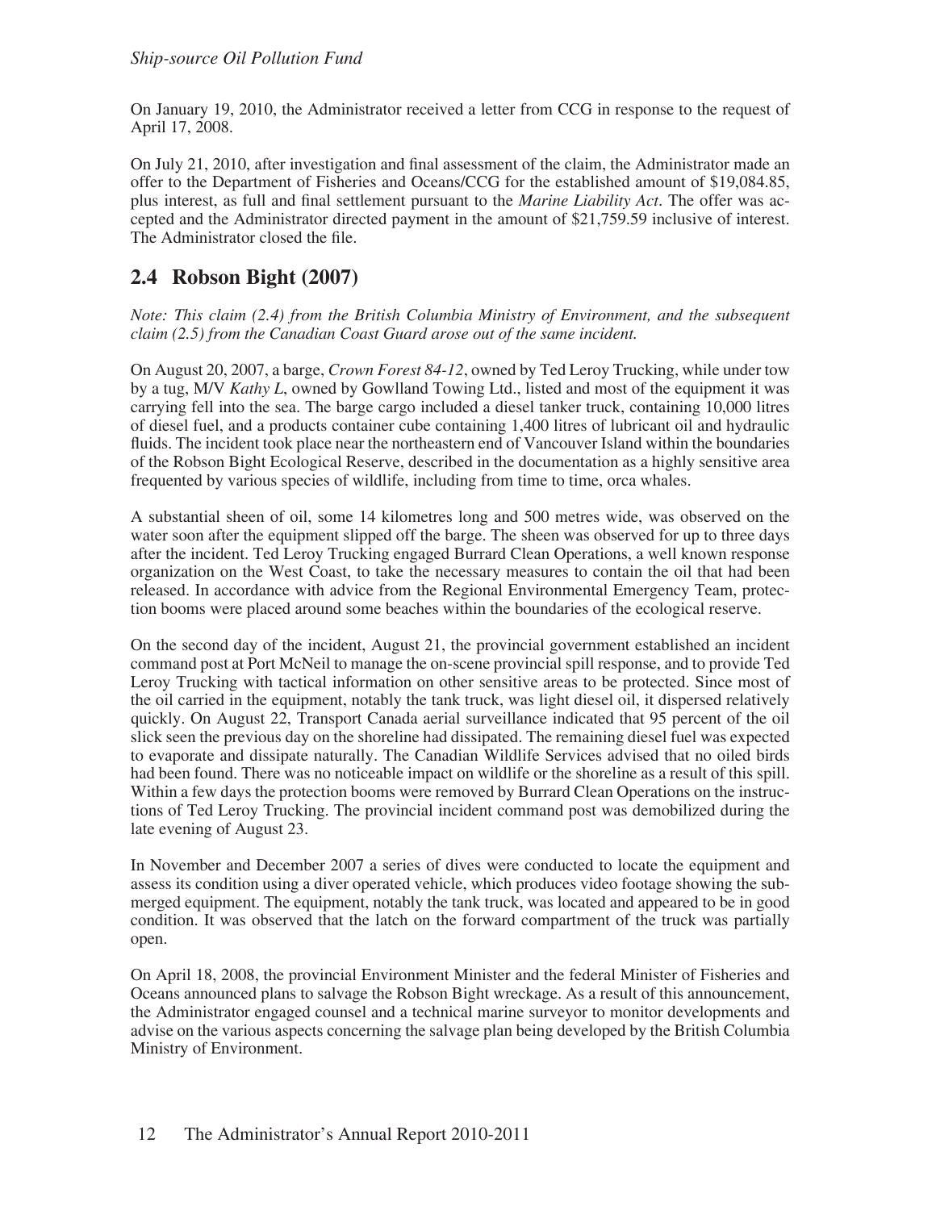On January 19, 2010, the Administrator received a letter from CCG in response to the request of April 17, 2008.

On July 21, 2010, after investigation and final assessment of the claim, the Administrator made an offer to the Department of Fisheries and Oceans/CCG for the established amount of $19,084.85, plus interest, as full and final settlement pursuant to the *Marine Liability Act*. The offer was accepted and the Administrator directed payment in the amount of $21,759.59 inclusive of interest. The Administrator closed the file.

## 2.4 Robson Bight (2007)

*Note: This claim (2.4) from the British Columbia Ministry of Environment, and the subsequent claim (2.5) from the Canadian Coast Guard arose out of the same incident.*

On August 20, 2007, a barge, *Crown Forest 84-12*, owned by Ted Leroy Trucking, while under tow by a tug, M/V *Kathy L*, owned by Gowlland Towing Ltd., listed and most of the equipment it was carrying fell into the sea. The barge cargo included a diesel tanker truck, containing 10,000 litres of diesel fuel, and a products container cube containing 1,400 litres of lubricant oil and hydraulic fluids. The incident took place near the northeastern end of Vancouver Island within the boundaries of the Robson Bight Ecological Reserve, described in the documentation as a highly sensitive area frequented by various species of wildlife, including from time to time, orca whales.

A substantial sheen of oil, some 14 kilometres long and 500 metres wide, was observed on the water soon after the equipment slipped off the barge. The sheen was observed for up to three days after the incident. Ted Leroy Trucking engaged Burrard Clean Operations, a well known response organization on the West Coast, to take the necessary measures to contain the oil that had been released. In accordance with advice from the Regional Environmental Emergency Team, protection booms were placed around some beaches within the boundaries of the ecological reserve.

On the second day of the incident, August 21, the provincial government established an incident command post at Port McNeil to manage the on-scene provincial spill response, and to provide Ted Leroy Trucking with tactical information on other sensitive areas to be protected. Since most of the oil carried in the equipment, notably the tank truck, was light diesel oil, it dispersed relatively quickly. On August 22, Transport Canada aerial surveillance indicated that 95 percent of the oil slick seen the previous day on the shoreline had dissipated. The remaining diesel fuel was expected to evaporate and dissipate naturally. The Canadian Wildlife Services advised that no oiled birds had been found. There was no noticeable impact on wildlife or the shoreline as a result of this spill. Within a few days the protection booms were removed by Burrard Clean Operations on the instructions of Ted Leroy Trucking. The provincial incident command post was demobilized during the late evening of August 23.

In November and December 2007 a series of dives were conducted to locate the equipment and assess its condition using a diver operated vehicle, which produces video footage showing the submerged equipment. The equipment, notably the tank truck, was located and appeared to be in good condition. It was observed that the latch on the forward compartment of the truck was partially open.

On April 18, 2008, the provincial Environment Minister and the federal Minister of Fisheries and Oceans announced plans to salvage the Robson Bight wreckage. As a result of this announcement, the Administrator engaged counsel and a technical marine surveyor to monitor developments and advise on the various aspects concerning the salvage plan being developed by the British Columbia Ministry of Environment.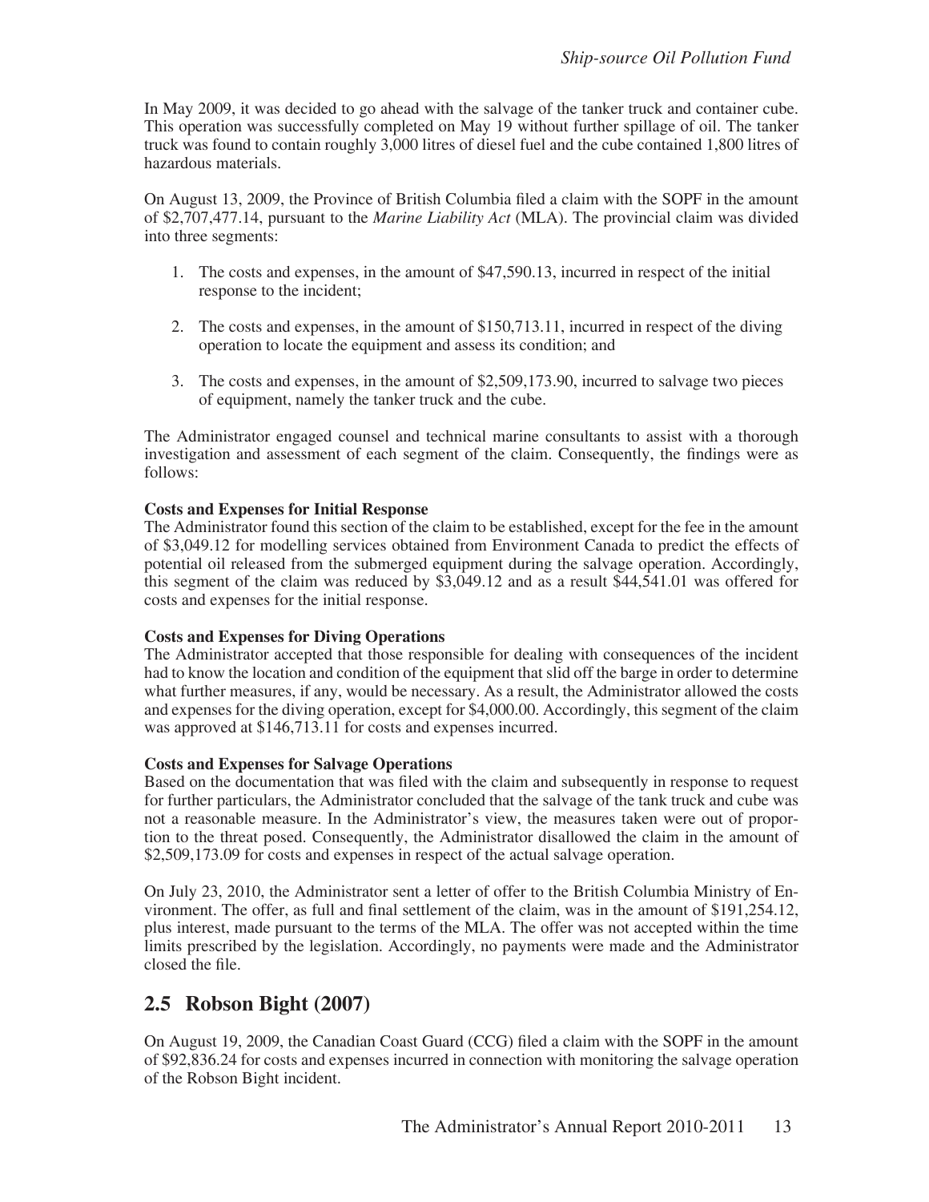In May 2009, it was decided to go ahead with the salvage of the tanker truck and container cube. This operation was successfully completed on May 19 without further spillage of oil. The tanker truck was found to contain roughly 3,000 litres of diesel fuel and the cube contained 1,800 litres of hazardous materials.

On August 13, 2009, the Province of British Columbia filed a claim with the SOPF in the amount of $2,707,477.14, pursuant to the *Marine Liability Act* (MLA). The provincial claim was divided into three segments:

1. The costs and expenses, in the amount of $47,590.13, incurred in respect of the initial response to the incident;
2. The costs and expenses, in the amount of $150,713.11, incurred in respect of the diving operation to locate the equipment and assess its condition; and
3. The costs and expenses, in the amount of $2,509,173.90, incurred to salvage two pieces of equipment, namely the tanker truck and the cube.

The Administrator engaged counsel and technical marine consultants to assist with a thorough investigation and assessment of each segment of the claim. Consequently, the findings were as follows:

**Costs and Expenses for Initial Response**

The Administrator found this section of the claim to be established, except for the fee in the amount of $3,049.12 for modelling services obtained from Environment Canada to predict the effects of potential oil released from the submerged equipment during the salvage operation. Accordingly, this segment of the claim was reduced by $3,049.12 and as a result $44,541.01 was offered for costs and expenses for the initial response.

**Costs and Expenses for Diving Operations**

The Administrator accepted that those responsible for dealing with consequences of the incident had to know the location and condition of the equipment that slid off the barge in order to determine what further measures, if any, would be necessary. As a result, the Administrator allowed the costs and expenses for the diving operation, except for $4,000.00. Accordingly, this segment of the claim was approved at $146,713.11 for costs and expenses incurred.

**Costs and Expenses for Salvage Operations**

Based on the documentation that was filed with the claim and subsequently in response to request for further particulars, the Administrator concluded that the salvage of the tank truck and cube was not a reasonable measure. In the Administrator's view, the measures taken were out of proportion to the threat posed. Consequently, the Administrator disallowed the claim in the amount of $2,509,173.09 for costs and expenses in respect of the actual salvage operation.

On July 23, 2010, the Administrator sent a letter of offer to the British Columbia Ministry of Environment. The offer, as full and final settlement of the claim, was in the amount of $191,254.12, plus interest, made pursuant to the terms of the MLA. The offer was not accepted within the time limits prescribed by the legislation. Accordingly, no payments were made and the Administrator closed the file.

## 2.5 Robson Bight (2007)

On August 19, 2009, the Canadian Coast Guard (CCG) filed a claim with the SOPF in the amount of $92,836.24 for costs and expenses incurred in connection with monitoring the salvage operation of the Robson Bight incident.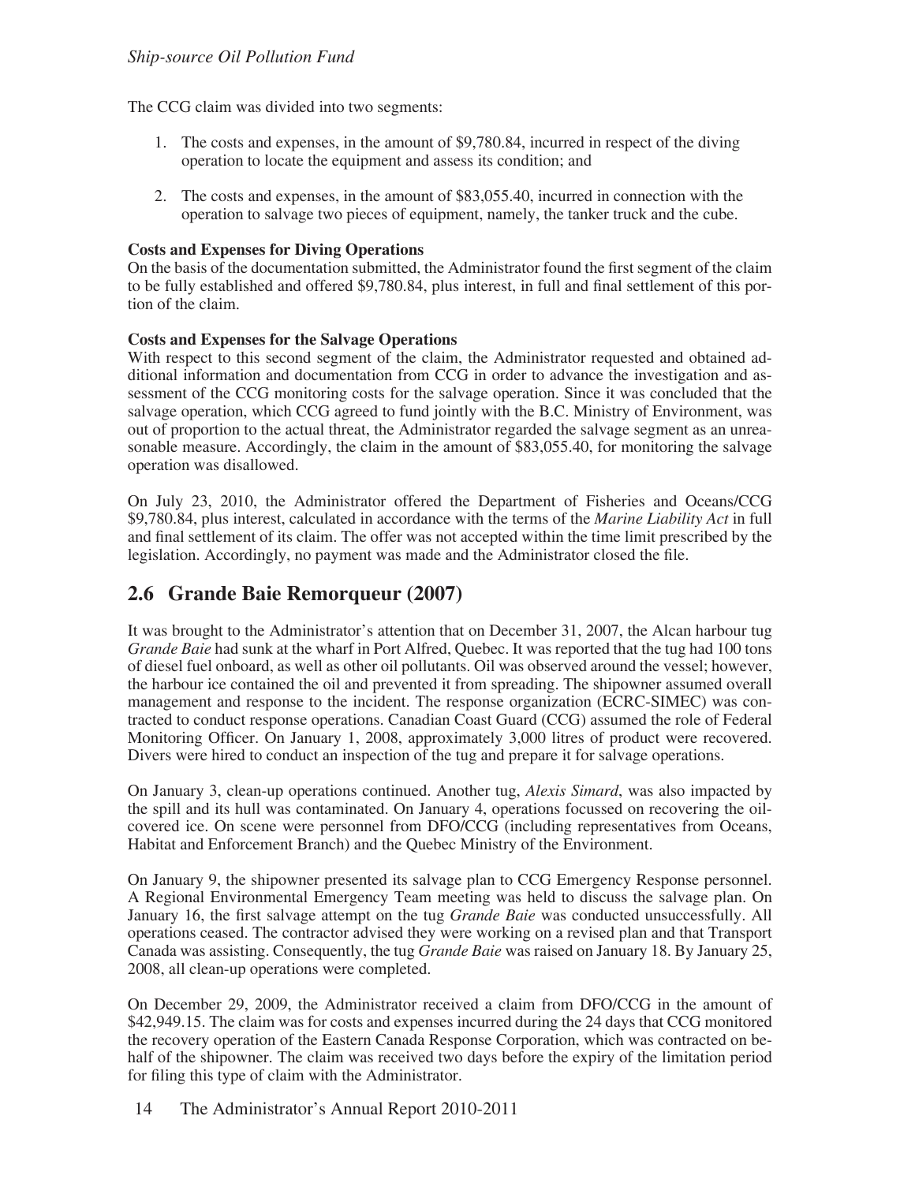The CCG claim was divided into two segments:

1. The costs and expenses, in the amount of $9,780.84, incurred in respect of the diving operation to locate the equipment and assess its condition; and

2. The costs and expenses, in the amount of $83,055.40, incurred in connection with the operation to salvage two pieces of equipment, namely, the tanker truck and the cube.

**Costs and Expenses for Diving Operations**

On the basis of the documentation submitted, the Administrator found the first segment of the claim to be fully established and offered $9,780.84, plus interest, in full and final settlement of this portion of the claim.

**Costs and Expenses for the Salvage Operations**

With respect to this second segment of the claim, the Administrator requested and obtained additional information and documentation from CCG in order to advance the investigation and assessment of the CCG monitoring costs for the salvage operation. Since it was concluded that the salvage operation, which CCG agreed to fund jointly with the B.C. Ministry of Environment, was out of proportion to the actual threat, the Administrator regarded the salvage segment as an unreasonable measure. Accordingly, the claim in the amount of $83,055.40, for monitoring the salvage operation was disallowed.

On July 23, 2010, the Administrator offered the Department of Fisheries and Oceans/CCG $9,780.84, plus interest, calculated in accordance with the terms of the *Marine Liability Act* in full and final settlement of its claim. The offer was not accepted within the time limit prescribed by the legislation. Accordingly, no payment was made and the Administrator closed the file.

## 2.6 Grande Baie Remorqueur (2007)

It was brought to the Administrator's attention that on December 31, 2007, the Alcan harbour tug *Grande Baie* had sunk at the wharf in Port Alfred, Quebec. It was reported that the tug had 100 tons of diesel fuel onboard, as well as other oil pollutants. Oil was observed around the vessel; however, the harbour ice contained the oil and prevented it from spreading. The shipowner assumed overall management and response to the incident. The response organization (ECRC-SIMEC) was contracted to conduct response operations. Canadian Coast Guard (CCG) assumed the role of Federal Monitoring Officer. On January 1, 2008, approximately 3,000 litres of product were recovered. Divers were hired to conduct an inspection of the tug and prepare it for salvage operations.

On January 3, clean-up operations continued. Another tug, *Alexis Simard*, was also impacted by the spill and its hull was contaminated. On January 4, operations focussed on recovering the oil-covered ice. On scene were personnel from DFO/CCG (including representatives from Oceans, Habitat and Enforcement Branch) and the Quebec Ministry of the Environment.

On January 9, the shipowner presented its salvage plan to CCG Emergency Response personnel. A Regional Environmental Emergency Team meeting was held to discuss the salvage plan. On January 16, the first salvage attempt on the tug *Grande Baie* was conducted unsuccessfully. All operations ceased. The contractor advised they were working on a revised plan and that Transport Canada was assisting. Consequently, the tug *Grande Baie* was raised on January 18. By January 25, 2008, all clean-up operations were completed.

On December 29, 2009, the Administrator received a claim from DFO/CCG in the amount of $42,949.15. The claim was for costs and expenses incurred during the 24 days that CCG monitored the recovery operation of the Eastern Canada Response Corporation, which was contracted on behalf of the shipowner. The claim was received two days before the expiry of the limitation period for filing this type of claim with the Administrator.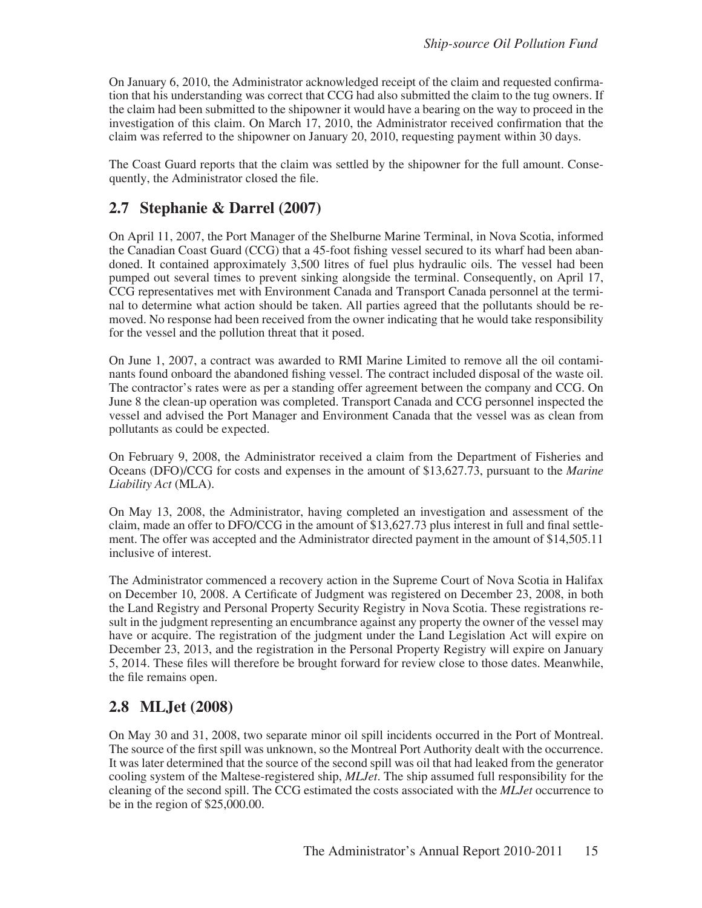On January 6, 2010, the Administrator acknowledged receipt of the claim and requested confirmation that his understanding was correct that CCG had also submitted the claim to the tug owners. If the claim had been submitted to the shipowner it would have a bearing on the way to proceed in the investigation of this claim. On March 17, 2010, the Administrator received confirmation that the claim was referred to the shipowner on January 20, 2010, requesting payment within 30 days.

The Coast Guard reports that the claim was settled by the shipowner for the full amount. Consequently, the Administrator closed the file.

## 2.7 Stephanie & Darrel (2007)

On April 11, 2007, the Port Manager of the Shelburne Marine Terminal, in Nova Scotia, informed the Canadian Coast Guard (CCG) that a 45-foot fishing vessel secured to its wharf had been abandoned. It contained approximately 3,500 litres of fuel plus hydraulic oils. The vessel had been pumped out several times to prevent sinking alongside the terminal. Consequently, on April 17, CCG representatives met with Environment Canada and Transport Canada personnel at the terminal to determine what action should be taken. All parties agreed that the pollutants should be removed. No response had been received from the owner indicating that he would take responsibility for the vessel and the pollution threat that it posed.

On June 1, 2007, a contract was awarded to RMI Marine Limited to remove all the oil contaminants found onboard the abandoned fishing vessel. The contract included disposal of the waste oil. The contractor's rates were as per a standing offer agreement between the company and CCG. On June 8 the clean-up operation was completed. Transport Canada and CCG personnel inspected the vessel and advised the Port Manager and Environment Canada that the vessel was as clean from pollutants as could be expected.

On February 9, 2008, the Administrator received a claim from the Department of Fisheries and Oceans (DFO)/CCG for costs and expenses in the amount of $13,627.73, pursuant to the *Marine Liability Act* (MLA).

On May 13, 2008, the Administrator, having completed an investigation and assessment of the claim, made an offer to DFO/CCG in the amount of $13,627.73 plus interest in full and final settlement. The offer was accepted and the Administrator directed payment in the amount of $14,505.11 inclusive of interest.

The Administrator commenced a recovery action in the Supreme Court of Nova Scotia in Halifax on December 10, 2008. A Certificate of Judgment was registered on December 23, 2008, in both the Land Registry and Personal Property Security Registry in Nova Scotia. These registrations result in the judgment representing an encumbrance against any property the owner of the vessel may have or acquire. The registration of the judgment under the Land Legislation Act will expire on December 23, 2013, and the registration in the Personal Property Registry will expire on January 5, 2014. These files will therefore be brought forward for review close to those dates. Meanwhile, the file remains open.

## 2.8 MLJet (2008)

On May 30 and 31, 2008, two separate minor oil spill incidents occurred in the Port of Montreal. The source of the first spill was unknown, so the Montreal Port Authority dealt with the occurrence. It was later determined that the source of the second spill was oil that had leaked from the generator cooling system of the Maltese-registered ship, *MLJet*. The ship assumed full responsibility for the cleaning of the second spill. The CCG estimated the costs associated with the *MLJet* occurrence to be in the region of $25,000.00.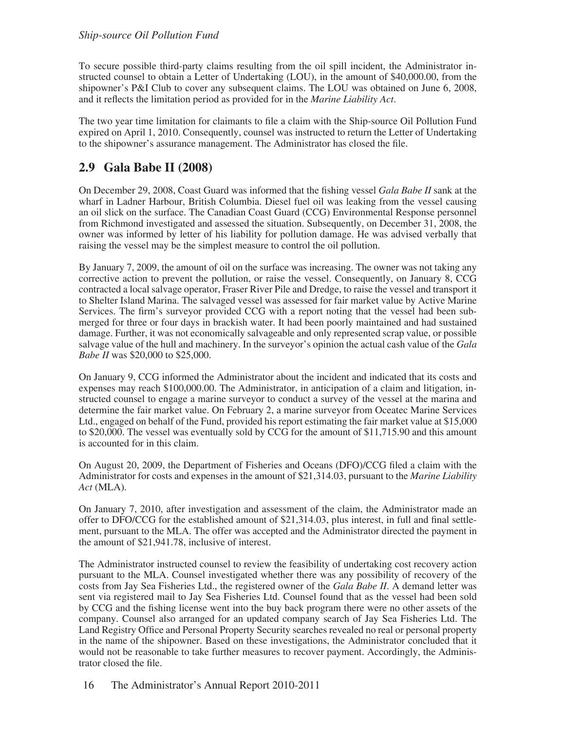To secure possible third-party claims resulting from the oil spill incident, the Administrator instructed counsel to obtain a Letter of Undertaking (LOU), in the amount of $40,000.00, from the shipowner's P&I Club to cover any subsequent claims. The LOU was obtained on June 6, 2008, and it reflects the limitation period as provided for in the *Marine Liability Act*.

The two year time limitation for claimants to file a claim with the Ship-source Oil Pollution Fund expired on April 1, 2010. Consequently, counsel was instructed to return the Letter of Undertaking to the shipowner's assurance management. The Administrator has closed the file.

## 2.9 Gala Babe II (2008)

On December 29, 2008, Coast Guard was informed that the fishing vessel *Gala Babe II* sank at the wharf in Ladner Harbour, British Columbia. Diesel fuel oil was leaking from the vessel causing an oil slick on the surface. The Canadian Coast Guard (CCG) Environmental Response personnel from Richmond investigated and assessed the situation. Subsequently, on December 31, 2008, the owner was informed by letter of his liability for pollution damage. He was advised verbally that raising the vessel may be the simplest measure to control the oil pollution.

By January 7, 2009, the amount of oil on the surface was increasing. The owner was not taking any corrective action to prevent the pollution, or raise the vessel. Consequently, on January 8, CCG contracted a local salvage operator, Fraser River Pile and Dredge, to raise the vessel and transport it to Shelter Island Marina. The salvaged vessel was assessed for fair market value by Active Marine Services. The firm's surveyor provided CCG with a report noting that the vessel had been submerged for three or four days in brackish water. It had been poorly maintained and had sustained damage. Further, it was not economically salvageable and only represented scrap value, or possible salvage value of the hull and machinery. In the surveyor's opinion the actual cash value of the *Gala Babe II* was $20,000 to $25,000.

On January 9, CCG informed the Administrator about the incident and indicated that its costs and expenses may reach $100,000.00. The Administrator, in anticipation of a claim and litigation, instructed counsel to engage a marine surveyor to conduct a survey of the vessel at the marina and determine the fair market value. On February 2, a marine surveyor from Oceatec Marine Services Ltd., engaged on behalf of the Fund, provided his report estimating the fair market value at $15,000 to $20,000. The vessel was eventually sold by CCG for the amount of $11,715.90 and this amount is accounted for in this claim.

On August 20, 2009, the Department of Fisheries and Oceans (DFO)/CCG filed a claim with the Administrator for costs and expenses in the amount of $21,314.03, pursuant to the *Marine Liability Act* (MLA).

On January 7, 2010, after investigation and assessment of the claim, the Administrator made an offer to DFO/CCG for the established amount of $21,314.03, plus interest, in full and final settlement, pursuant to the MLA. The offer was accepted and the Administrator directed the payment in the amount of $21,941.78, inclusive of interest.

The Administrator instructed counsel to review the feasibility of undertaking cost recovery action pursuant to the MLA. Counsel investigated whether there was any possibility of recovery of the costs from Jay Sea Fisheries Ltd., the registered owner of the *Gala Babe II*. A demand letter was sent via registered mail to Jay Sea Fisheries Ltd. Counsel found that as the vessel had been sold by CCG and the fishing license went into the buy back program there were no other assets of the company. Counsel also arranged for an updated company search of Jay Sea Fisheries Ltd. The Land Registry Office and Personal Property Security searches revealed no real or personal property in the name of the shipowner. Based on these investigations, the Administrator concluded that it would not be reasonable to take further measures to recover payment. Accordingly, the Administrator closed the file.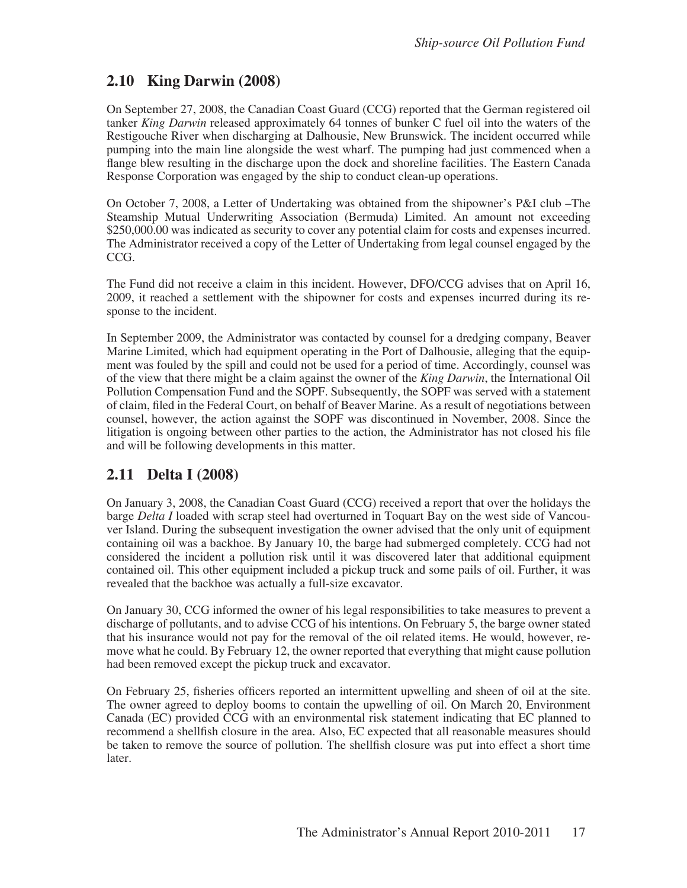## 2.10 King Darwin (2008)

On September 27, 2008, the Canadian Coast Guard (CCG) reported that the German registered oil tanker *King Darwin* released approximately 64 tonnes of bunker C fuel oil into the waters of the Restigouche River when discharging at Dalhousie, New Brunswick. The incident occurred while pumping into the main line alongside the west wharf. The pumping had just commenced when a flange blew resulting in the discharge upon the dock and shoreline facilities. The Eastern Canada Response Corporation was engaged by the ship to conduct clean-up operations.

On October 7, 2008, a Letter of Undertaking was obtained from the shipowner's P&I club –The Steamship Mutual Underwriting Association (Bermuda) Limited. An amount not exceeding $250,000.00 was indicated as security to cover any potential claim for costs and expenses incurred. The Administrator received a copy of the Letter of Undertaking from legal counsel engaged by the CCG.

The Fund did not receive a claim in this incident. However, DFO/CCG advises that on April 16, 2009, it reached a settlement with the shipowner for costs and expenses incurred during its response to the incident.

In September 2009, the Administrator was contacted by counsel for a dredging company, Beaver Marine Limited, which had equipment operating in the Port of Dalhousie, alleging that the equipment was fouled by the spill and could not be used for a period of time. Accordingly, counsel was of the view that there might be a claim against the owner of the *King Darwin*, the International Oil Pollution Compensation Fund and the SOPF. Subsequently, the SOPF was served with a statement of claim, filed in the Federal Court, on behalf of Beaver Marine. As a result of negotiations between counsel, however, the action against the SOPF was discontinued in November, 2008. Since the litigation is ongoing between other parties to the action, the Administrator has not closed his file and will be following developments in this matter.

## 2.11 Delta I (2008)

On January 3, 2008, the Canadian Coast Guard (CCG) received a report that over the holidays the barge *Delta I* loaded with scrap steel had overturned in Toquart Bay on the west side of Vancouver Island. During the subsequent investigation the owner advised that the only unit of equipment containing oil was a backhoe. By January 10, the barge had submerged completely. CCG had not considered the incident a pollution risk until it was discovered later that additional equipment contained oil. This other equipment included a pickup truck and some pails of oil. Further, it was revealed that the backhoe was actually a full-size excavator.

On January 30, CCG informed the owner of his legal responsibilities to take measures to prevent a discharge of pollutants, and to advise CCG of his intentions. On February 5, the barge owner stated that his insurance would not pay for the removal of the oil related items. He would, however, remove what he could. By February 12, the owner reported that everything that might cause pollution had been removed except the pickup truck and excavator.

On February 25, fisheries officers reported an intermittent upwelling and sheen of oil at the site. The owner agreed to deploy booms to contain the upwelling of oil. On March 20, Environment Canada (EC) provided CCG with an environmental risk statement indicating that EC planned to recommend a shellfish closure in the area. Also, EC expected that all reasonable measures should be taken to remove the source of pollution. The shellfish closure was put into effect a short time later.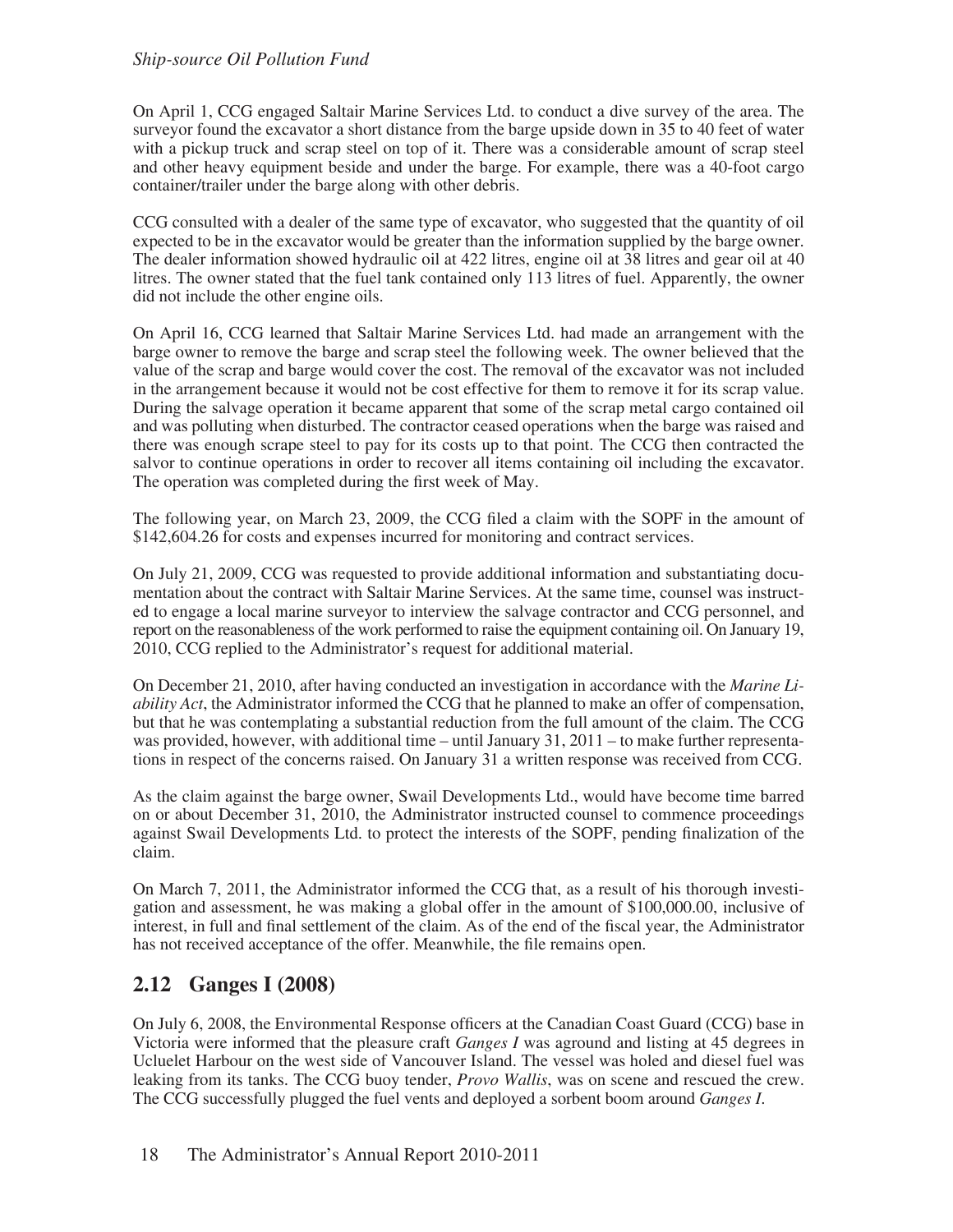On April 1, CCG engaged Saltair Marine Services Ltd. to conduct a dive survey of the area. The surveyor found the excavator a short distance from the barge upside down in 35 to 40 feet of water with a pickup truck and scrap steel on top of it. There was a considerable amount of scrap steel and other heavy equipment beside and under the barge. For example, there was a 40-foot cargo container/trailer under the barge along with other debris.

CCG consulted with a dealer of the same type of excavator, who suggested that the quantity of oil expected to be in the excavator would be greater than the information supplied by the barge owner. The dealer information showed hydraulic oil at 422 litres, engine oil at 38 litres and gear oil at 40 litres. The owner stated that the fuel tank contained only 113 litres of fuel. Apparently, the owner did not include the other engine oils.

On April 16, CCG learned that Saltair Marine Services Ltd. had made an arrangement with the barge owner to remove the barge and scrap steel the following week. The owner believed that the value of the scrap and barge would cover the cost. The removal of the excavator was not included in the arrangement because it would not be cost effective for them to remove it for its scrap value. During the salvage operation it became apparent that some of the scrap metal cargo contained oil and was polluting when disturbed. The contractor ceased operations when the barge was raised and there was enough scrape steel to pay for its costs up to that point. The CCG then contracted the salvor to continue operations in order to recover all items containing oil including the excavator. The operation was completed during the first week of May.

The following year, on March 23, 2009, the CCG filed a claim with the SOPF in the amount of $142,604.26 for costs and expenses incurred for monitoring and contract services.

On July 21, 2009, CCG was requested to provide additional information and substantiating documentation about the contract with Saltair Marine Services. At the same time, counsel was instructed to engage a local marine surveyor to interview the salvage contractor and CCG personnel, and report on the reasonableness of the work performed to raise the equipment containing oil. On January 19, 2010, CCG replied to the Administrator's request for additional material.

On December 21, 2010, after having conducted an investigation in accordance with the *Marine Liability Act*, the Administrator informed the CCG that he planned to make an offer of compensation, but that he was contemplating a substantial reduction from the full amount of the claim. The CCG was provided, however, with additional time – until January 31, 2011 – to make further representations in respect of the concerns raised. On January 31 a written response was received from CCG.

As the claim against the barge owner, Swail Developments Ltd., would have become time barred on or about December 31, 2010, the Administrator instructed counsel to commence proceedings against Swail Developments Ltd. to protect the interests of the SOPF, pending finalization of the claim.

On March 7, 2011, the Administrator informed the CCG that, as a result of his thorough investigation and assessment, he was making a global offer in the amount of $100,000.00, inclusive of interest, in full and final settlement of the claim. As of the end of the fiscal year, the Administrator has not received acceptance of the offer. Meanwhile, the file remains open.

## 2.12 Ganges I (2008)

On July 6, 2008, the Environmental Response officers at the Canadian Coast Guard (CCG) base in Victoria were informed that the pleasure craft *Ganges I* was aground and listing at 45 degrees in Ucluelet Harbour on the west side of Vancouver Island. The vessel was holed and diesel fuel was leaking from its tanks. The CCG buoy tender, *Provo Wallis*, was on scene and rescued the crew. The CCG successfully plugged the fuel vents and deployed a sorbent boom around *Ganges I*.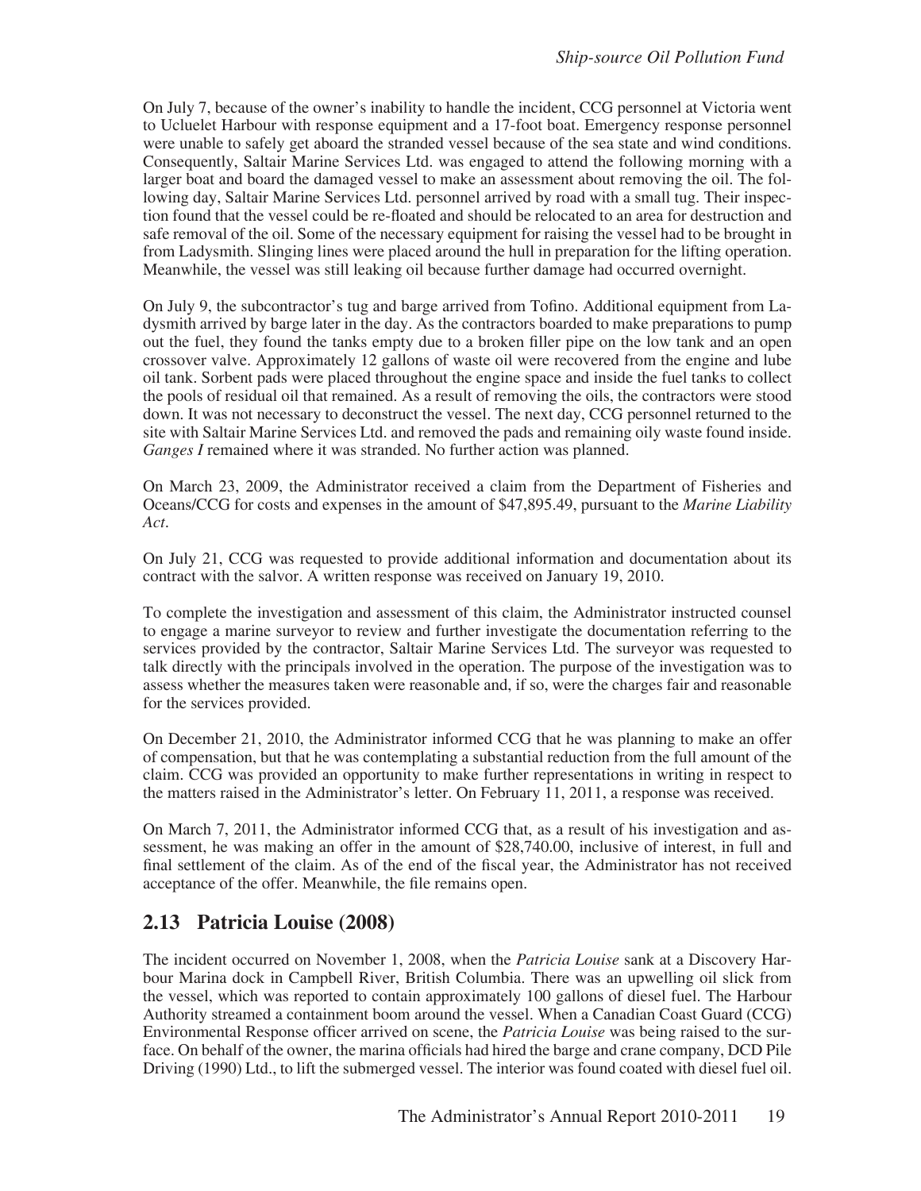On July 7, because of the owner's inability to handle the incident, CCG personnel at Victoria went to Ucluelet Harbour with response equipment and a 17-foot boat. Emergency response personnel were unable to safely get aboard the stranded vessel because of the sea state and wind conditions. Consequently, Saltair Marine Services Ltd. was engaged to attend the following morning with a larger boat and board the damaged vessel to make an assessment about removing the oil. The following day, Saltair Marine Services Ltd. personnel arrived by road with a small tug. Their inspection found that the vessel could be re-floated and should be relocated to an area for destruction and safe removal of the oil. Some of the necessary equipment for raising the vessel had to be brought in from Ladysmith. Slinging lines were placed around the hull in preparation for the lifting operation. Meanwhile, the vessel was still leaking oil because further damage had occurred overnight.

On July 9, the subcontractor's tug and barge arrived from Tofino. Additional equipment from Ladysmith arrived by barge later in the day. As the contractors boarded to make preparations to pump out the fuel, they found the tanks empty due to a broken filler pipe on the low tank and an open crossover valve. Approximately 12 gallons of waste oil were recovered from the engine and lube oil tank. Sorbent pads were placed throughout the engine space and inside the fuel tanks to collect the pools of residual oil that remained. As a result of removing the oils, the contractors were stood down. It was not necessary to deconstruct the vessel. The next day, CCG personnel returned to the site with Saltair Marine Services Ltd. and removed the pads and remaining oily waste found inside. *Ganges I* remained where it was stranded. No further action was planned.

On March 23, 2009, the Administrator received a claim from the Department of Fisheries and Oceans/CCG for costs and expenses in the amount of $47,895.49, pursuant to the *Marine Liability Act*.

On July 21, CCG was requested to provide additional information and documentation about its contract with the salvor. A written response was received on January 19, 2010.

To complete the investigation and assessment of this claim, the Administrator instructed counsel to engage a marine surveyor to review and further investigate the documentation referring to the services provided by the contractor, Saltair Marine Services Ltd. The surveyor was requested to talk directly with the principals involved in the operation. The purpose of the investigation was to assess whether the measures taken were reasonable and, if so, were the charges fair and reasonable for the services provided.

On December 21, 2010, the Administrator informed CCG that he was planning to make an offer of compensation, but that he was contemplating a substantial reduction from the full amount of the claim. CCG was provided an opportunity to make further representations in writing in respect to the matters raised in the Administrator's letter. On February 11, 2011, a response was received.

On March 7, 2011, the Administrator informed CCG that, as a result of his investigation and assessment, he was making an offer in the amount of $28,740.00, inclusive of interest, in full and final settlement of the claim. As of the end of the fiscal year, the Administrator has not received acceptance of the offer. Meanwhile, the file remains open.

## 2.13 Patricia Louise (2008)

The incident occurred on November 1, 2008, when the *Patricia Louise* sank at a Discovery Harbour Marina dock in Campbell River, British Columbia. There was an upwelling oil slick from the vessel, which was reported to contain approximately 100 gallons of diesel fuel. The Harbour Authority streamed a containment boom around the vessel. When a Canadian Coast Guard (CCG) Environmental Response officer arrived on scene, the *Patricia Louise* was being raised to the surface. On behalf of the owner, the marina officials had hired the barge and crane company, DCD Pile Driving (1990) Ltd., to lift the submerged vessel. The interior was found coated with diesel fuel oil.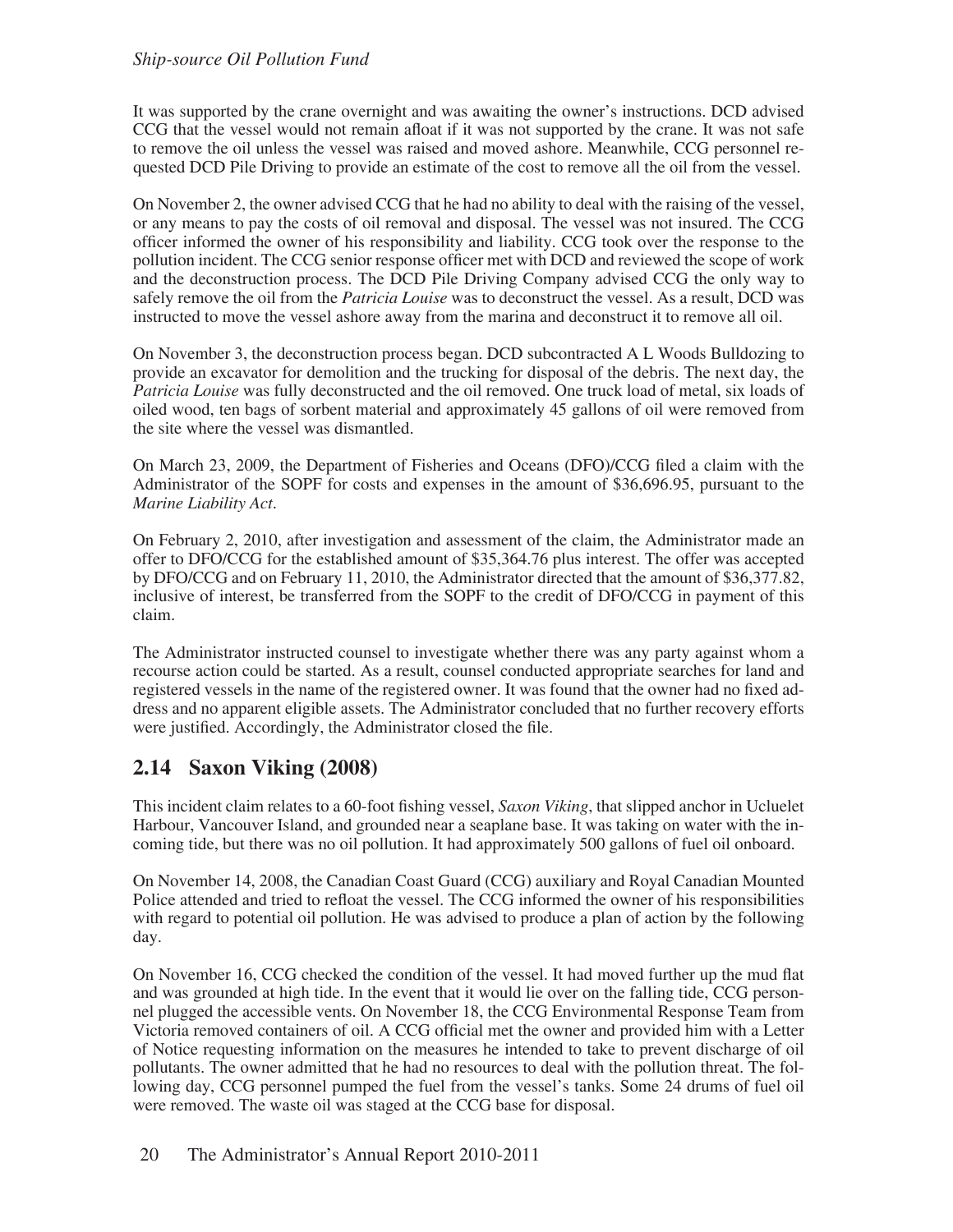It was supported by the crane overnight and was awaiting the owner's instructions. DCD advised CCG that the vessel would not remain afloat if it was not supported by the crane. It was not safe to remove the oil unless the vessel was raised and moved ashore. Meanwhile, CCG personnel requested DCD Pile Driving to provide an estimate of the cost to remove all the oil from the vessel.

On November 2, the owner advised CCG that he had no ability to deal with the raising of the vessel, or any means to pay the costs of oil removal and disposal. The vessel was not insured. The CCG officer informed the owner of his responsibility and liability. CCG took over the response to the pollution incident. The CCG senior response officer met with DCD and reviewed the scope of work and the deconstruction process. The DCD Pile Driving Company advised CCG the only way to safely remove the oil from the *Patricia Louise* was to deconstruct the vessel. As a result, DCD was instructed to move the vessel ashore away from the marina and deconstruct it to remove all oil.

On November 3, the deconstruction process began. DCD subcontracted A L Woods Bulldozing to provide an excavator for demolition and the trucking for disposal of the debris. The next day, the *Patricia Louise* was fully deconstructed and the oil removed. One truck load of metal, six loads of oiled wood, ten bags of sorbent material and approximately 45 gallons of oil were removed from the site where the vessel was dismantled.

On March 23, 2009, the Department of Fisheries and Oceans (DFO)/CCG filed a claim with the Administrator of the SOPF for costs and expenses in the amount of $36,696.95, pursuant to the *Marine Liability Act*.

On February 2, 2010, after investigation and assessment of the claim, the Administrator made an offer to DFO/CCG for the established amount of $35,364.76 plus interest. The offer was accepted by DFO/CCG and on February 11, 2010, the Administrator directed that the amount of $36,377.82, inclusive of interest, be transferred from the SOPF to the credit of DFO/CCG in payment of this claim.

The Administrator instructed counsel to investigate whether there was any party against whom a recourse action could be started. As a result, counsel conducted appropriate searches for land and registered vessels in the name of the registered owner. It was found that the owner had no fixed address and no apparent eligible assets. The Administrator concluded that no further recovery efforts were justified. Accordingly, the Administrator closed the file.

## 2.14 Saxon Viking (2008)

This incident claim relates to a 60-foot fishing vessel, *Saxon Viking*, that slipped anchor in Ucluelet Harbour, Vancouver Island, and grounded near a seaplane base. It was taking on water with the incoming tide, but there was no oil pollution. It had approximately 500 gallons of fuel oil onboard.

On November 14, 2008, the Canadian Coast Guard (CCG) auxiliary and Royal Canadian Mounted Police attended and tried to refloat the vessel. The CCG informed the owner of his responsibilities with regard to potential oil pollution. He was advised to produce a plan of action by the following day.

On November 16, CCG checked the condition of the vessel. It had moved further up the mud flat and was grounded at high tide. In the event that it would lie over on the falling tide, CCG personnel plugged the accessible vents. On November 18, the CCG Environmental Response Team from Victoria removed containers of oil. A CCG official met the owner and provided him with a Letter of Notice requesting information on the measures he intended to take to prevent discharge of oil pollutants. The owner admitted that he had no resources to deal with the pollution threat. The following day, CCG personnel pumped the fuel from the vessel's tanks. Some 24 drums of fuel oil were removed. The waste oil was staged at the CCG base for disposal.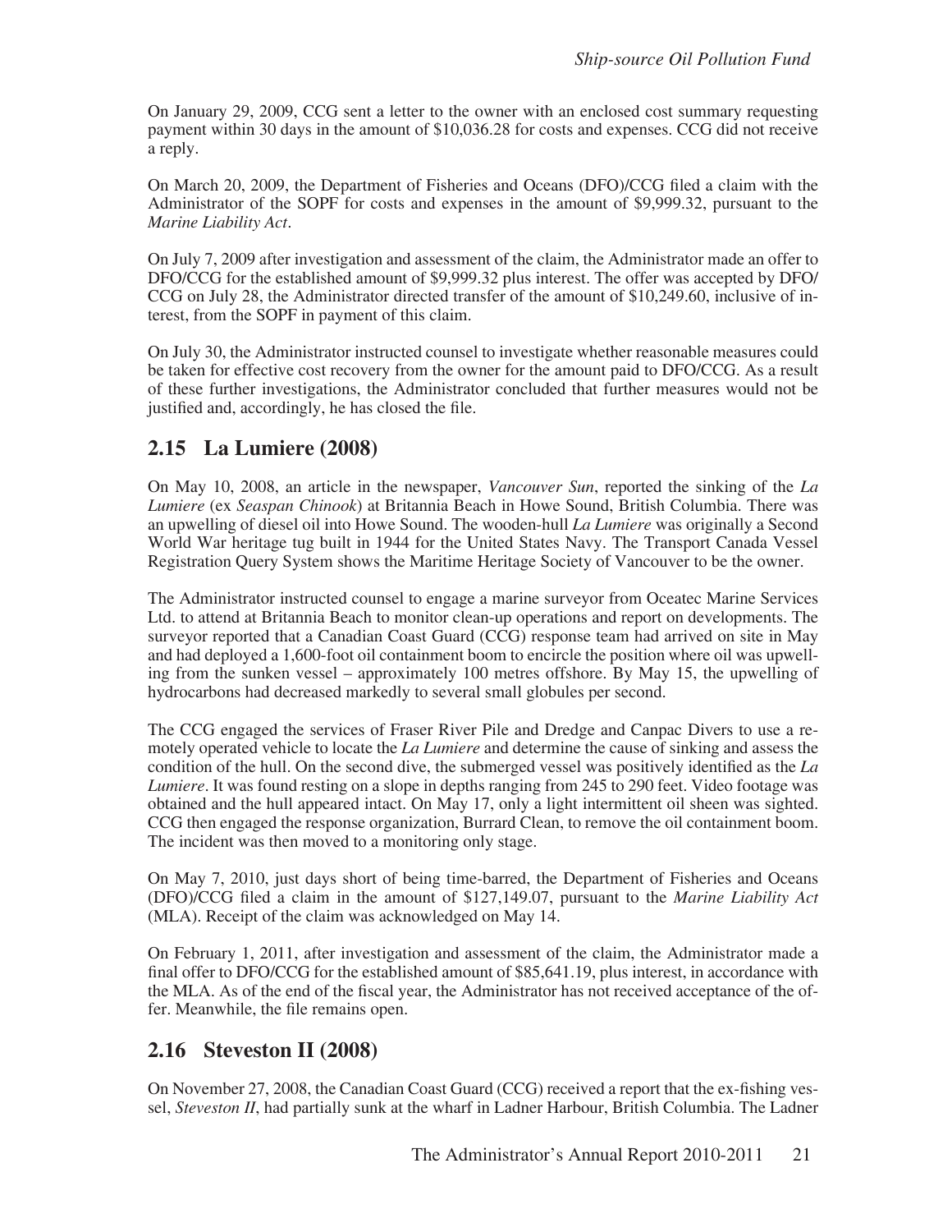On January 29, 2009, CCG sent a letter to the owner with an enclosed cost summary requesting payment within 30 days in the amount of $10,036.28 for costs and expenses. CCG did not receive a reply.

On March 20, 2009, the Department of Fisheries and Oceans (DFO)/CCG filed a claim with the Administrator of the SOPF for costs and expenses in the amount of $9,999.32, pursuant to the *Marine Liability Act*.

On July 7, 2009 after investigation and assessment of the claim, the Administrator made an offer to DFO/CCG for the established amount of $9,999.32 plus interest. The offer was accepted by DFO/CCG on July 28, the Administrator directed transfer of the amount of $10,249.60, inclusive of interest, from the SOPF in payment of this claim.

On July 30, the Administrator instructed counsel to investigate whether reasonable measures could be taken for effective cost recovery from the owner for the amount paid to DFO/CCG. As a result of these further investigations, the Administrator concluded that further measures would not be justified and, accordingly, he has closed the file.

## 2.15 La Lumiere (2008)

On May 10, 2008, an article in the newspaper, *Vancouver Sun*, reported the sinking of the *La Lumiere* (ex *Seaspan Chinook*) at Britannia Beach in Howe Sound, British Columbia. There was an upwelling of diesel oil into Howe Sound. The wooden-hull *La Lumiere* was originally a Second World War heritage tug built in 1944 for the United States Navy. The Transport Canada Vessel Registration Query System shows the Maritime Heritage Society of Vancouver to be the owner.

The Administrator instructed counsel to engage a marine surveyor from Oceatec Marine Services Ltd. to attend at Britannia Beach to monitor clean-up operations and report on developments. The surveyor reported that a Canadian Coast Guard (CCG) response team had arrived on site in May and had deployed a 1,600-foot oil containment boom to encircle the position where oil was upwelling from the sunken vessel – approximately 100 metres offshore. By May 15, the upwelling of hydrocarbons had decreased markedly to several small globules per second.

The CCG engaged the services of Fraser River Pile and Dredge and Canpac Divers to use a remotely operated vehicle to locate the *La Lumiere* and determine the cause of sinking and assess the condition of the hull. On the second dive, the submerged vessel was positively identified as the *La Lumiere*. It was found resting on a slope in depths ranging from 245 to 290 feet. Video footage was obtained and the hull appeared intact. On May 17, only a light intermittent oil sheen was sighted. CCG then engaged the response organization, Burrard Clean, to remove the oil containment boom. The incident was then moved to a monitoring only stage.

On May 7, 2010, just days short of being time-barred, the Department of Fisheries and Oceans (DFO)/CCG filed a claim in the amount of $127,149.07, pursuant to the *Marine Liability Act* (MLA). Receipt of the claim was acknowledged on May 14.

On February 1, 2011, after investigation and assessment of the claim, the Administrator made a final offer to DFO/CCG for the established amount of $85,641.19, plus interest, in accordance with the MLA. As of the end of the fiscal year, the Administrator has not received acceptance of the offer. Meanwhile, the file remains open.

## 2.16 Steveston II (2008)

On November 27, 2008, the Canadian Coast Guard (CCG) received a report that the ex-fishing vessel, *Steveston II*, had partially sunk at the wharf in Ladner Harbour, British Columbia. The Ladner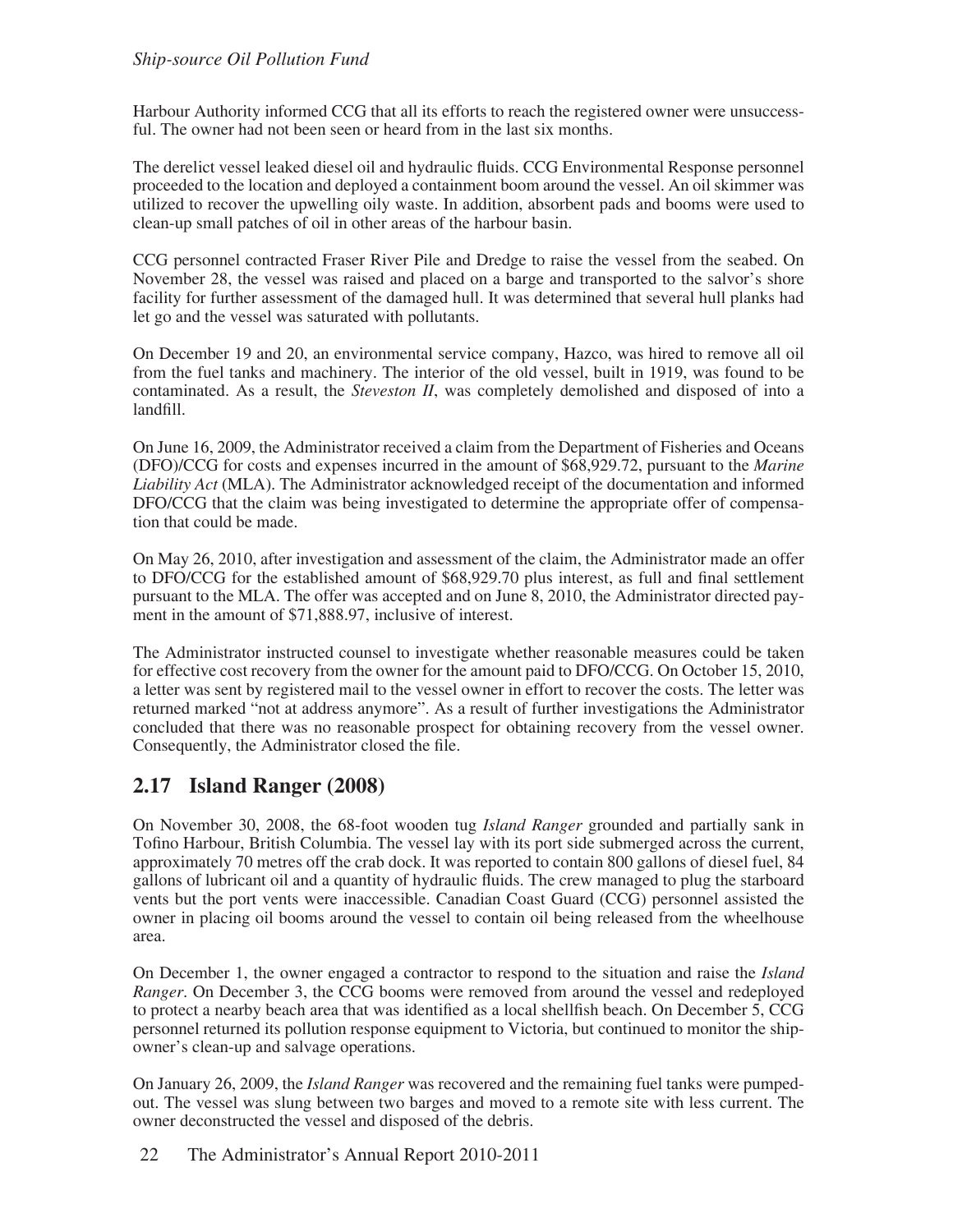Harbour Authority informed CCG that all its efforts to reach the registered owner were unsuccessful. The owner had not been seen or heard from in the last six months.

The derelict vessel leaked diesel oil and hydraulic fluids. CCG Environmental Response personnel proceeded to the location and deployed a containment boom around the vessel. An oil skimmer was utilized to recover the upwelling oily waste. In addition, absorbent pads and booms were used to clean-up small patches of oil in other areas of the harbour basin.

CCG personnel contracted Fraser River Pile and Dredge to raise the vessel from the seabed. On November 28, the vessel was raised and placed on a barge and transported to the salvor's shore facility for further assessment of the damaged hull. It was determined that several hull planks had let go and the vessel was saturated with pollutants.

On December 19 and 20, an environmental service company, Hazco, was hired to remove all oil from the fuel tanks and machinery. The interior of the old vessel, built in 1919, was found to be contaminated. As a result, the *Steveston II*, was completely demolished and disposed of into a landfill.

On June 16, 2009, the Administrator received a claim from the Department of Fisheries and Oceans (DFO)/CCG for costs and expenses incurred in the amount of $68,929.72, pursuant to the *Marine Liability Act* (MLA). The Administrator acknowledged receipt of the documentation and informed DFO/CCG that the claim was being investigated to determine the appropriate offer of compensation that could be made.

On May 26, 2010, after investigation and assessment of the claim, the Administrator made an offer to DFO/CCG for the established amount of $68,929.70 plus interest, as full and final settlement pursuant to the MLA. The offer was accepted and on June 8, 2010, the Administrator directed payment in the amount of $71,888.97, inclusive of interest.

The Administrator instructed counsel to investigate whether reasonable measures could be taken for effective cost recovery from the owner for the amount paid to DFO/CCG. On October 15, 2010, a letter was sent by registered mail to the vessel owner in effort to recover the costs. The letter was returned marked "not at address anymore". As a result of further investigations the Administrator concluded that there was no reasonable prospect for obtaining recovery from the vessel owner. Consequently, the Administrator closed the file.

## 2.17 Island Ranger (2008)

On November 30, 2008, the 68-foot wooden tug *Island Ranger* grounded and partially sank in Tofino Harbour, British Columbia. The vessel lay with its port side submerged across the current, approximately 70 metres off the crab dock. It was reported to contain 800 gallons of diesel fuel, 84 gallons of lubricant oil and a quantity of hydraulic fluids. The crew managed to plug the starboard vents but the port vents were inaccessible. Canadian Coast Guard (CCG) personnel assisted the owner in placing oil booms around the vessel to contain oil being released from the wheelhouse area.

On December 1, the owner engaged a contractor to respond to the situation and raise the *Island Ranger*. On December 3, the CCG booms were removed from around the vessel and redeployed to protect a nearby beach area that was identified as a local shellfish beach. On December 5, CCG personnel returned its pollution response equipment to Victoria, but continued to monitor the shipowner's clean-up and salvage operations.

On January 26, 2009, the *Island Ranger* was recovered and the remaining fuel tanks were pumped-out. The vessel was slung between two barges and moved to a remote site with less current. The owner deconstructed the vessel and disposed of the debris.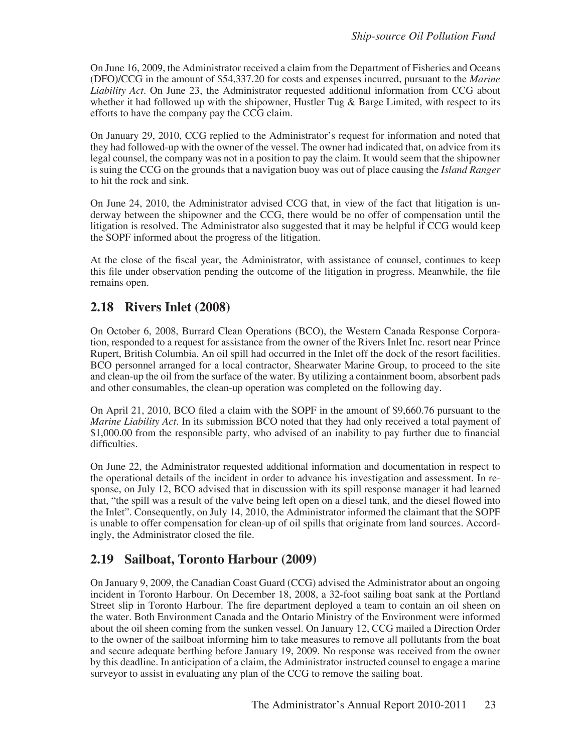On June 16, 2009, the Administrator received a claim from the Department of Fisheries and Oceans (DFO)/CCG in the amount of $54,337.20 for costs and expenses incurred, pursuant to the *Marine Liability Act*. On June 23, the Administrator requested additional information from CCG about whether it had followed up with the shipowner, Hustler Tug & Barge Limited, with respect to its efforts to have the company pay the CCG claim.

On January 29, 2010, CCG replied to the Administrator's request for information and noted that they had followed-up with the owner of the vessel. The owner had indicated that, on advice from its legal counsel, the company was not in a position to pay the claim. It would seem that the shipowner is suing the CCG on the grounds that a navigation buoy was out of place causing the *Island Ranger* to hit the rock and sink.

On June 24, 2010, the Administrator advised CCG that, in view of the fact that litigation is underway between the shipowner and the CCG, there would be no offer of compensation until the litigation is resolved. The Administrator also suggested that it may be helpful if CCG would keep the SOPF informed about the progress of the litigation.

At the close of the fiscal year, the Administrator, with assistance of counsel, continues to keep this file under observation pending the outcome of the litigation in progress. Meanwhile, the file remains open.

## 2.18 Rivers Inlet (2008)

On October 6, 2008, Burrard Clean Operations (BCO), the Western Canada Response Corporation, responded to a request for assistance from the owner of the Rivers Inlet Inc. resort near Prince Rupert, British Columbia. An oil spill had occurred in the Inlet off the dock of the resort facilities. BCO personnel arranged for a local contractor, Shearwater Marine Group, to proceed to the site and clean-up the oil from the surface of the water. By utilizing a containment boom, absorbent pads and other consumables, the clean-up operation was completed on the following day.

On April 21, 2010, BCO filed a claim with the SOPF in the amount of $9,660.76 pursuant to the *Marine Liability Act*. In its submission BCO noted that they had only received a total payment of $1,000.00 from the responsible party, who advised of an inability to pay further due to financial difficulties.

On June 22, the Administrator requested additional information and documentation in respect to the operational details of the incident in order to advance his investigation and assessment. In response, on July 12, BCO advised that in discussion with its spill response manager it had learned that, "the spill was a result of the valve being left open on a diesel tank, and the diesel flowed into the Inlet". Consequently, on July 14, 2010, the Administrator informed the claimant that the SOPF is unable to offer compensation for clean-up of oil spills that originate from land sources. Accordingly, the Administrator closed the file.

## 2.19 Sailboat, Toronto Harbour (2009)

On January 9, 2009, the Canadian Coast Guard (CCG) advised the Administrator about an ongoing incident in Toronto Harbour. On December 18, 2008, a 32-foot sailing boat sank at the Portland Street slip in Toronto Harbour. The fire department deployed a team to contain an oil sheen on the water. Both Environment Canada and the Ontario Ministry of the Environment were informed about the oil sheen coming from the sunken vessel. On January 12, CCG mailed a Direction Order to the owner of the sailboat informing him to take measures to remove all pollutants from the boat and secure adequate berthing before January 19, 2009. No response was received from the owner by this deadline. In anticipation of a claim, the Administrator instructed counsel to engage a marine surveyor to assist in evaluating any plan of the CCG to remove the sailing boat.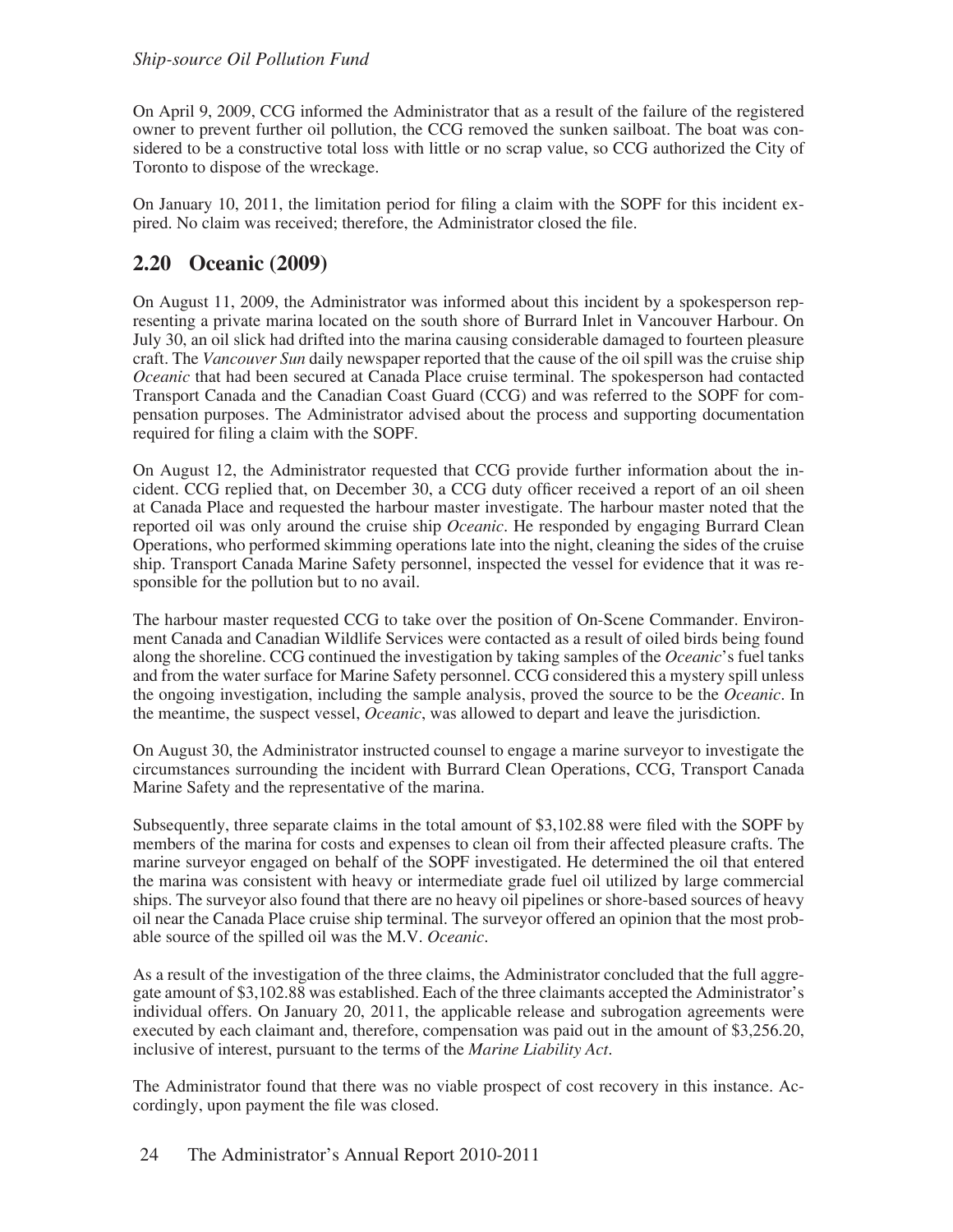On April 9, 2009, CCG informed the Administrator that as a result of the failure of the registered owner to prevent further oil pollution, the CCG removed the sunken sailboat. The boat was considered to be a constructive total loss with little or no scrap value, so CCG authorized the City of Toronto to dispose of the wreckage.

On January 10, 2011, the limitation period for filing a claim with the SOPF for this incident expired. No claim was received; therefore, the Administrator closed the file.

## 2.20 Oceanic (2009)

On August 11, 2009, the Administrator was informed about this incident by a spokesperson representing a private marina located on the south shore of Burrard Inlet in Vancouver Harbour. On July 30, an oil slick had drifted into the marina causing considerable damaged to fourteen pleasure craft. The *Vancouver Sun* daily newspaper reported that the cause of the oil spill was the cruise ship *Oceanic* that had been secured at Canada Place cruise terminal. The spokesperson had contacted Transport Canada and the Canadian Coast Guard (CCG) and was referred to the SOPF for compensation purposes. The Administrator advised about the process and supporting documentation required for filing a claim with the SOPF.

On August 12, the Administrator requested that CCG provide further information about the incident. CCG replied that, on December 30, a CCG duty officer received a report of an oil sheen at Canada Place and requested the harbour master investigate. The harbour master noted that the reported oil was only around the cruise ship *Oceanic*. He responded by engaging Burrard Clean Operations, who performed skimming operations late into the night, cleaning the sides of the cruise ship. Transport Canada Marine Safety personnel, inspected the vessel for evidence that it was responsible for the pollution but to no avail.

The harbour master requested CCG to take over the position of On-Scene Commander. Environment Canada and Canadian Wildlife Services were contacted as a result of oiled birds being found along the shoreline. CCG continued the investigation by taking samples of the *Oceanic*'s fuel tanks and from the water surface for Marine Safety personnel. CCG considered this a mystery spill unless the ongoing investigation, including the sample analysis, proved the source to be the *Oceanic*. In the meantime, the suspect vessel, *Oceanic*, was allowed to depart and leave the jurisdiction.

On August 30, the Administrator instructed counsel to engage a marine surveyor to investigate the circumstances surrounding the incident with Burrard Clean Operations, CCG, Transport Canada Marine Safety and the representative of the marina.

Subsequently, three separate claims in the total amount of $3,102.88 were filed with the SOPF by members of the marina for costs and expenses to clean oil from their affected pleasure crafts. The marine surveyor engaged on behalf of the SOPF investigated. He determined the oil that entered the marina was consistent with heavy or intermediate grade fuel oil utilized by large commercial ships. The surveyor also found that there are no heavy oil pipelines or shore-based sources of heavy oil near the Canada Place cruise ship terminal. The surveyor offered an opinion that the most probable source of the spilled oil was the M.V. *Oceanic*.

As a result of the investigation of the three claims, the Administrator concluded that the full aggregate amount of $3,102.88 was established. Each of the three claimants accepted the Administrator's individual offers. On January 20, 2011, the applicable release and subrogation agreements were executed by each claimant and, therefore, compensation was paid out in the amount of $3,256.20, inclusive of interest, pursuant to the terms of the *Marine Liability Act*.

The Administrator found that there was no viable prospect of cost recovery in this instance. Accordingly, upon payment the file was closed.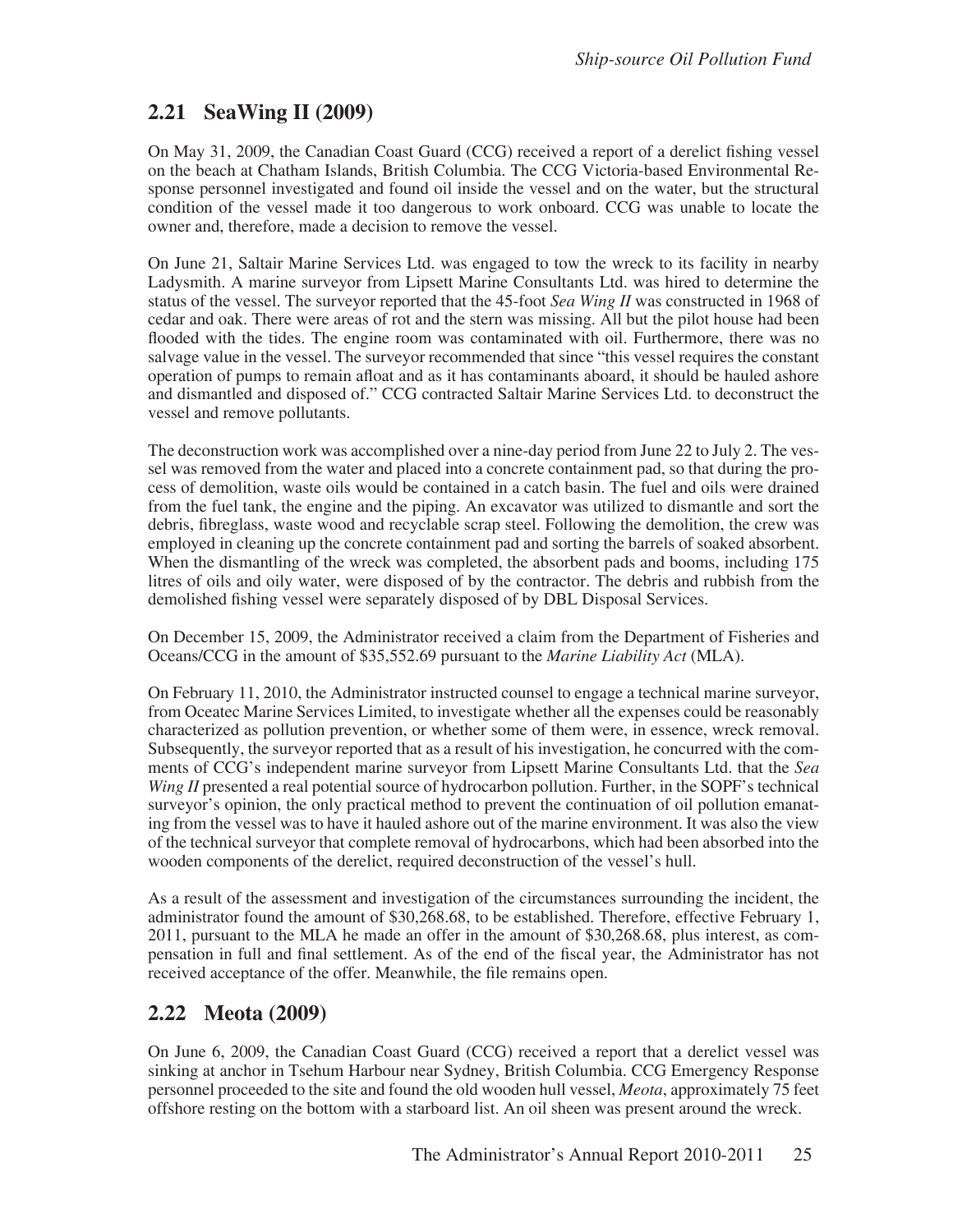## 2.21 SeaWing II (2009)

On May 31, 2009, the Canadian Coast Guard (CCG) received a report of a derelict fishing vessel on the beach at Chatham Islands, British Columbia. The CCG Victoria-based Environmental Response personnel investigated and found oil inside the vessel and on the water, but the structural condition of the vessel made it too dangerous to work onboard. CCG was unable to locate the owner and, therefore, made a decision to remove the vessel.

On June 21, Saltair Marine Services Ltd. was engaged to tow the wreck to its facility in nearby Ladysmith. A marine surveyor from Lipsett Marine Consultants Ltd. was hired to determine the status of the vessel. The surveyor reported that the 45-foot *Sea Wing II* was constructed in 1968 of cedar and oak. There were areas of rot and the stern was missing. All but the pilot house had been flooded with the tides. The engine room was contaminated with oil. Furthermore, there was no salvage value in the vessel. The surveyor recommended that since "this vessel requires the constant operation of pumps to remain afloat and as it has contaminants aboard, it should be hauled ashore and dismantled and disposed of." CCG contracted Saltair Marine Services Ltd. to deconstruct the vessel and remove pollutants.

The deconstruction work was accomplished over a nine-day period from June 22 to July 2. The vessel was removed from the water and placed into a concrete containment pad, so that during the process of demolition, waste oils would be contained in a catch basin. The fuel and oils were drained from the fuel tank, the engine and the piping. An excavator was utilized to dismantle and sort the debris, fibreglass, waste wood and recyclable scrap steel. Following the demolition, the crew was employed in cleaning up the concrete containment pad and sorting the barrels of soaked absorbent. When the dismantling of the wreck was completed, the absorbent pads and booms, including 175 litres of oils and oily water, were disposed of by the contractor. The debris and rubbish from the demolished fishing vessel were separately disposed of by DBL Disposal Services.

On December 15, 2009, the Administrator received a claim from the Department of Fisheries and Oceans/CCG in the amount of $35,552.69 pursuant to the *Marine Liability Act* (MLA).

On February 11, 2010, the Administrator instructed counsel to engage a technical marine surveyor, from Oceatec Marine Services Limited, to investigate whether all the expenses could be reasonably characterized as pollution prevention, or whether some of them were, in essence, wreck removal. Subsequently, the surveyor reported that as a result of his investigation, he concurred with the comments of CCG's independent marine surveyor from Lipsett Marine Consultants Ltd. that the *Sea Wing II* presented a real potential source of hydrocarbon pollution. Further, in the SOPF's technical surveyor's opinion, the only practical method to prevent the continuation of oil pollution emanating from the vessel was to have it hauled ashore out of the marine environment. It was also the view of the technical surveyor that complete removal of hydrocarbons, which had been absorbed into the wooden components of the derelict, required deconstruction of the vessel's hull.

As a result of the assessment and investigation of the circumstances surrounding the incident, the administrator found the amount of $30,268.68, to be established. Therefore, effective February 1, 2011, pursuant to the MLA he made an offer in the amount of $30,268.68, plus interest, as compensation in full and final settlement. As of the end of the fiscal year, the Administrator has not received acceptance of the offer. Meanwhile, the file remains open.

## 2.22 Meota (2009)

On June 6, 2009, the Canadian Coast Guard (CCG) received a report that a derelict vessel was sinking at anchor in Tsehum Harbour near Sydney, British Columbia. CCG Emergency Response personnel proceeded to the site and found the old wooden hull vessel, *Meota*, approximately 75 feet offshore resting on the bottom with a starboard list. An oil sheen was present around the wreck.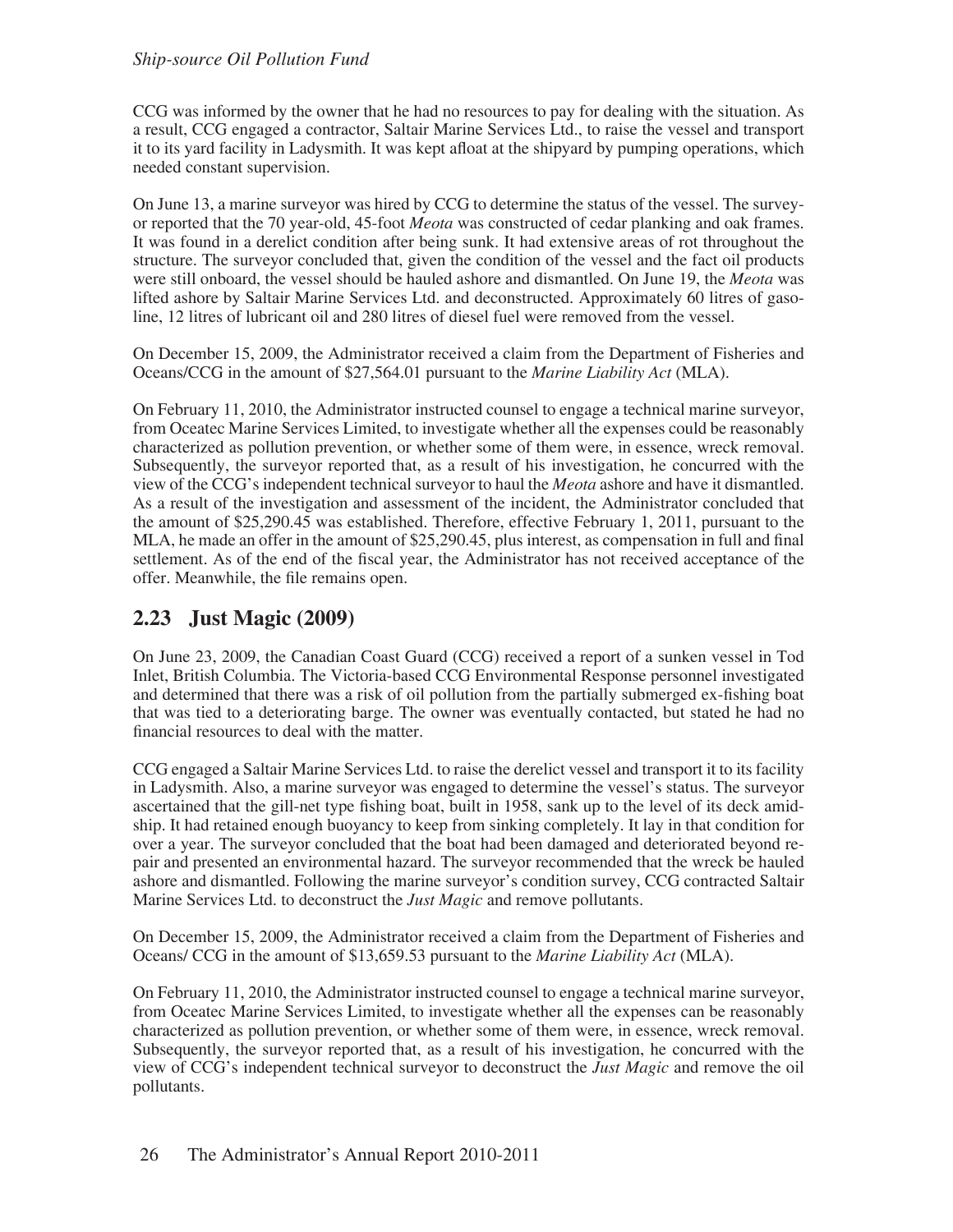CCG was informed by the owner that he had no resources to pay for dealing with the situation. As a result, CCG engaged a contractor, Saltair Marine Services Ltd., to raise the vessel and transport it to its yard facility in Ladysmith. It was kept afloat at the shipyard by pumping operations, which needed constant supervision.

On June 13, a marine surveyor was hired by CCG to determine the status of the vessel. The surveyor reported that the 70 year-old, 45-foot *Meota* was constructed of cedar planking and oak frames. It was found in a derelict condition after being sunk. It had extensive areas of rot throughout the structure. The surveyor concluded that, given the condition of the vessel and the fact oil products were still onboard, the vessel should be hauled ashore and dismantled. On June 19, the *Meota* was lifted ashore by Saltair Marine Services Ltd. and deconstructed. Approximately 60 litres of gasoline, 12 litres of lubricant oil and 280 litres of diesel fuel were removed from the vessel.

On December 15, 2009, the Administrator received a claim from the Department of Fisheries and Oceans/CCG in the amount of $27,564.01 pursuant to the *Marine Liability Act* (MLA).

On February 11, 2010, the Administrator instructed counsel to engage a technical marine surveyor, from Oceatec Marine Services Limited, to investigate whether all the expenses could be reasonably characterized as pollution prevention, or whether some of them were, in essence, wreck removal. Subsequently, the surveyor reported that, as a result of his investigation, he concurred with the view of the CCG's independent technical surveyor to haul the *Meota* ashore and have it dismantled. As a result of the investigation and assessment of the incident, the Administrator concluded that the amount of $25,290.45 was established. Therefore, effective February 1, 2011, pursuant to the MLA, he made an offer in the amount of $25,290.45, plus interest, as compensation in full and final settlement. As of the end of the fiscal year, the Administrator has not received acceptance of the offer. Meanwhile, the file remains open.

## 2.23 Just Magic (2009)

On June 23, 2009, the Canadian Coast Guard (CCG) received a report of a sunken vessel in Tod Inlet, British Columbia. The Victoria-based CCG Environmental Response personnel investigated and determined that there was a risk of oil pollution from the partially submerged ex-fishing boat that was tied to a deteriorating barge. The owner was eventually contacted, but stated he had no financial resources to deal with the matter.

CCG engaged a Saltair Marine Services Ltd. to raise the derelict vessel and transport it to its facility in Ladysmith. Also, a marine surveyor was engaged to determine the vessel's status. The surveyor ascertained that the gill-net type fishing boat, built in 1958, sank up to the level of its deck amidship. It had retained enough buoyancy to keep from sinking completely. It lay in that condition for over a year. The surveyor concluded that the boat had been damaged and deteriorated beyond repair and presented an environmental hazard. The surveyor recommended that the wreck be hauled ashore and dismantled. Following the marine surveyor's condition survey, CCG contracted Saltair Marine Services Ltd. to deconstruct the *Just Magic* and remove pollutants.

On December 15, 2009, the Administrator received a claim from the Department of Fisheries and Oceans/ CCG in the amount of $13,659.53 pursuant to the *Marine Liability Act* (MLA).

On February 11, 2010, the Administrator instructed counsel to engage a technical marine surveyor, from Oceatec Marine Services Limited, to investigate whether all the expenses can be reasonably characterized as pollution prevention, or whether some of them were, in essence, wreck removal. Subsequently, the surveyor reported that, as a result of his investigation, he concurred with the view of CCG's independent technical surveyor to deconstruct the *Just Magic* and remove the oil pollutants.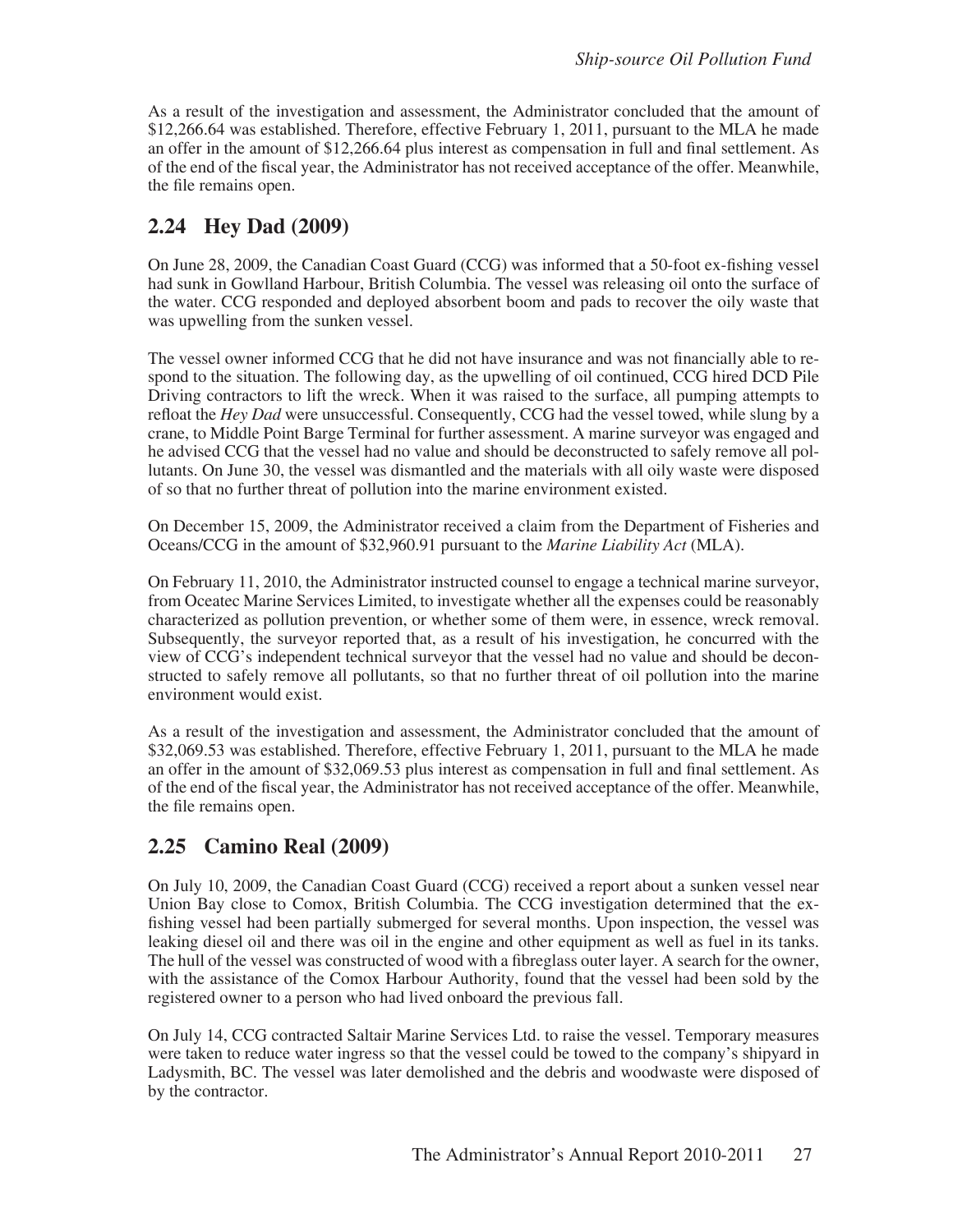As a result of the investigation and assessment, the Administrator concluded that the amount of $12,266.64 was established. Therefore, effective February 1, 2011, pursuant to the MLA he made an offer in the amount of $12,266.64 plus interest as compensation in full and final settlement. As of the end of the fiscal year, the Administrator has not received acceptance of the offer. Meanwhile, the file remains open.

## 2.24 Hey Dad (2009)

On June 28, 2009, the Canadian Coast Guard (CCG) was informed that a 50-foot ex-fishing vessel had sunk in Gowlland Harbour, British Columbia. The vessel was releasing oil onto the surface of the water. CCG responded and deployed absorbent boom and pads to recover the oily waste that was upwelling from the sunken vessel.

The vessel owner informed CCG that he did not have insurance and was not financially able to respond to the situation. The following day, as the upwelling of oil continued, CCG hired DCD Pile Driving contractors to lift the wreck. When it was raised to the surface, all pumping attempts to refloat the *Hey Dad* were unsuccessful. Consequently, CCG had the vessel towed, while slung by a crane, to Middle Point Barge Terminal for further assessment. A marine surveyor was engaged and he advised CCG that the vessel had no value and should be deconstructed to safely remove all pollutants. On June 30, the vessel was dismantled and the materials with all oily waste were disposed of so that no further threat of pollution into the marine environment existed.

On December 15, 2009, the Administrator received a claim from the Department of Fisheries and Oceans/CCG in the amount of $32,960.91 pursuant to the *Marine Liability Act* (MLA).

On February 11, 2010, the Administrator instructed counsel to engage a technical marine surveyor, from Oceatec Marine Services Limited, to investigate whether all the expenses could be reasonably characterized as pollution prevention, or whether some of them were, in essence, wreck removal. Subsequently, the surveyor reported that, as a result of his investigation, he concurred with the view of CCG's independent technical surveyor that the vessel had no value and should be deconstructed to safely remove all pollutants, so that no further threat of oil pollution into the marine environment would exist.

As a result of the investigation and assessment, the Administrator concluded that the amount of $32,069.53 was established. Therefore, effective February 1, 2011, pursuant to the MLA he made an offer in the amount of $32,069.53 plus interest as compensation in full and final settlement. As of the end of the fiscal year, the Administrator has not received acceptance of the offer. Meanwhile, the file remains open.

## 2.25 Camino Real (2009)

On July 10, 2009, the Canadian Coast Guard (CCG) received a report about a sunken vessel near Union Bay close to Comox, British Columbia. The CCG investigation determined that the ex-fishing vessel had been partially submerged for several months. Upon inspection, the vessel was leaking diesel oil and there was oil in the engine and other equipment as well as fuel in its tanks. The hull of the vessel was constructed of wood with a fibreglass outer layer. A search for the owner, with the assistance of the Comox Harbour Authority, found that the vessel had been sold by the registered owner to a person who had lived onboard the previous fall.

On July 14, CCG contracted Saltair Marine Services Ltd. to raise the vessel. Temporary measures were taken to reduce water ingress so that the vessel could be towed to the company's shipyard in Ladysmith, BC. The vessel was later demolished and the debris and woodwaste were disposed of by the contractor.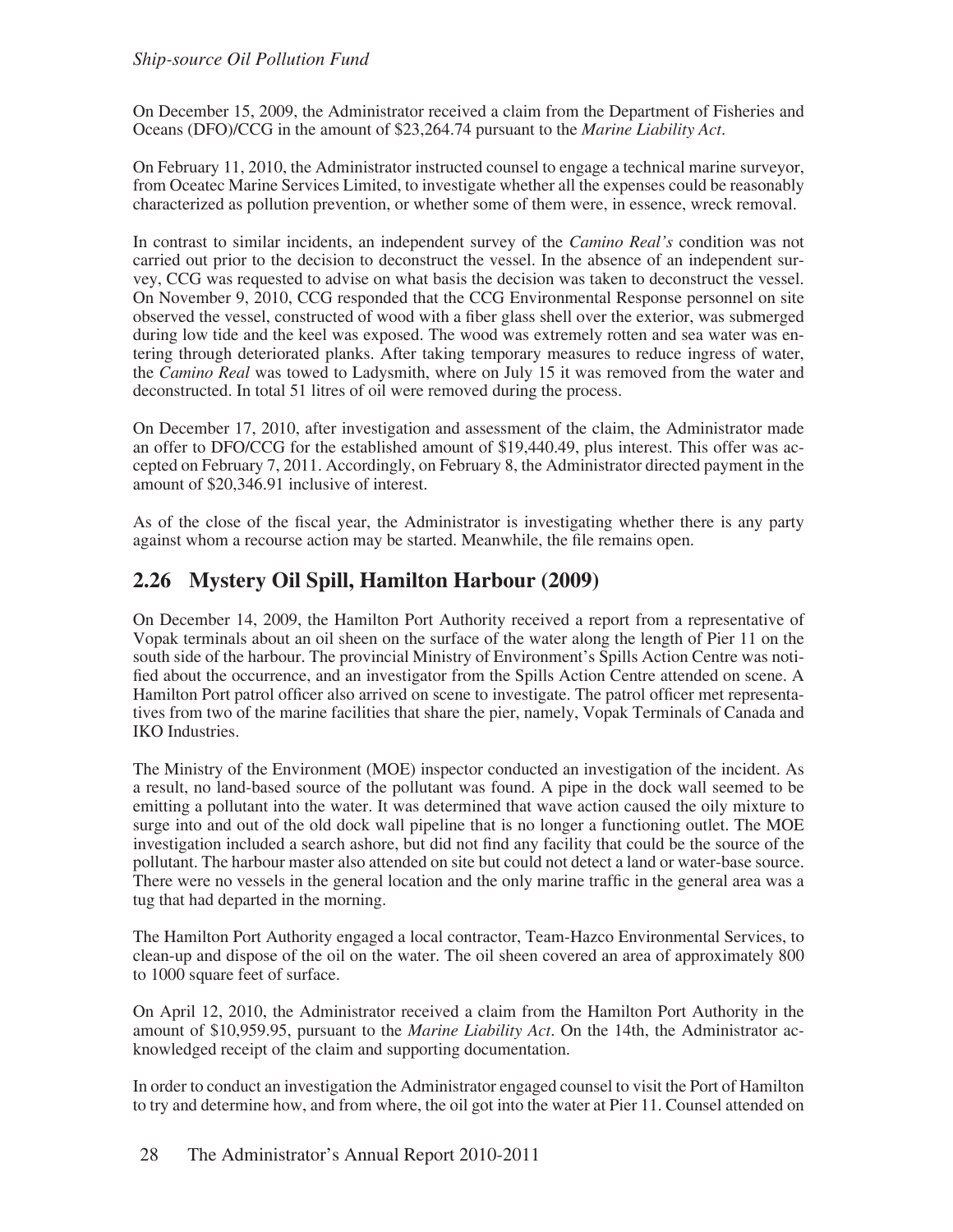On December 15, 2009, the Administrator received a claim from the Department of Fisheries and Oceans (DFO)/CCG in the amount of $23,264.74 pursuant to the *Marine Liability Act*.

On February 11, 2010, the Administrator instructed counsel to engage a technical marine surveyor, from Oceatec Marine Services Limited, to investigate whether all the expenses could be reasonably characterized as pollution prevention, or whether some of them were, in essence, wreck removal.

In contrast to similar incidents, an independent survey of the *Camino Real's* condition was not carried out prior to the decision to deconstruct the vessel. In the absence of an independent survey, CCG was requested to advise on what basis the decision was taken to deconstruct the vessel. On November 9, 2010, CCG responded that the CCG Environmental Response personnel on site observed the vessel, constructed of wood with a fiber glass shell over the exterior, was submerged during low tide and the keel was exposed. The wood was extremely rotten and sea water was entering through deteriorated planks. After taking temporary measures to reduce ingress of water, the *Camino Real* was towed to Ladysmith, where on July 15 it was removed from the water and deconstructed. In total 51 litres of oil were removed during the process.

On December 17, 2010, after investigation and assessment of the claim, the Administrator made an offer to DFO/CCG for the established amount of $19,440.49, plus interest. This offer was accepted on February 7, 2011. Accordingly, on February 8, the Administrator directed payment in the amount of $20,346.91 inclusive of interest.

As of the close of the fiscal year, the Administrator is investigating whether there is any party against whom a recourse action may be started. Meanwhile, the file remains open.

## 2.26 Mystery Oil Spill, Hamilton Harbour (2009)

On December 14, 2009, the Hamilton Port Authority received a report from a representative of Vopak terminals about an oil sheen on the surface of the water along the length of Pier 11 on the south side of the harbour. The provincial Ministry of Environment's Spills Action Centre was notified about the occurrence, and an investigator from the Spills Action Centre attended on scene. A Hamilton Port patrol officer also arrived on scene to investigate. The patrol officer met representatives from two of the marine facilities that share the pier, namely, Vopak Terminals of Canada and IKO Industries.

The Ministry of the Environment (MOE) inspector conducted an investigation of the incident. As a result, no land-based source of the pollutant was found. A pipe in the dock wall seemed to be emitting a pollutant into the water. It was determined that wave action caused the oily mixture to surge into and out of the old dock wall pipeline that is no longer a functioning outlet. The MOE investigation included a search ashore, but did not find any facility that could be the source of the pollutant. The harbour master also attended on site but could not detect a land or water-base source. There were no vessels in the general location and the only marine traffic in the general area was a tug that had departed in the morning.

The Hamilton Port Authority engaged a local contractor, Team-Hazco Environmental Services, to clean-up and dispose of the oil on the water. The oil sheen covered an area of approximately 800 to 1000 square feet of surface.

On April 12, 2010, the Administrator received a claim from the Hamilton Port Authority in the amount of $10,959.95, pursuant to the *Marine Liability Act*. On the 14th, the Administrator acknowledged receipt of the claim and supporting documentation.

In order to conduct an investigation the Administrator engaged counsel to visit the Port of Hamilton to try and determine how, and from where, the oil got into the water at Pier 11. Counsel attended on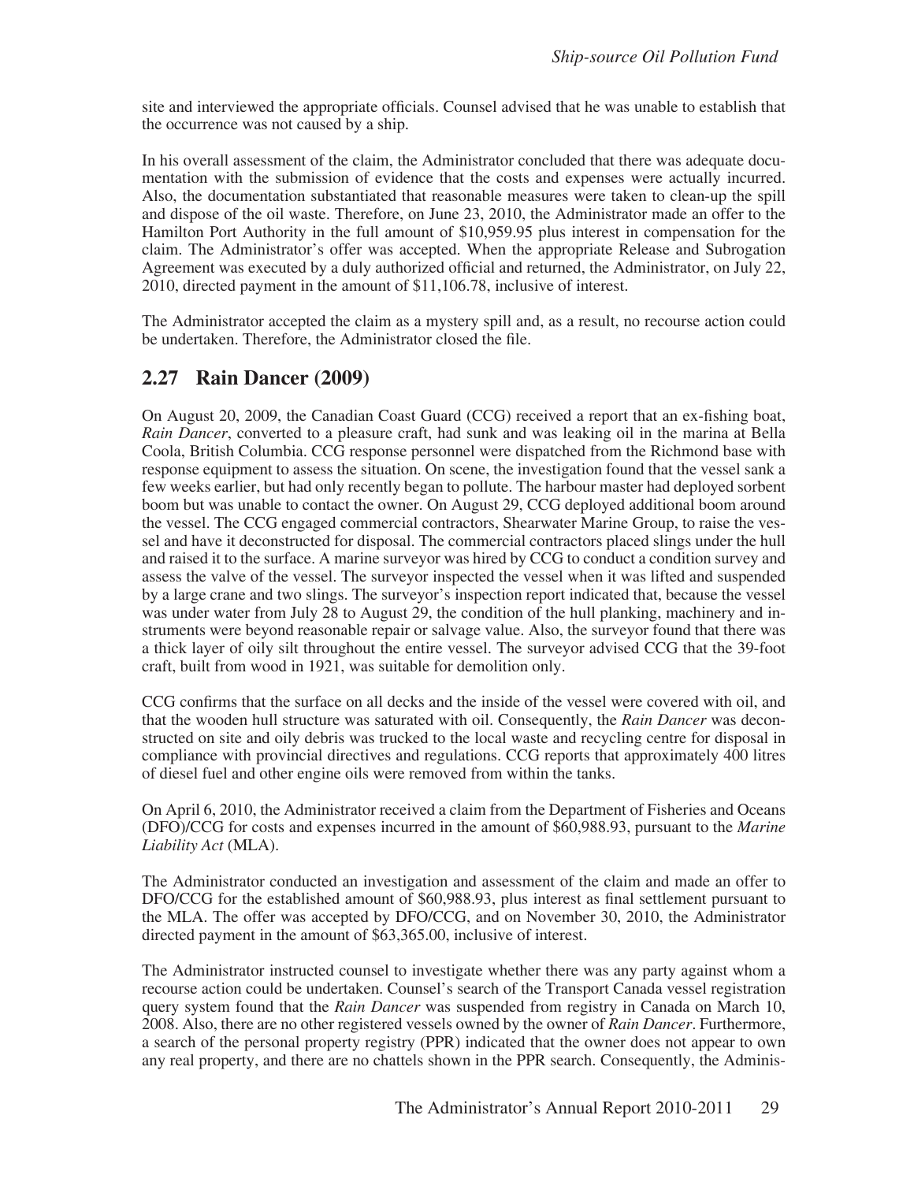site and interviewed the appropriate officials. Counsel advised that he was unable to establish that the occurrence was not caused by a ship.

In his overall assessment of the claim, the Administrator concluded that there was adequate documentation with the submission of evidence that the costs and expenses were actually incurred. Also, the documentation substantiated that reasonable measures were taken to clean-up the spill and dispose of the oil waste. Therefore, on June 23, 2010, the Administrator made an offer to the Hamilton Port Authority in the full amount of $10,959.95 plus interest in compensation for the claim. The Administrator's offer was accepted. When the appropriate Release and Subrogation Agreement was executed by a duly authorized official and returned, the Administrator, on July 22, 2010, directed payment in the amount of $11,106.78, inclusive of interest.

The Administrator accepted the claim as a mystery spill and, as a result, no recourse action could be undertaken. Therefore, the Administrator closed the file.

## 2.27 Rain Dancer (2009)

On August 20, 2009, the Canadian Coast Guard (CCG) received a report that an ex-fishing boat, *Rain Dancer*, converted to a pleasure craft, had sunk and was leaking oil in the marina at Bella Coola, British Columbia. CCG response personnel were dispatched from the Richmond base with response equipment to assess the situation. On scene, the investigation found that the vessel sank a few weeks earlier, but had only recently began to pollute. The harbour master had deployed sorbent boom but was unable to contact the owner. On August 29, CCG deployed additional boom around the vessel. The CCG engaged commercial contractors, Shearwater Marine Group, to raise the vessel and have it deconstructed for disposal. The commercial contractors placed slings under the hull and raised it to the surface. A marine surveyor was hired by CCG to conduct a condition survey and assess the valve of the vessel. The surveyor inspected the vessel when it was lifted and suspended by a large crane and two slings. The surveyor's inspection report indicated that, because the vessel was under water from July 28 to August 29, the condition of the hull planking, machinery and instruments were beyond reasonable repair or salvage value. Also, the surveyor found that there was a thick layer of oily silt throughout the entire vessel. The surveyor advised CCG that the 39-foot craft, built from wood in 1921, was suitable for demolition only.

CCG confirms that the surface on all decks and the inside of the vessel were covered with oil, and that the wooden hull structure was saturated with oil. Consequently, the *Rain Dancer* was deconstructed on site and oily debris was trucked to the local waste and recycling centre for disposal in compliance with provincial directives and regulations. CCG reports that approximately 400 litres of diesel fuel and other engine oils were removed from within the tanks.

On April 6, 2010, the Administrator received a claim from the Department of Fisheries and Oceans (DFO)/CCG for costs and expenses incurred in the amount of $60,988.93, pursuant to the *Marine Liability Act* (MLA).

The Administrator conducted an investigation and assessment of the claim and made an offer to DFO/CCG for the established amount of $60,988.93, plus interest as final settlement pursuant to the MLA. The offer was accepted by DFO/CCG, and on November 30, 2010, the Administrator directed payment in the amount of $63,365.00, inclusive of interest.

The Administrator instructed counsel to investigate whether there was any party against whom a recourse action could be undertaken. Counsel's search of the Transport Canada vessel registration query system found that the *Rain Dancer* was suspended from registry in Canada on March 10, 2008. Also, there are no other registered vessels owned by the owner of *Rain Dancer*. Furthermore, a search of the personal property registry (PPR) indicated that the owner does not appear to own any real property, and there are no chattels shown in the PPR search. Consequently, the Adminis-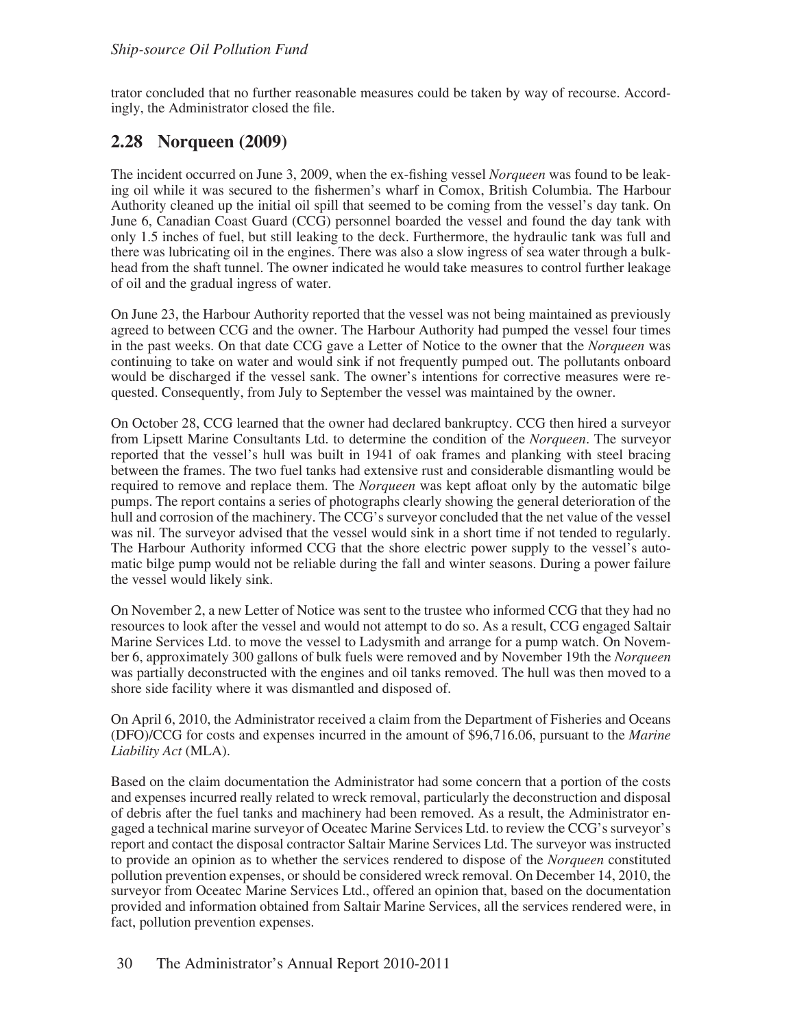trator concluded that no further reasonable measures could be taken by way of recourse. Accordingly, the Administrator closed the file.

## 2.28 Norqueen (2009)

The incident occurred on June 3, 2009, when the ex-fishing vessel *Norqueen* was found to be leaking oil while it was secured to the fishermen's wharf in Comox, British Columbia. The Harbour Authority cleaned up the initial oil spill that seemed to be coming from the vessel's day tank. On June 6, Canadian Coast Guard (CCG) personnel boarded the vessel and found the day tank with only 1.5 inches of fuel, but still leaking to the deck. Furthermore, the hydraulic tank was full and there was lubricating oil in the engines. There was also a slow ingress of sea water through a bulkhead from the shaft tunnel. The owner indicated he would take measures to control further leakage of oil and the gradual ingress of water.

On June 23, the Harbour Authority reported that the vessel was not being maintained as previously agreed to between CCG and the owner. The Harbour Authority had pumped the vessel four times in the past weeks. On that date CCG gave a Letter of Notice to the owner that the *Norqueen* was continuing to take on water and would sink if not frequently pumped out. The pollutants onboard would be discharged if the vessel sank. The owner's intentions for corrective measures were requested. Consequently, from July to September the vessel was maintained by the owner.

On October 28, CCG learned that the owner had declared bankruptcy. CCG then hired a surveyor from Lipsett Marine Consultants Ltd. to determine the condition of the *Norqueen*. The surveyor reported that the vessel's hull was built in 1941 of oak frames and planking with steel bracing between the frames. The two fuel tanks had extensive rust and considerable dismantling would be required to remove and replace them. The *Norqueen* was kept afloat only by the automatic bilge pumps. The report contains a series of photographs clearly showing the general deterioration of the hull and corrosion of the machinery. The CCG's surveyor concluded that the net value of the vessel was nil. The surveyor advised that the vessel would sink in a short time if not tended to regularly. The Harbour Authority informed CCG that the shore electric power supply to the vessel's automatic bilge pump would not be reliable during the fall and winter seasons. During a power failure the vessel would likely sink.

On November 2, a new Letter of Notice was sent to the trustee who informed CCG that they had no resources to look after the vessel and would not attempt to do so. As a result, CCG engaged Saltair Marine Services Ltd. to move the vessel to Ladysmith and arrange for a pump watch. On November 6, approximately 300 gallons of bulk fuels were removed and by November 19th the *Norqueen* was partially deconstructed with the engines and oil tanks removed. The hull was then moved to a shore side facility where it was dismantled and disposed of.

On April 6, 2010, the Administrator received a claim from the Department of Fisheries and Oceans (DFO)/CCG for costs and expenses incurred in the amount of $96,716.06, pursuant to the *Marine Liability Act* (MLA).

Based on the claim documentation the Administrator had some concern that a portion of the costs and expenses incurred really related to wreck removal, particularly the deconstruction and disposal of debris after the fuel tanks and machinery had been removed. As a result, the Administrator engaged a technical marine surveyor of Oceatec Marine Services Ltd. to review the CCG's surveyor's report and contact the disposal contractor Saltair Marine Services Ltd. The surveyor was instructed to provide an opinion as to whether the services rendered to dispose of the *Norqueen* constituted pollution prevention expenses, or should be considered wreck removal. On December 14, 2010, the surveyor from Oceatec Marine Services Ltd., offered an opinion that, based on the documentation provided and information obtained from Saltair Marine Services, all the services rendered were, in fact, pollution prevention expenses.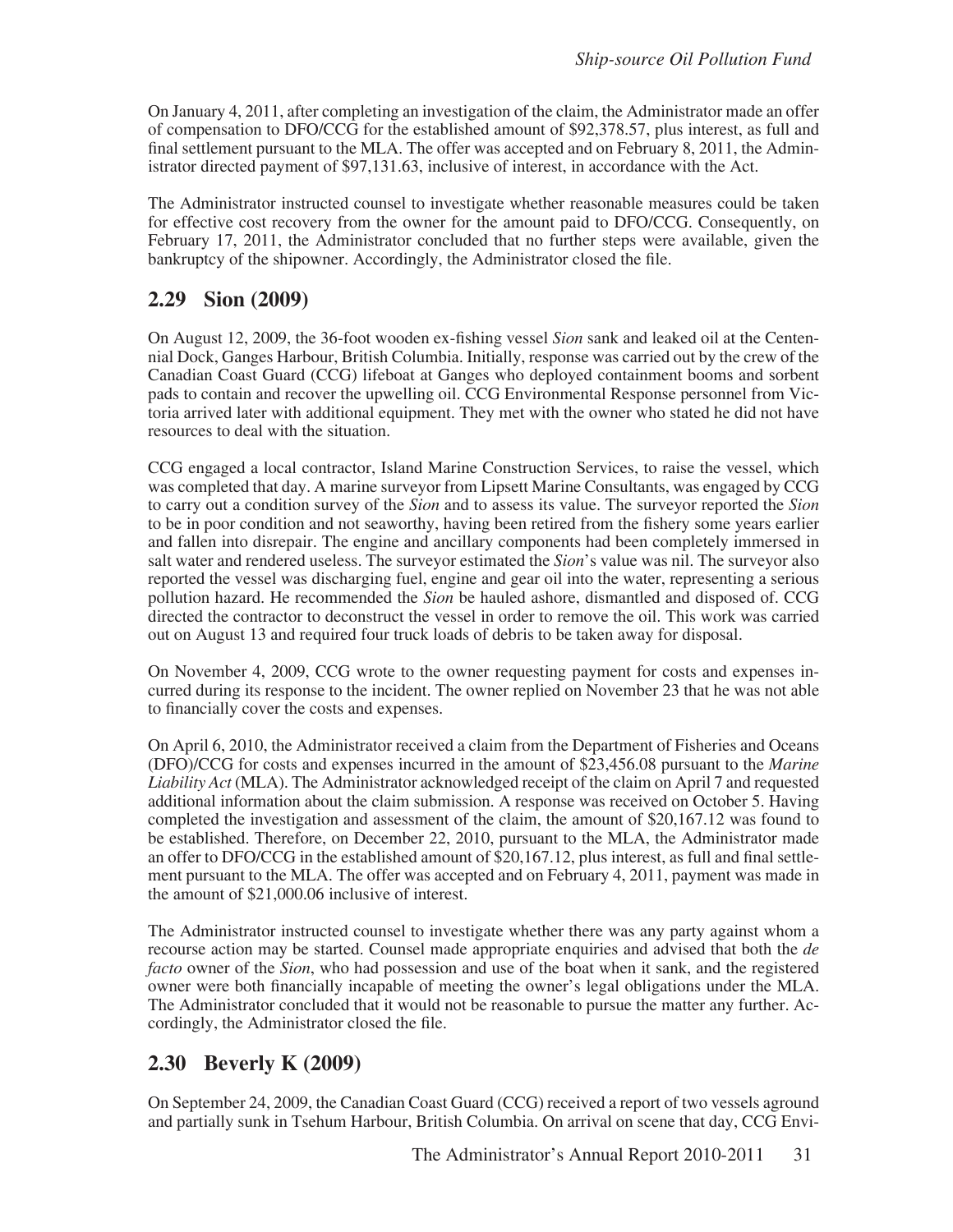On January 4, 2011, after completing an investigation of the claim, the Administrator made an offer of compensation to DFO/CCG for the established amount of $92,378.57, plus interest, as full and final settlement pursuant to the MLA. The offer was accepted and on February 8, 2011, the Administrator directed payment of $97,131.63, inclusive of interest, in accordance with the Act.

The Administrator instructed counsel to investigate whether reasonable measures could be taken for effective cost recovery from the owner for the amount paid to DFO/CCG. Consequently, on February 17, 2011, the Administrator concluded that no further steps were available, given the bankruptcy of the shipowner. Accordingly, the Administrator closed the file.

## 2.29 Sion (2009)

On August 12, 2009, the 36-foot wooden ex-fishing vessel *Sion* sank and leaked oil at the Centennial Dock, Ganges Harbour, British Columbia. Initially, response was carried out by the crew of the Canadian Coast Guard (CCG) lifeboat at Ganges who deployed containment booms and sorbent pads to contain and recover the upwelling oil. CCG Environmental Response personnel from Victoria arrived later with additional equipment. They met with the owner who stated he did not have resources to deal with the situation.

CCG engaged a local contractor, Island Marine Construction Services, to raise the vessel, which was completed that day. A marine surveyor from Lipsett Marine Consultants, was engaged by CCG to carry out a condition survey of the *Sion* and to assess its value. The surveyor reported the *Sion* to be in poor condition and not seaworthy, having been retired from the fishery some years earlier and fallen into disrepair. The engine and ancillary components had been completely immersed in salt water and rendered useless. The surveyor estimated the *Sion*'s value was nil. The surveyor also reported the vessel was discharging fuel, engine and gear oil into the water, representing a serious pollution hazard. He recommended the *Sion* be hauled ashore, dismantled and disposed of. CCG directed the contractor to deconstruct the vessel in order to remove the oil. This work was carried out on August 13 and required four truck loads of debris to be taken away for disposal.

On November 4, 2009, CCG wrote to the owner requesting payment for costs and expenses incurred during its response to the incident. The owner replied on November 23 that he was not able to financially cover the costs and expenses.

On April 6, 2010, the Administrator received a claim from the Department of Fisheries and Oceans (DFO)/CCG for costs and expenses incurred in the amount of $23,456.08 pursuant to the *Marine Liability Act* (MLA). The Administrator acknowledged receipt of the claim on April 7 and requested additional information about the claim submission. A response was received on October 5. Having completed the investigation and assessment of the claim, the amount of $20,167.12 was found to be established. Therefore, on December 22, 2010, pursuant to the MLA, the Administrator made an offer to DFO/CCG in the established amount of $20,167.12, plus interest, as full and final settlement pursuant to the MLA. The offer was accepted and on February 4, 2011, payment was made in the amount of $21,000.06 inclusive of interest.

The Administrator instructed counsel to investigate whether there was any party against whom a recourse action may be started. Counsel made appropriate enquiries and advised that both the *de facto* owner of the *Sion*, who had possession and use of the boat when it sank, and the registered owner were both financially incapable of meeting the owner's legal obligations under the MLA. The Administrator concluded that it would not be reasonable to pursue the matter any further. Accordingly, the Administrator closed the file.

## 2.30 Beverly K (2009)

On September 24, 2009, the Canadian Coast Guard (CCG) received a report of two vessels aground and partially sunk in Tsehum Harbour, British Columbia. On arrival on scene that day, CCG Envi-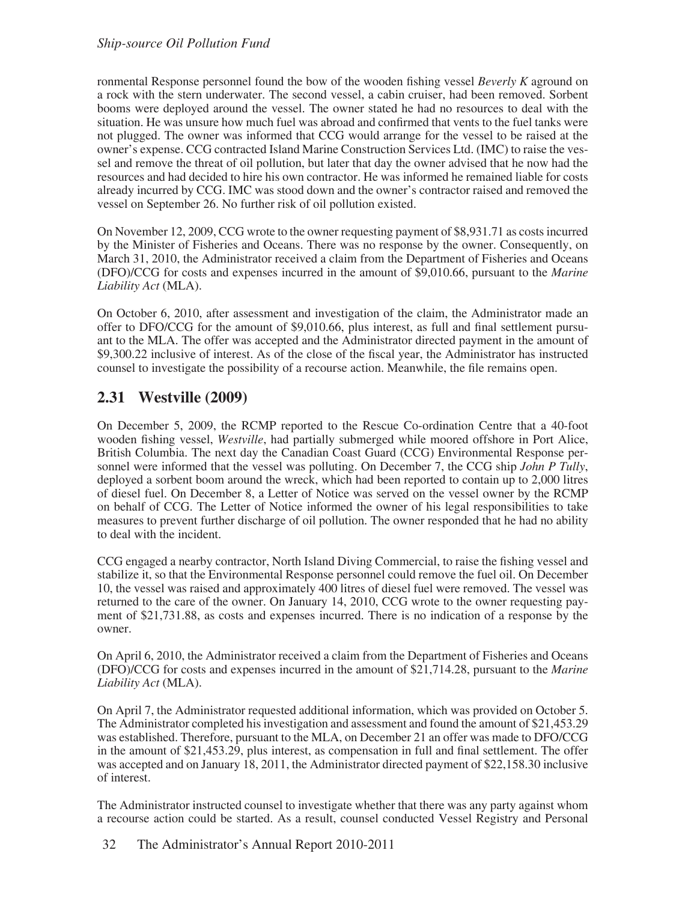ronmental Response personnel found the bow of the wooden fishing vessel *Beverly K* aground on a rock with the stern underwater. The second vessel, a cabin cruiser, had been removed. Sorbent booms were deployed around the vessel. The owner stated he had no resources to deal with the situation. He was unsure how much fuel was abroad and confirmed that vents to the fuel tanks were not plugged. The owner was informed that CCG would arrange for the vessel to be raised at the owner's expense. CCG contracted Island Marine Construction Services Ltd. (IMC) to raise the vessel and remove the threat of oil pollution, but later that day the owner advised that he now had the resources and had decided to hire his own contractor. He was informed he remained liable for costs already incurred by CCG. IMC was stood down and the owner's contractor raised and removed the vessel on September 26. No further risk of oil pollution existed.

On November 12, 2009, CCG wrote to the owner requesting payment of $8,931.71 as costs incurred by the Minister of Fisheries and Oceans. There was no response by the owner. Consequently, on March 31, 2010, the Administrator received a claim from the Department of Fisheries and Oceans (DFO)/CCG for costs and expenses incurred in the amount of $9,010.66, pursuant to the *Marine Liability Act* (MLA).

On October 6, 2010, after assessment and investigation of the claim, the Administrator made an offer to DFO/CCG for the amount of $9,010.66, plus interest, as full and final settlement pursuant to the MLA. The offer was accepted and the Administrator directed payment in the amount of $9,300.22 inclusive of interest. As of the close of the fiscal year, the Administrator has instructed counsel to investigate the possibility of a recourse action. Meanwhile, the file remains open.

## 2.31 Westville (2009)

On December 5, 2009, the RCMP reported to the Rescue Co-ordination Centre that a 40-foot wooden fishing vessel, *Westville*, had partially submerged while moored offshore in Port Alice, British Columbia. The next day the Canadian Coast Guard (CCG) Environmental Response personnel were informed that the vessel was polluting. On December 7, the CCG ship *John P Tully*, deployed a sorbent boom around the wreck, which had been reported to contain up to 2,000 litres of diesel fuel. On December 8, a Letter of Notice was served on the vessel owner by the RCMP on behalf of CCG. The Letter of Notice informed the owner of his legal responsibilities to take measures to prevent further discharge of oil pollution. The owner responded that he had no ability to deal with the incident.

CCG engaged a nearby contractor, North Island Diving Commercial, to raise the fishing vessel and stabilize it, so that the Environmental Response personnel could remove the fuel oil. On December 10, the vessel was raised and approximately 400 litres of diesel fuel were removed. The vessel was returned to the care of the owner. On January 14, 2010, CCG wrote to the owner requesting payment of $21,731.88, as costs and expenses incurred. There is no indication of a response by the owner.

On April 6, 2010, the Administrator received a claim from the Department of Fisheries and Oceans (DFO)/CCG for costs and expenses incurred in the amount of $21,714.28, pursuant to the *Marine Liability Act* (MLA).

On April 7, the Administrator requested additional information, which was provided on October 5. The Administrator completed his investigation and assessment and found the amount of $21,453.29 was established. Therefore, pursuant to the MLA, on December 21 an offer was made to DFO/CCG in the amount of $21,453.29, plus interest, as compensation in full and final settlement. The offer was accepted and on January 18, 2011, the Administrator directed payment of $22,158.30 inclusive of interest.

The Administrator instructed counsel to investigate whether that there was any party against whom a recourse action could be started. As a result, counsel conducted Vessel Registry and Personal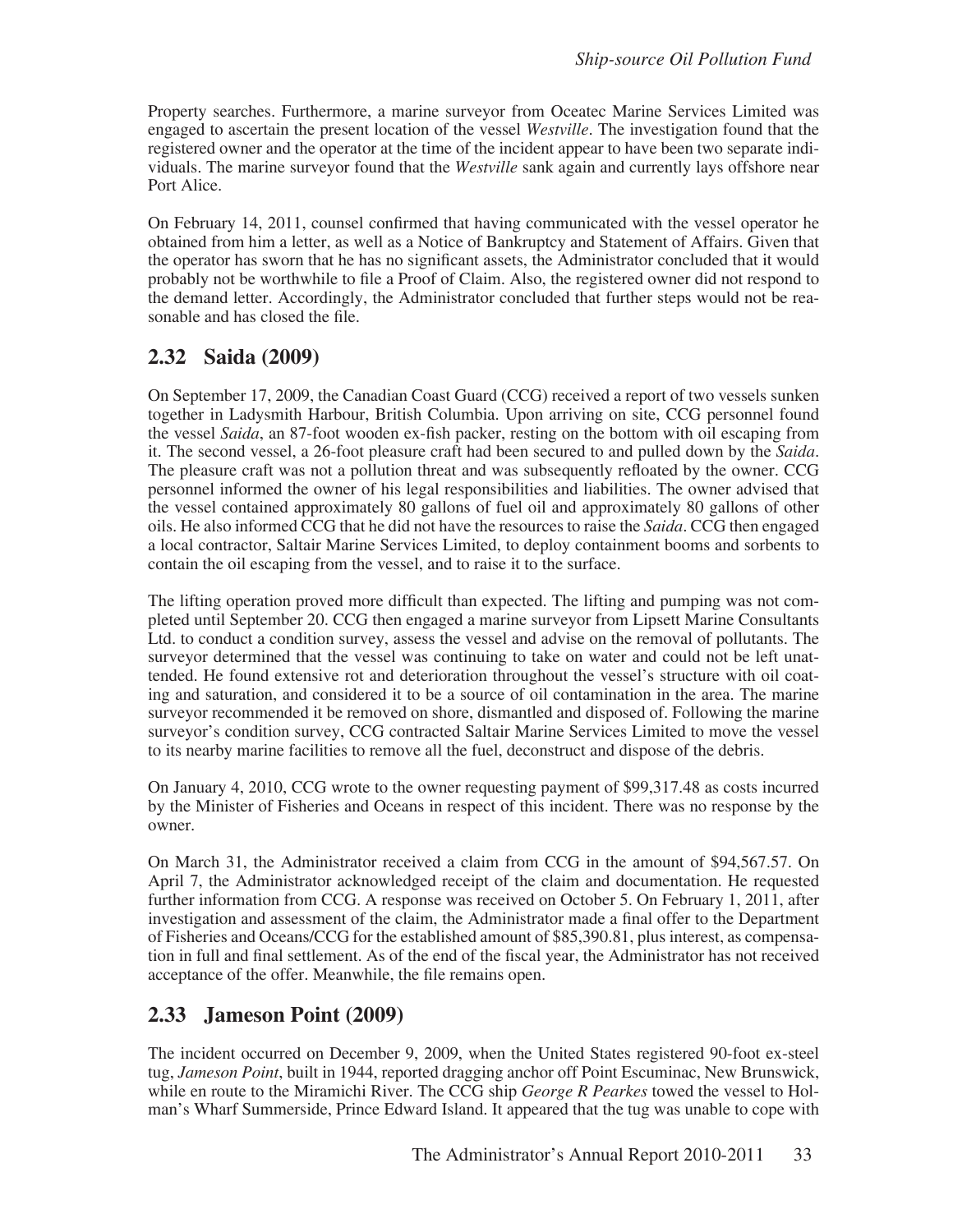Property searches. Furthermore, a marine surveyor from Oceatec Marine Services Limited was engaged to ascertain the present location of the vessel *Westville*. The investigation found that the registered owner and the operator at the time of the incident appear to have been two separate individuals. The marine surveyor found that the *Westville* sank again and currently lays offshore near Port Alice.

On February 14, 2011, counsel confirmed that having communicated with the vessel operator he obtained from him a letter, as well as a Notice of Bankruptcy and Statement of Affairs. Given that the operator has sworn that he has no significant assets, the Administrator concluded that it would probably not be worthwhile to file a Proof of Claim. Also, the registered owner did not respond to the demand letter. Accordingly, the Administrator concluded that further steps would not be reasonable and has closed the file.

## 2.32 Saida (2009)

On September 17, 2009, the Canadian Coast Guard (CCG) received a report of two vessels sunken together in Ladysmith Harbour, British Columbia. Upon arriving on site, CCG personnel found the vessel *Saida*, an 87-foot wooden ex-fish packer, resting on the bottom with oil escaping from it. The second vessel, a 26-foot pleasure craft had been secured to and pulled down by the *Saida*. The pleasure craft was not a pollution threat and was subsequently refloated by the owner. CCG personnel informed the owner of his legal responsibilities and liabilities. The owner advised that the vessel contained approximately 80 gallons of fuel oil and approximately 80 gallons of other oils. He also informed CCG that he did not have the resources to raise the *Saida*. CCG then engaged a local contractor, Saltair Marine Services Limited, to deploy containment booms and sorbents to contain the oil escaping from the vessel, and to raise it to the surface.

The lifting operation proved more difficult than expected. The lifting and pumping was not completed until September 20. CCG then engaged a marine surveyor from Lipsett Marine Consultants Ltd. to conduct a condition survey, assess the vessel and advise on the removal of pollutants. The surveyor determined that the vessel was continuing to take on water and could not be left unattended. He found extensive rot and deterioration throughout the vessel's structure with oil coating and saturation, and considered it to be a source of oil contamination in the area. The marine surveyor recommended it be removed on shore, dismantled and disposed of. Following the marine surveyor's condition survey, CCG contracted Saltair Marine Services Limited to move the vessel to its nearby marine facilities to remove all the fuel, deconstruct and dispose of the debris.

On January 4, 2010, CCG wrote to the owner requesting payment of $99,317.48 as costs incurred by the Minister of Fisheries and Oceans in respect of this incident. There was no response by the owner.

On March 31, the Administrator received a claim from CCG in the amount of $94,567.57. On April 7, the Administrator acknowledged receipt of the claim and documentation. He requested further information from CCG. A response was received on October 5. On February 1, 2011, after investigation and assessment of the claim, the Administrator made a final offer to the Department of Fisheries and Oceans/CCG for the established amount of $85,390.81, plus interest, as compensation in full and final settlement. As of the end of the fiscal year, the Administrator has not received acceptance of the offer. Meanwhile, the file remains open.

## 2.33 Jameson Point (2009)

The incident occurred on December 9, 2009, when the United States registered 90-foot ex-steel tug, *Jameson Point*, built in 1944, reported dragging anchor off Point Escuminac, New Brunswick, while en route to the Miramichi River. The CCG ship *George R Pearkes* towed the vessel to Holman's Wharf Summerside, Prince Edward Island. It appeared that the tug was unable to cope with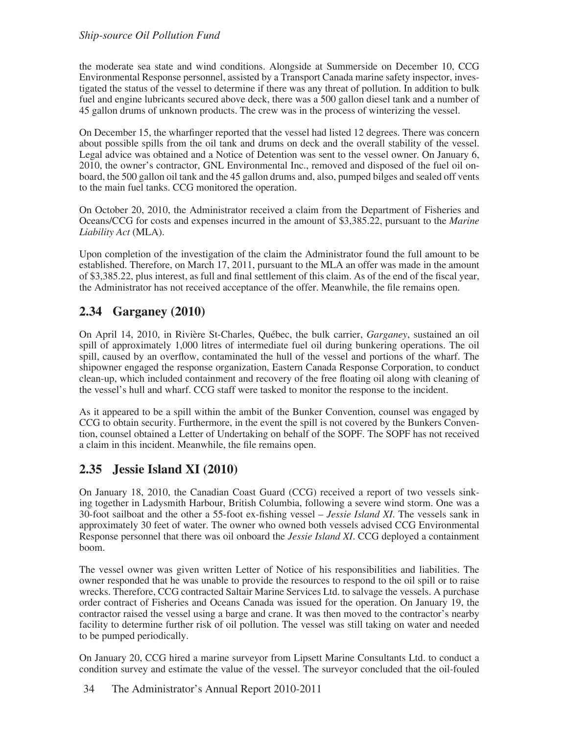the moderate sea state and wind conditions. Alongside at Summerside on December 10, CCG Environmental Response personnel, assisted by a Transport Canada marine safety inspector, investigated the status of the vessel to determine if there was any threat of pollution. In addition to bulk fuel and engine lubricants secured above deck, there was a 500 gallon diesel tank and a number of 45 gallon drums of unknown products. The crew was in the process of winterizing the vessel.

On December 15, the wharfinger reported that the vessel had listed 12 degrees. There was concern about possible spills from the oil tank and drums on deck and the overall stability of the vessel. Legal advice was obtained and a Notice of Detention was sent to the vessel owner. On January 6, 2010, the owner's contractor, GNL Environmental Inc., removed and disposed of the fuel oil onboard, the 500 gallon oil tank and the 45 gallon drums and, also, pumped bilges and sealed off vents to the main fuel tanks. CCG monitored the operation.

On October 20, 2010, the Administrator received a claim from the Department of Fisheries and Oceans/CCG for costs and expenses incurred in the amount of $3,385.22, pursuant to the *Marine Liability Act* (MLA).

Upon completion of the investigation of the claim the Administrator found the full amount to be established. Therefore, on March 17, 2011, pursuant to the MLA an offer was made in the amount of $3,385.22, plus interest, as full and final settlement of this claim. As of the end of the fiscal year, the Administrator has not received acceptance of the offer. Meanwhile, the file remains open.

## 2.34 Garganey (2010)

On April 14, 2010, in Rivière St-Charles, Québec, the bulk carrier, *Garganey*, sustained an oil spill of approximately 1,000 litres of intermediate fuel oil during bunkering operations. The oil spill, caused by an overflow, contaminated the hull of the vessel and portions of the wharf. The shipowner engaged the response organization, Eastern Canada Response Corporation, to conduct clean-up, which included containment and recovery of the free floating oil along with cleaning of the vessel's hull and wharf. CCG staff were tasked to monitor the response to the incident.

As it appeared to be a spill within the ambit of the Bunker Convention, counsel was engaged by CCG to obtain security. Furthermore, in the event the spill is not covered by the Bunkers Convention, counsel obtained a Letter of Undertaking on behalf of the SOPF. The SOPF has not received a claim in this incident. Meanwhile, the file remains open.

## 2.35 Jessie Island XI (2010)

On January 18, 2010, the Canadian Coast Guard (CCG) received a report of two vessels sinking together in Ladysmith Harbour, British Columbia, following a severe wind storm. One was a 30-foot sailboat and the other a 55-foot ex-fishing vessel – *Jessie Island XI*. The vessels sank in approximately 30 feet of water. The owner who owned both vessels advised CCG Environmental Response personnel that there was oil onboard the *Jessie Island XI*. CCG deployed a containment boom.

The vessel owner was given written Letter of Notice of his responsibilities and liabilities. The owner responded that he was unable to provide the resources to respond to the oil spill or to raise wrecks. Therefore, CCG contracted Saltair Marine Services Ltd. to salvage the vessels. A purchase order contract of Fisheries and Oceans Canada was issued for the operation. On January 19, the contractor raised the vessel using a barge and crane. It was then moved to the contractor's nearby facility to determine further risk of oil pollution. The vessel was still taking on water and needed to be pumped periodically.

On January 20, CCG hired a marine surveyor from Lipsett Marine Consultants Ltd. to conduct a condition survey and estimate the value of the vessel. The surveyor concluded that the oil-fouled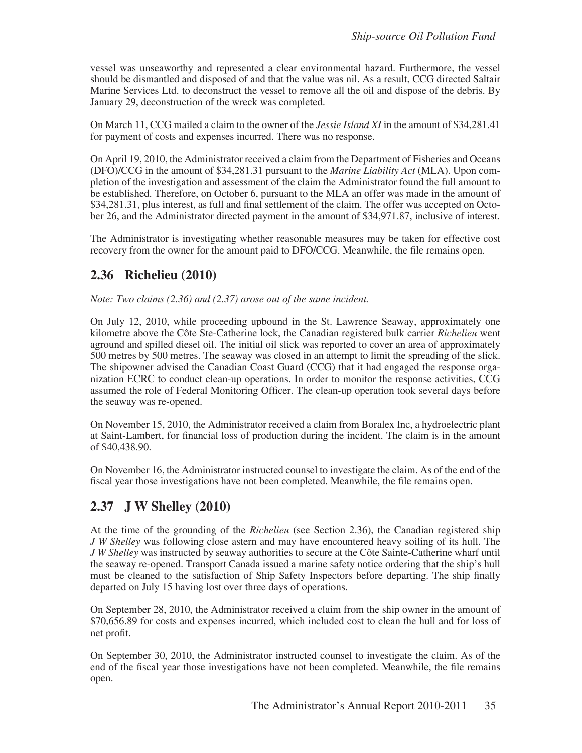vessel was unseaworthy and represented a clear environmental hazard. Furthermore, the vessel should be dismantled and disposed of and that the value was nil. As a result, CCG directed Saltair Marine Services Ltd. to deconstruct the vessel to remove all the oil and dispose of the debris. By January 29, deconstruction of the wreck was completed.

On March 11, CCG mailed a claim to the owner of the *Jessie Island XI* in the amount of $34,281.41 for payment of costs and expenses incurred. There was no response.

On April 19, 2010, the Administrator received a claim from the Department of Fisheries and Oceans (DFO)/CCG in the amount of $34,281.31 pursuant to the *Marine Liability Act* (MLA). Upon completion of the investigation and assessment of the claim the Administrator found the full amount to be established. Therefore, on October 6, pursuant to the MLA an offer was made in the amount of $34,281.31, plus interest, as full and final settlement of the claim. The offer was accepted on October 26, and the Administrator directed payment in the amount of $34,971.87, inclusive of interest.

The Administrator is investigating whether reasonable measures may be taken for effective cost recovery from the owner for the amount paid to DFO/CCG. Meanwhile, the file remains open.

## 2.36 Richelieu (2010)

*Note: Two claims (2.36) and (2.37) arose out of the same incident.*

On July 12, 2010, while proceeding upbound in the St. Lawrence Seaway, approximately one kilometre above the Côte Ste-Catherine lock, the Canadian registered bulk carrier *Richelieu* went aground and spilled diesel oil. The initial oil slick was reported to cover an area of approximately 500 metres by 500 metres. The seaway was closed in an attempt to limit the spreading of the slick. The shipowner advised the Canadian Coast Guard (CCG) that it had engaged the response organization ECRC to conduct clean-up operations. In order to monitor the response activities, CCG assumed the role of Federal Monitoring Officer. The clean-up operation took several days before the seaway was re-opened.

On November 15, 2010, the Administrator received a claim from Boralex Inc, a hydroelectric plant at Saint-Lambert, for financial loss of production during the incident. The claim is in the amount of $40,438.90.

On November 16, the Administrator instructed counsel to investigate the claim. As of the end of the fiscal year those investigations have not been completed. Meanwhile, the file remains open.

## 2.37 J W Shelley (2010)

At the time of the grounding of the *Richelieu* (see Section 2.36), the Canadian registered ship *J W Shelley* was following close astern and may have encountered heavy soiling of its hull. The *J W Shelley* was instructed by seaway authorities to secure at the Côte Sainte-Catherine wharf until the seaway re-opened. Transport Canada issued a marine safety notice ordering that the ship's hull must be cleaned to the satisfaction of Ship Safety Inspectors before departing. The ship finally departed on July 15 having lost over three days of operations.

On September 28, 2010, the Administrator received a claim from the ship owner in the amount of $70,656.89 for costs and expenses incurred, which included cost to clean the hull and for loss of net profit.

On September 30, 2010, the Administrator instructed counsel to investigate the claim. As of the end of the fiscal year those investigations have not been completed. Meanwhile, the file remains open.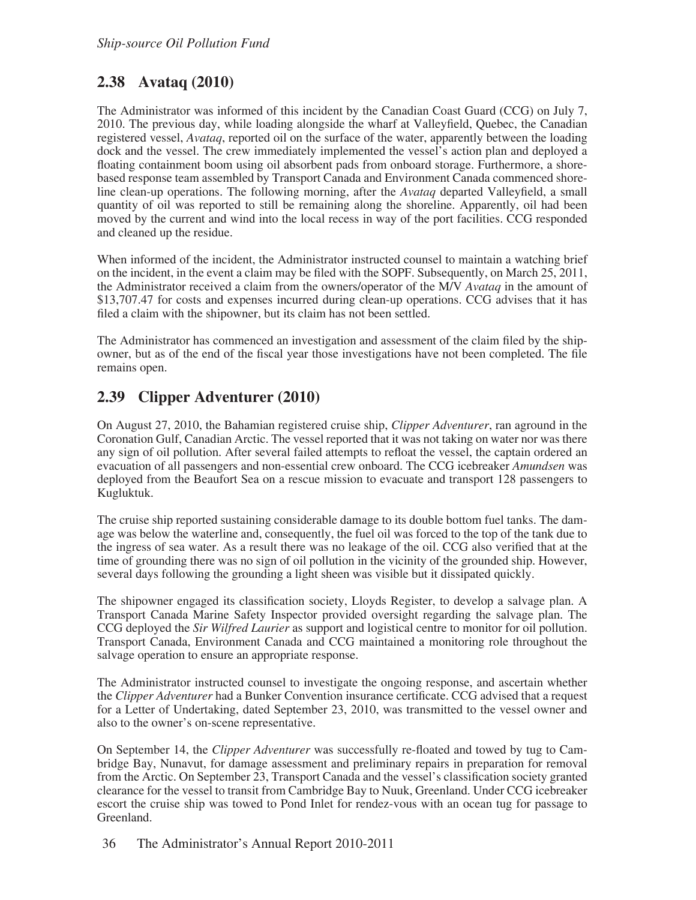## 2.38 Avataq (2010)

The Administrator was informed of this incident by the Canadian Coast Guard (CCG) on July 7, 2010. The previous day, while loading alongside the wharf at Valleyfield, Quebec, the Canadian registered vessel, *Avataq*, reported oil on the surface of the water, apparently between the loading dock and the vessel. The crew immediately implemented the vessel's action plan and deployed a floating containment boom using oil absorbent pads from onboard storage. Furthermore, a shore-based response team assembled by Transport Canada and Environment Canada commenced shoreline clean-up operations. The following morning, after the *Avataq* departed Valleyfield, a small quantity of oil was reported to still be remaining along the shoreline. Apparently, oil had been moved by the current and wind into the local recess in way of the port facilities. CCG responded and cleaned up the residue.

When informed of the incident, the Administrator instructed counsel to maintain a watching brief on the incident, in the event a claim may be filed with the SOPF. Subsequently, on March 25, 2011, the Administrator received a claim from the owners/operator of the M/V *Avataq* in the amount of $13,707.47 for costs and expenses incurred during clean-up operations. CCG advises that it has filed a claim with the shipowner, but its claim has not been settled.

The Administrator has commenced an investigation and assessment of the claim filed by the shipowner, but as of the end of the fiscal year those investigations have not been completed. The file remains open.

## 2.39 Clipper Adventurer (2010)

On August 27, 2010, the Bahamian registered cruise ship, *Clipper Adventurer*, ran aground in the Coronation Gulf, Canadian Arctic. The vessel reported that it was not taking on water nor was there any sign of oil pollution. After several failed attempts to refloat the vessel, the captain ordered an evacuation of all passengers and non-essential crew onboard. The CCG icebreaker *Amundsen* was deployed from the Beaufort Sea on a rescue mission to evacuate and transport 128 passengers to Kugluktuk.

The cruise ship reported sustaining considerable damage to its double bottom fuel tanks. The damage was below the waterline and, consequently, the fuel oil was forced to the top of the tank due to the ingress of sea water. As a result there was no leakage of the oil. CCG also verified that at the time of grounding there was no sign of oil pollution in the vicinity of the grounded ship. However, several days following the grounding a light sheen was visible but it dissipated quickly.

The shipowner engaged its classification society, Lloyds Register, to develop a salvage plan. A Transport Canada Marine Safety Inspector provided oversight regarding the salvage plan. The CCG deployed the *Sir Wilfred Laurier* as support and logistical centre to monitor for oil pollution. Transport Canada, Environment Canada and CCG maintained a monitoring role throughout the salvage operation to ensure an appropriate response.

The Administrator instructed counsel to investigate the ongoing response, and ascertain whether the *Clipper Adventurer* had a Bunker Convention insurance certificate. CCG advised that a request for a Letter of Undertaking, dated September 23, 2010, was transmitted to the vessel owner and also to the owner's on-scene representative.

On September 14, the *Clipper Adventurer* was successfully re-floated and towed by tug to Cambridge Bay, Nunavut, for damage assessment and preliminary repairs in preparation for removal from the Arctic. On September 23, Transport Canada and the vessel's classification society granted clearance for the vessel to transit from Cambridge Bay to Nuuk, Greenland. Under CCG icebreaker escort the cruise ship was towed to Pond Inlet for rendez-vous with an ocean tug for passage to Greenland.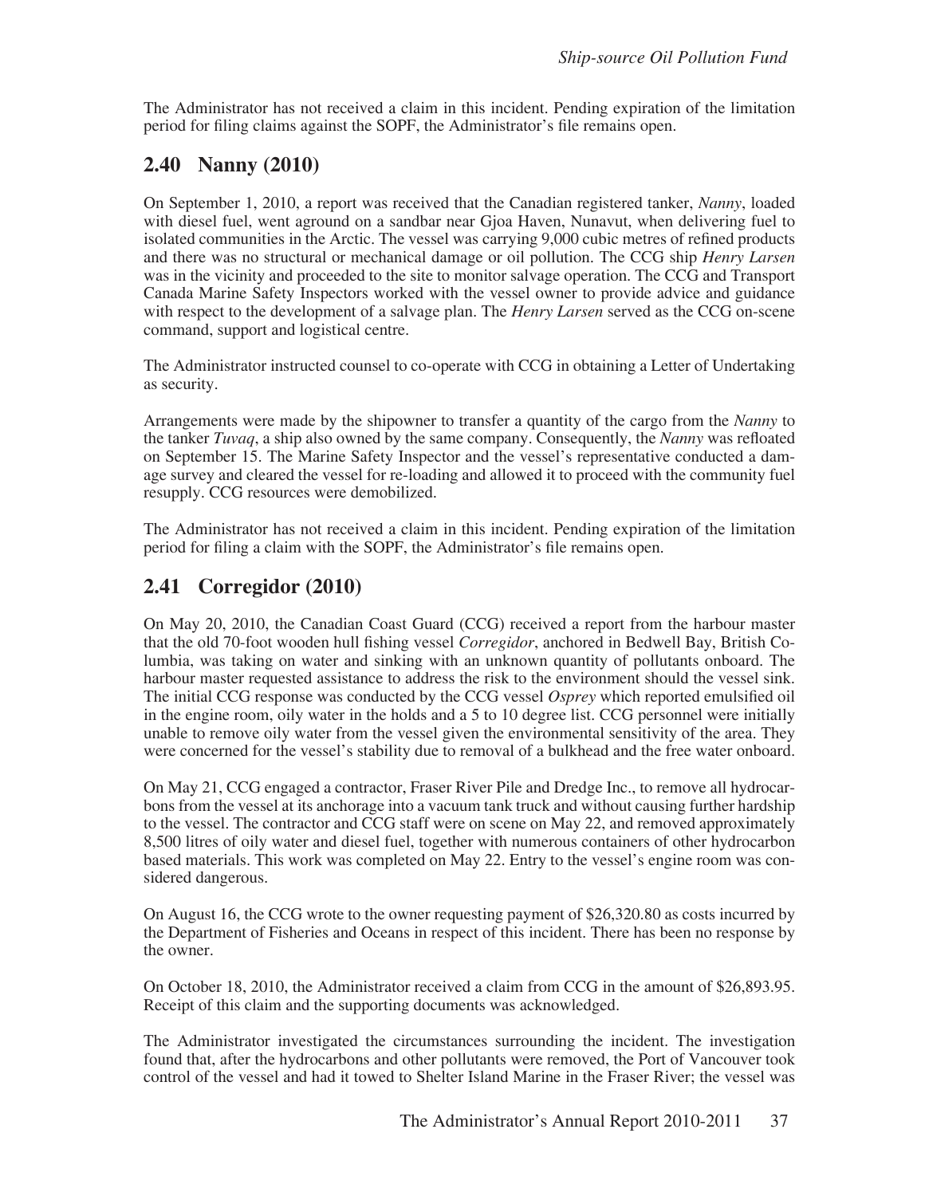The Administrator has not received a claim in this incident. Pending expiration of the limitation period for filing claims against the SOPF, the Administrator's file remains open.

## 2.40 Nanny (2010)

On September 1, 2010, a report was received that the Canadian registered tanker, *Nanny*, loaded with diesel fuel, went aground on a sandbar near Gjoa Haven, Nunavut, when delivering fuel to isolated communities in the Arctic. The vessel was carrying 9,000 cubic metres of refined products and there was no structural or mechanical damage or oil pollution. The CCG ship *Henry Larsen* was in the vicinity and proceeded to the site to monitor salvage operation. The CCG and Transport Canada Marine Safety Inspectors worked with the vessel owner to provide advice and guidance with respect to the development of a salvage plan. The *Henry Larsen* served as the CCG on-scene command, support and logistical centre.

The Administrator instructed counsel to co-operate with CCG in obtaining a Letter of Undertaking as security.

Arrangements were made by the shipowner to transfer a quantity of the cargo from the *Nanny* to the tanker *Tuvaq*, a ship also owned by the same company. Consequently, the *Nanny* was refloated on September 15. The Marine Safety Inspector and the vessel's representative conducted a damage survey and cleared the vessel for re-loading and allowed it to proceed with the community fuel resupply. CCG resources were demobilized.

The Administrator has not received a claim in this incident. Pending expiration of the limitation period for filing a claim with the SOPF, the Administrator's file remains open.

## 2.41 Corregidor (2010)

On May 20, 2010, the Canadian Coast Guard (CCG) received a report from the harbour master that the old 70-foot wooden hull fishing vessel *Corregidor*, anchored in Bedwell Bay, British Columbia, was taking on water and sinking with an unknown quantity of pollutants onboard. The harbour master requested assistance to address the risk to the environment should the vessel sink. The initial CCG response was conducted by the CCG vessel *Osprey* which reported emulsified oil in the engine room, oily water in the holds and a 5 to 10 degree list. CCG personnel were initially unable to remove oily water from the vessel given the environmental sensitivity of the area. They were concerned for the vessel's stability due to removal of a bulkhead and the free water onboard.

On May 21, CCG engaged a contractor, Fraser River Pile and Dredge Inc., to remove all hydrocarbons from the vessel at its anchorage into a vacuum tank truck and without causing further hardship to the vessel. The contractor and CCG staff were on scene on May 22, and removed approximately 8,500 litres of oily water and diesel fuel, together with numerous containers of other hydrocarbon based materials. This work was completed on May 22. Entry to the vessel's engine room was considered dangerous.

On August 16, the CCG wrote to the owner requesting payment of $26,320.80 as costs incurred by the Department of Fisheries and Oceans in respect of this incident. There has been no response by the owner.

On October 18, 2010, the Administrator received a claim from CCG in the amount of $26,893.95. Receipt of this claim and the supporting documents was acknowledged.

The Administrator investigated the circumstances surrounding the incident. The investigation found that, after the hydrocarbons and other pollutants were removed, the Port of Vancouver took control of the vessel and had it towed to Shelter Island Marine in the Fraser River; the vessel was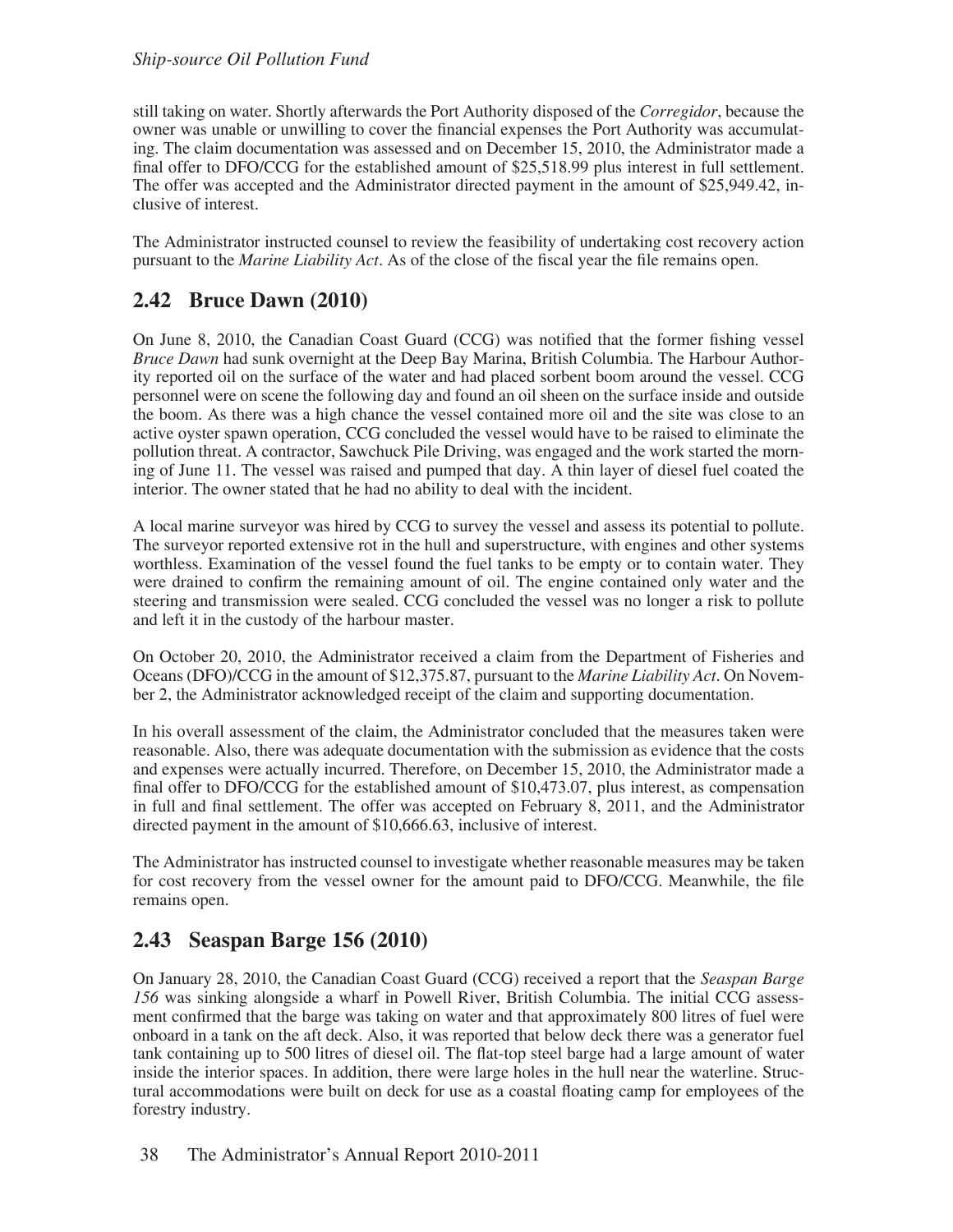still taking on water. Shortly afterwards the Port Authority disposed of the *Corregidor*, because the owner was unable or unwilling to cover the financial expenses the Port Authority was accumulating. The claim documentation was assessed and on December 15, 2010, the Administrator made a final offer to DFO/CCG for the established amount of $25,518.99 plus interest in full settlement. The offer was accepted and the Administrator directed payment in the amount of $25,949.42, inclusive of interest.

The Administrator instructed counsel to review the feasibility of undertaking cost recovery action pursuant to the *Marine Liability Act*. As of the close of the fiscal year the file remains open.

## 2.42 Bruce Dawn (2010)

On June 8, 2010, the Canadian Coast Guard (CCG) was notified that the former fishing vessel *Bruce Dawn* had sunk overnight at the Deep Bay Marina, British Columbia. The Harbour Authority reported oil on the surface of the water and had placed sorbent boom around the vessel. CCG personnel were on scene the following day and found an oil sheen on the surface inside and outside the boom. As there was a high chance the vessel contained more oil and the site was close to an active oyster spawn operation, CCG concluded the vessel would have to be raised to eliminate the pollution threat. A contractor, Sawchuck Pile Driving, was engaged and the work started the morning of June 11. The vessel was raised and pumped that day. A thin layer of diesel fuel coated the interior. The owner stated that he had no ability to deal with the incident.

A local marine surveyor was hired by CCG to survey the vessel and assess its potential to pollute. The surveyor reported extensive rot in the hull and superstructure, with engines and other systems worthless. Examination of the vessel found the fuel tanks to be empty or to contain water. They were drained to confirm the remaining amount of oil. The engine contained only water and the steering and transmission were sealed. CCG concluded the vessel was no longer a risk to pollute and left it in the custody of the harbour master.

On October 20, 2010, the Administrator received a claim from the Department of Fisheries and Oceans (DFO)/CCG in the amount of $12,375.87, pursuant to the *Marine Liability Act*. On November 2, the Administrator acknowledged receipt of the claim and supporting documentation.

In his overall assessment of the claim, the Administrator concluded that the measures taken were reasonable. Also, there was adequate documentation with the submission as evidence that the costs and expenses were actually incurred. Therefore, on December 15, 2010, the Administrator made a final offer to DFO/CCG for the established amount of $10,473.07, plus interest, as compensation in full and final settlement. The offer was accepted on February 8, 2011, and the Administrator directed payment in the amount of $10,666.63, inclusive of interest.

The Administrator has instructed counsel to investigate whether reasonable measures may be taken for cost recovery from the vessel owner for the amount paid to DFO/CCG. Meanwhile, the file remains open.

## 2.43 Seaspan Barge 156 (2010)

On January 28, 2010, the Canadian Coast Guard (CCG) received a report that the *Seaspan Barge 156* was sinking alongside a wharf in Powell River, British Columbia. The initial CCG assessment confirmed that the barge was taking on water and that approximately 800 litres of fuel were onboard in a tank on the aft deck. Also, it was reported that below deck there was a generator fuel tank containing up to 500 litres of diesel oil. The flat-top steel barge had a large amount of water inside the interior spaces. In addition, there were large holes in the hull near the waterline. Structural accommodations were built on deck for use as a coastal floating camp for employees of the forestry industry.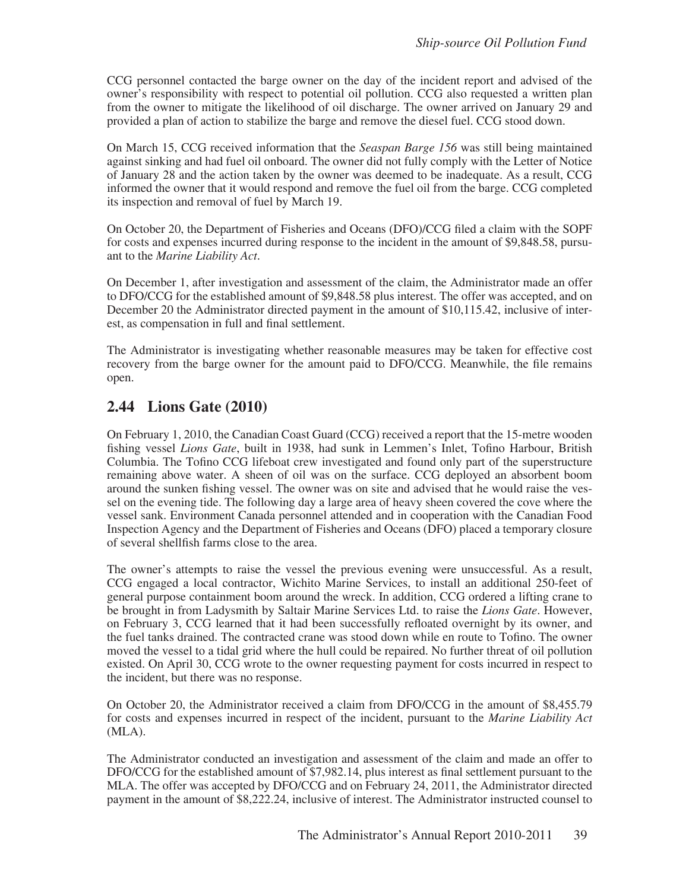CCG personnel contacted the barge owner on the day of the incident report and advised of the owner's responsibility with respect to potential oil pollution. CCG also requested a written plan from the owner to mitigate the likelihood of oil discharge. The owner arrived on January 29 and provided a plan of action to stabilize the barge and remove the diesel fuel. CCG stood down.

On March 15, CCG received information that the *Seaspan Barge 156* was still being maintained against sinking and had fuel oil onboard. The owner did not fully comply with the Letter of Notice of January 28 and the action taken by the owner was deemed to be inadequate. As a result, CCG informed the owner that it would respond and remove the fuel oil from the barge. CCG completed its inspection and removal of fuel by March 19.

On October 20, the Department of Fisheries and Oceans (DFO)/CCG filed a claim with the SOPF for costs and expenses incurred during response to the incident in the amount of $9,848.58, pursuant to the *Marine Liability Act*.

On December 1, after investigation and assessment of the claim, the Administrator made an offer to DFO/CCG for the established amount of $9,848.58 plus interest. The offer was accepted, and on December 20 the Administrator directed payment in the amount of $10,115.42, inclusive of interest, as compensation in full and final settlement.

The Administrator is investigating whether reasonable measures may be taken for effective cost recovery from the barge owner for the amount paid to DFO/CCG. Meanwhile, the file remains open.

## 2.44 Lions Gate (2010)

On February 1, 2010, the Canadian Coast Guard (CCG) received a report that the 15-metre wooden fishing vessel *Lions Gate*, built in 1938, had sunk in Lemmen's Inlet, Tofino Harbour, British Columbia. The Tofino CCG lifeboat crew investigated and found only part of the superstructure remaining above water. A sheen of oil was on the surface. CCG deployed an absorbent boom around the sunken fishing vessel. The owner was on site and advised that he would raise the vessel on the evening tide. The following day a large area of heavy sheen covered the cove where the vessel sank. Environment Canada personnel attended and in cooperation with the Canadian Food Inspection Agency and the Department of Fisheries and Oceans (DFO) placed a temporary closure of several shellfish farms close to the area.

The owner's attempts to raise the vessel the previous evening were unsuccessful. As a result, CCG engaged a local contractor, Wichito Marine Services, to install an additional 250-feet of general purpose containment boom around the wreck. In addition, CCG ordered a lifting crane to be brought in from Ladysmith by Saltair Marine Services Ltd. to raise the *Lions Gate*. However, on February 3, CCG learned that it had been successfully refloated overnight by its owner, and the fuel tanks drained. The contracted crane was stood down while en route to Tofino. The owner moved the vessel to a tidal grid where the hull could be repaired. No further threat of oil pollution existed. On April 30, CCG wrote to the owner requesting payment for costs incurred in respect to the incident, but there was no response.

On October 20, the Administrator received a claim from DFO/CCG in the amount of $8,455.79 for costs and expenses incurred in respect of the incident, pursuant to the *Marine Liability Act* (MLA).

The Administrator conducted an investigation and assessment of the claim and made an offer to DFO/CCG for the established amount of $7,982.14, plus interest as final settlement pursuant to the MLA. The offer was accepted by DFO/CCG and on February 24, 2011, the Administrator directed payment in the amount of $8,222.24, inclusive of interest. The Administrator instructed counsel to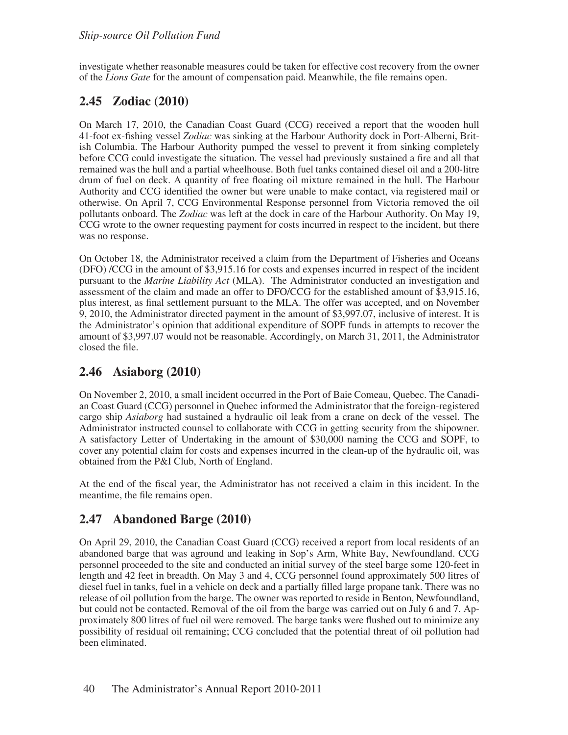investigate whether reasonable measures could be taken for effective cost recovery from the owner of the *Lions Gate* for the amount of compensation paid. Meanwhile, the file remains open.

## 2.45 Zodiac (2010)

On March 17, 2010, the Canadian Coast Guard (CCG) received a report that the wooden hull 41-foot ex-fishing vessel *Zodiac* was sinking at the Harbour Authority dock in Port-Alberni, British Columbia. The Harbour Authority pumped the vessel to prevent it from sinking completely before CCG could investigate the situation. The vessel had previously sustained a fire and all that remained was the hull and a partial wheelhouse. Both fuel tanks contained diesel oil and a 200-litre drum of fuel on deck. A quantity of free floating oil mixture remained in the hull. The Harbour Authority and CCG identified the owner but were unable to make contact, via registered mail or otherwise. On April 7, CCG Environmental Response personnel from Victoria removed the oil pollutants onboard. The *Zodiac* was left at the dock in care of the Harbour Authority. On May 19, CCG wrote to the owner requesting payment for costs incurred in respect to the incident, but there was no response.

On October 18, the Administrator received a claim from the Department of Fisheries and Oceans (DFO) /CCG in the amount of $3,915.16 for costs and expenses incurred in respect of the incident pursuant to the *Marine Liability Act* (MLA). The Administrator conducted an investigation and assessment of the claim and made an offer to DFO/CCG for the established amount of $3,915.16, plus interest, as final settlement pursuant to the MLA. The offer was accepted, and on November 9, 2010, the Administrator directed payment in the amount of $3,997.07, inclusive of interest. It is the Administrator's opinion that additional expenditure of SOPF funds in attempts to recover the amount of $3,997.07 would not be reasonable. Accordingly, on March 31, 2011, the Administrator closed the file.

## 2.46 Asiaborg (2010)

On November 2, 2010, a small incident occurred in the Port of Baie Comeau, Quebec. The Canadian Coast Guard (CCG) personnel in Quebec informed the Administrator that the foreign-registered cargo ship *Asiaborg* had sustained a hydraulic oil leak from a crane on deck of the vessel. The Administrator instructed counsel to collaborate with CCG in getting security from the shipowner. A satisfactory Letter of Undertaking in the amount of $30,000 naming the CCG and SOPF, to cover any potential claim for costs and expenses incurred in the clean-up of the hydraulic oil, was obtained from the P&I Club, North of England.

At the end of the fiscal year, the Administrator has not received a claim in this incident. In the meantime, the file remains open.

## 2.47 Abandoned Barge (2010)

On April 29, 2010, the Canadian Coast Guard (CCG) received a report from local residents of an abandoned barge that was aground and leaking in Sop's Arm, White Bay, Newfoundland. CCG personnel proceeded to the site and conducted an initial survey of the steel barge some 120-feet in length and 42 feet in breadth. On May 3 and 4, CCG personnel found approximately 500 litres of diesel fuel in tanks, fuel in a vehicle on deck and a partially filled large propane tank. There was no release of oil pollution from the barge. The owner was reported to reside in Benton, Newfoundland, but could not be contacted. Removal of the oil from the barge was carried out on July 6 and 7. Approximately 800 litres of fuel oil were removed. The barge tanks were flushed out to minimize any possibility of residual oil remaining; CCG concluded that the potential threat of oil pollution had been eliminated.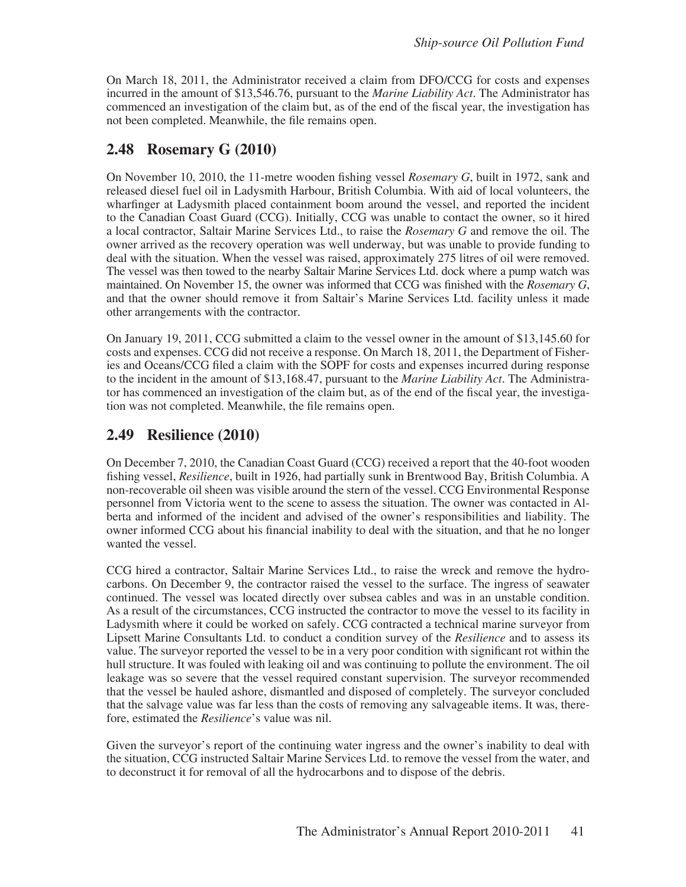On March 18, 2011, the Administrator received a claim from DFO/CCG for costs and expenses incurred in the amount of $13,546.76, pursuant to the *Marine Liability Act*. The Administrator has commenced an investigation of the claim but, as of the end of the fiscal year, the investigation has not been completed. Meanwhile, the file remains open.

## 2.48 Rosemary G (2010)

On November 10, 2010, the 11-metre wooden fishing vessel *Rosemary G*, built in 1972, sank and released diesel fuel oil in Ladysmith Harbour, British Columbia. With aid of local volunteers, the wharfinger at Ladysmith placed containment boom around the vessel, and reported the incident to the Canadian Coast Guard (CCG). Initially, CCG was unable to contact the owner, so it hired a local contractor, Saltair Marine Services Ltd., to raise the *Rosemary G* and remove the oil. The owner arrived as the recovery operation was well underway, but was unable to provide funding to deal with the situation. When the vessel was raised, approximately 275 litres of oil were removed. The vessel was then towed to the nearby Saltair Marine Services Ltd. dock where a pump watch was maintained. On November 15, the owner was informed that CCG was finished with the *Rosemary G*, and that the owner should remove it from Saltair's Marine Services Ltd. facility unless it made other arrangements with the contractor.

On January 19, 2011, CCG submitted a claim to the vessel owner in the amount of $13,145.60 for costs and expenses. CCG did not receive a response. On March 18, 2011, the Department of Fisheries and Oceans/CCG filed a claim with the SOPF for costs and expenses incurred during response to the incident in the amount of $13,168.47, pursuant to the *Marine Liability Act*. The Administrator has commenced an investigation of the claim but, as of the end of the fiscal year, the investigation was not completed. Meanwhile, the file remains open.

## 2.49 Resilience (2010)

On December 7, 2010, the Canadian Coast Guard (CCG) received a report that the 40-foot wooden fishing vessel, *Resilience*, built in 1926, had partially sunk in Brentwood Bay, British Columbia. A non-recoverable oil sheen was visible around the stern of the vessel. CCG Environmental Response personnel from Victoria went to the scene to assess the situation. The owner was contacted in Alberta and informed of the incident and advised of the owner's responsibilities and liability. The owner informed CCG about his financial inability to deal with the situation, and that he no longer wanted the vessel.

CCG hired a contractor, Saltair Marine Services Ltd., to raise the wreck and remove the hydrocarbons. On December 9, the contractor raised the vessel to the surface. The ingress of seawater continued. The vessel was located directly over subsea cables and was in an unstable condition. As a result of the circumstances, CCG instructed the contractor to move the vessel to its facility in Ladysmith where it could be worked on safely. CCG contracted a technical marine surveyor from Lipsett Marine Consultants Ltd. to conduct a condition survey of the *Resilience* and to assess its value. The surveyor reported the vessel to be in a very poor condition with significant rot within the hull structure. It was fouled with leaking oil and was continuing to pollute the environment. The oil leakage was so severe that the vessel required constant supervision. The surveyor recommended that the vessel be hauled ashore, dismantled and disposed of completely. The surveyor concluded that the salvage value was far less than the costs of removing any salvageable items. It was, therefore, estimated the *Resilience*'s value was nil.

Given the surveyor's report of the continuing water ingress and the owner's inability to deal with the situation, CCG instructed Saltair Marine Services Ltd. to remove the vessel from the water, and to deconstruct it for removal of all the hydrocarbons and to dispose of the debris.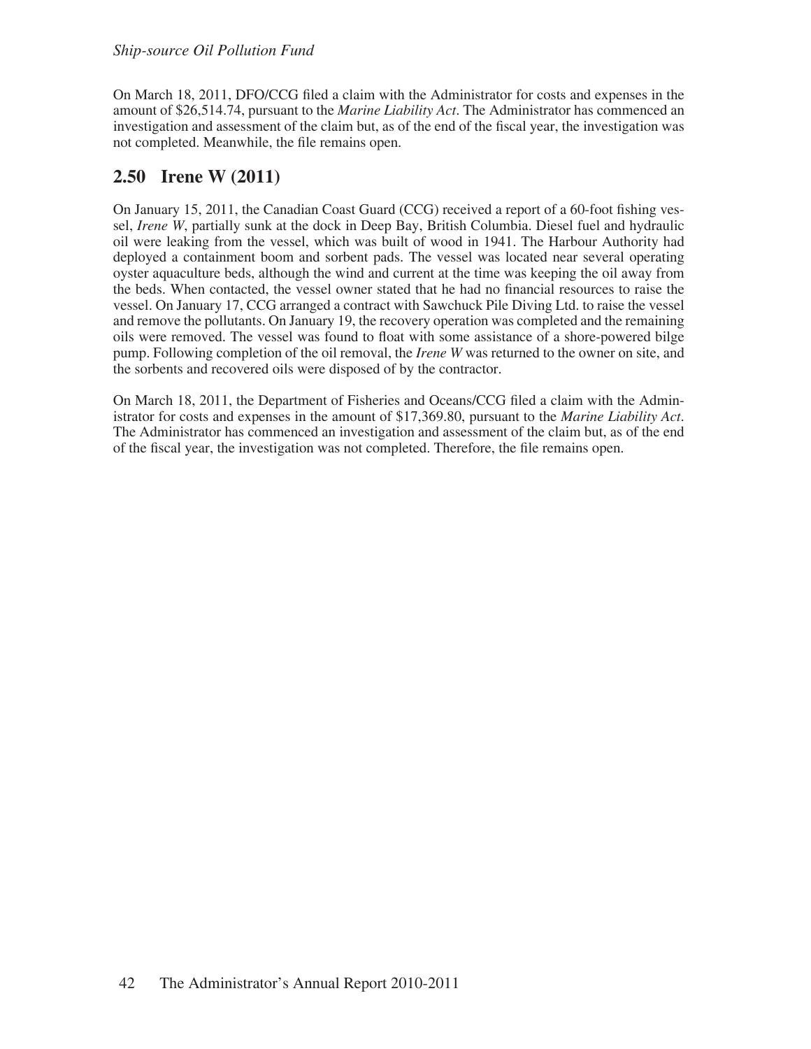On March 18, 2011, DFO/CCG filed a claim with the Administrator for costs and expenses in the amount of $26,514.74, pursuant to the *Marine Liability Act*. The Administrator has commenced an investigation and assessment of the claim but, as of the end of the fiscal year, the investigation was not completed. Meanwhile, the file remains open.

## 2.50 Irene W (2011)

On January 15, 2011, the Canadian Coast Guard (CCG) received a report of a 60-foot fishing vessel, *Irene W*, partially sunk at the dock in Deep Bay, British Columbia. Diesel fuel and hydraulic oil were leaking from the vessel, which was built of wood in 1941. The Harbour Authority had deployed a containment boom and sorbent pads. The vessel was located near several operating oyster aquaculture beds, although the wind and current at the time was keeping the oil away from the beds. When contacted, the vessel owner stated that he had no financial resources to raise the vessel. On January 17, CCG arranged a contract with Sawchuck Pile Diving Ltd. to raise the vessel and remove the pollutants. On January 19, the recovery operation was completed and the remaining oils were removed. The vessel was found to float with some assistance of a shore-powered bilge pump. Following completion of the oil removal, the *Irene W* was returned to the owner on site, and the sorbents and recovered oils were disposed of by the contractor.

On March 18, 2011, the Department of Fisheries and Oceans/CCG filed a claim with the Administrator for costs and expenses in the amount of $17,369.80, pursuant to the *Marine Liability Act*. The Administrator has commenced an investigation and assessment of the claim but, as of the end of the fiscal year, the investigation was not completed. Therefore, the file remains open.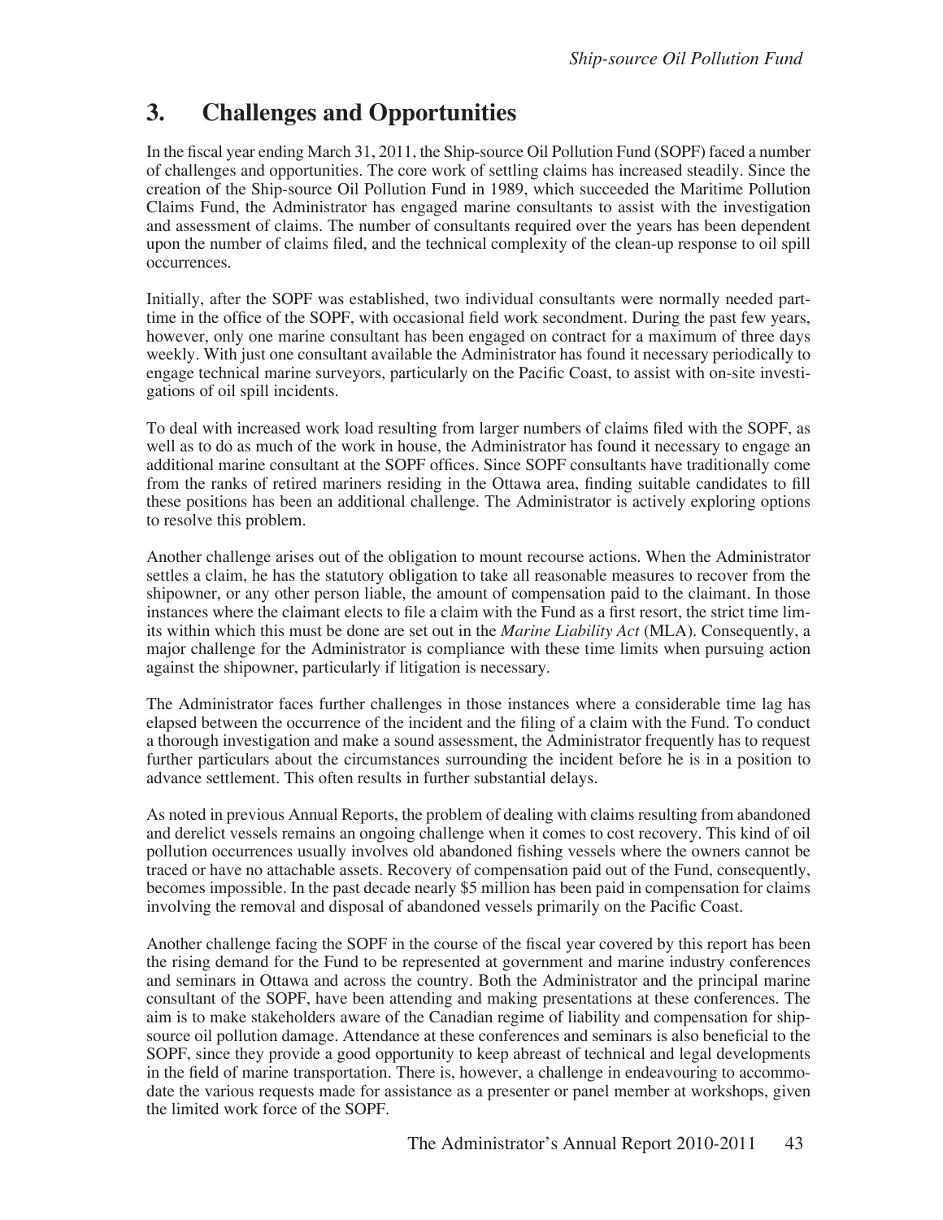# 3. Challenges and Opportunities

In the fiscal year ending March 31, 2011, the Ship-source Oil Pollution Fund (SOPF) faced a number of challenges and opportunities. The core work of settling claims has increased steadily. Since the creation of the Ship-source Oil Pollution Fund in 1989, which succeeded the Maritime Pollution Claims Fund, the Administrator has engaged marine consultants to assist with the investigation and assessment of claims. The number of consultants required over the years has been dependent upon the number of claims filed, and the technical complexity of the clean-up response to oil spill occurrences.

Initially, after the SOPF was established, two individual consultants were normally needed part-time in the office of the SOPF, with occasional field work secondment. During the past few years, however, only one marine consultant has been engaged on contract for a maximum of three days weekly. With just one consultant available the Administrator has found it necessary periodically to engage technical marine surveyors, particularly on the Pacific Coast, to assist with on-site investigations of oil spill incidents.

To deal with increased work load resulting from larger numbers of claims filed with the SOPF, as well as to do as much of the work in house, the Administrator has found it necessary to engage an additional marine consultant at the SOPF offices. Since SOPF consultants have traditionally come from the ranks of retired mariners residing in the Ottawa area, finding suitable candidates to fill these positions has been an additional challenge. The Administrator is actively exploring options to resolve this problem.

Another challenge arises out of the obligation to mount recourse actions. When the Administrator settles a claim, he has the statutory obligation to take all reasonable measures to recover from the shipowner, or any other person liable, the amount of compensation paid to the claimant. In those instances where the claimant elects to file a claim with the Fund as a first resort, the strict time limits within which this must be done are set out in the *Marine Liability Act* (MLA). Consequently, a major challenge for the Administrator is compliance with these time limits when pursuing action against the shipowner, particularly if litigation is necessary.

The Administrator faces further challenges in those instances where a considerable time lag has elapsed between the occurrence of the incident and the filing of a claim with the Fund. To conduct a thorough investigation and make a sound assessment, the Administrator frequently has to request further particulars about the circumstances surrounding the incident before he is in a position to advance settlement. This often results in further substantial delays.

As noted in previous Annual Reports, the problem of dealing with claims resulting from abandoned and derelict vessels remains an ongoing challenge when it comes to cost recovery. This kind of oil pollution occurrences usually involves old abandoned fishing vessels where the owners cannot be traced or have no attachable assets. Recovery of compensation paid out of the Fund, consequently, becomes impossible. In the past decade nearly $5 million has been paid in compensation for claims involving the removal and disposal of abandoned vessels primarily on the Pacific Coast.

Another challenge facing the SOPF in the course of the fiscal year covered by this report has been the rising demand for the Fund to be represented at government and marine industry conferences and seminars in Ottawa and across the country. Both the Administrator and the principal marine consultant of the SOPF, have been attending and making presentations at these conferences. The aim is to make stakeholders aware of the Canadian regime of liability and compensation for ship-source oil pollution damage. Attendance at these conferences and seminars is also beneficial to the SOPF, since they provide a good opportunity to keep abreast of technical and legal developments in the field of marine transportation. There is, however, a challenge in endeavouring to accommodate the various requests made for assistance as a presenter or panel member at workshops, given the limited work force of the SOPF.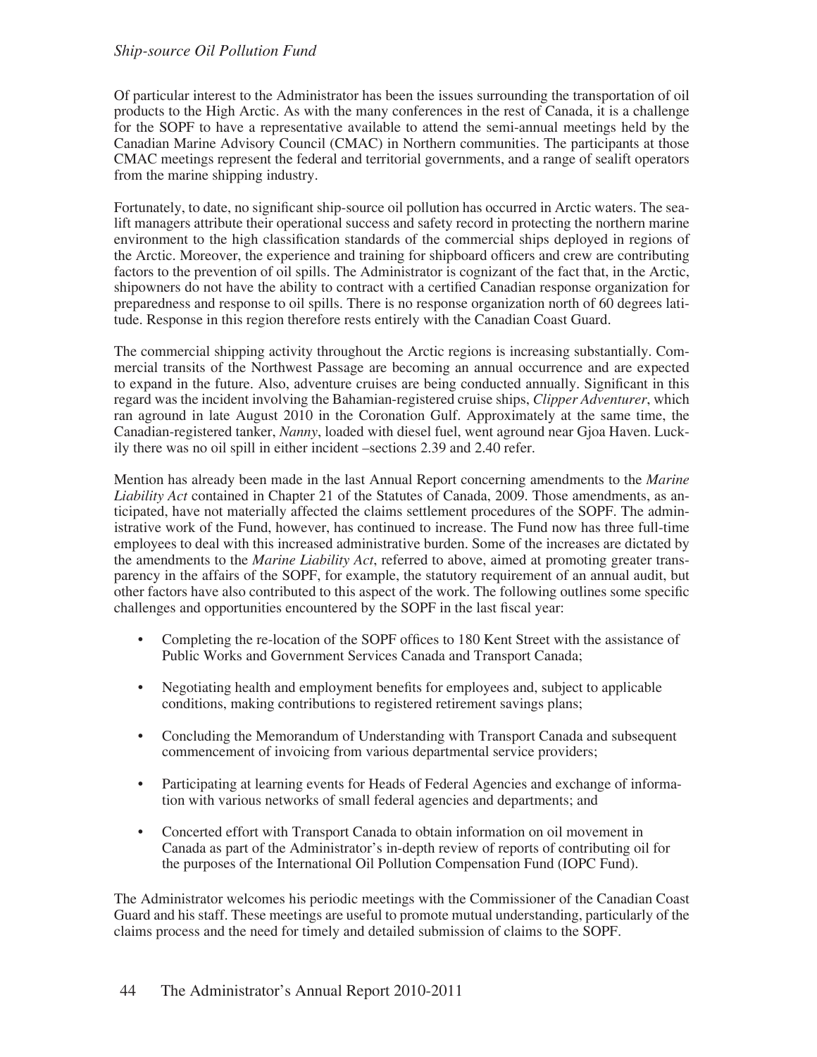Of particular interest to the Administrator has been the issues surrounding the transportation of oil products to the High Arctic. As with the many conferences in the rest of Canada, it is a challenge for the SOPF to have a representative available to attend the semi-annual meetings held by the Canadian Marine Advisory Council (CMAC) in Northern communities. The participants at those CMAC meetings represent the federal and territorial governments, and a range of sealift operators from the marine shipping industry.

Fortunately, to date, no significant ship-source oil pollution has occurred in Arctic waters. The sealift managers attribute their operational success and safety record in protecting the northern marine environment to the high classification standards of the commercial ships deployed in regions of the Arctic. Moreover, the experience and training for shipboard officers and crew are contributing factors to the prevention of oil spills. The Administrator is cognizant of the fact that, in the Arctic, shipowners do not have the ability to contract with a certified Canadian response organization for preparedness and response to oil spills. There is no response organization north of 60 degrees latitude. Response in this region therefore rests entirely with the Canadian Coast Guard.

The commercial shipping activity throughout the Arctic regions is increasing substantially. Commercial transits of the Northwest Passage are becoming an annual occurrence and are expected to expand in the future. Also, adventure cruises are being conducted annually. Significant in this regard was the incident involving the Bahamian-registered cruise ships, *Clipper Adventurer*, which ran aground in late August 2010 in the Coronation Gulf. Approximately at the same time, the Canadian-registered tanker, *Nanny*, loaded with diesel fuel, went aground near Gjoa Haven. Luckily there was no oil spill in either incident –sections 2.39 and 2.40 refer.

Mention has already been made in the last Annual Report concerning amendments to the *Marine Liability Act* contained in Chapter 21 of the Statutes of Canada, 2009. Those amendments, as anticipated, have not materially affected the claims settlement procedures of the SOPF. The administrative work of the Fund, however, has continued to increase. The Fund now has three full-time employees to deal with this increased administrative burden. Some of the increases are dictated by the amendments to the *Marine Liability Act*, referred to above, aimed at promoting greater transparency in the affairs of the SOPF, for example, the statutory requirement of an annual audit, but other factors have also contributed to this aspect of the work. The following outlines some specific challenges and opportunities encountered by the SOPF in the last fiscal year:

- Completing the re-location of the SOPF offices to 180 Kent Street with the assistance of Public Works and Government Services Canada and Transport Canada;
- Negotiating health and employment benefits for employees and, subject to applicable conditions, making contributions to registered retirement savings plans;
- Concluding the Memorandum of Understanding with Transport Canada and subsequent commencement of invoicing from various departmental service providers;
- Participating at learning events for Heads of Federal Agencies and exchange of information with various networks of small federal agencies and departments; and
- Concerted effort with Transport Canada to obtain information on oil movement in Canada as part of the Administrator's in-depth review of reports of contributing oil for the purposes of the International Oil Pollution Compensation Fund (IOPC Fund).

The Administrator welcomes his periodic meetings with the Commissioner of the Canadian Coast Guard and his staff. These meetings are useful to promote mutual understanding, particularly of the claims process and the need for timely and detailed submission of claims to the SOPF.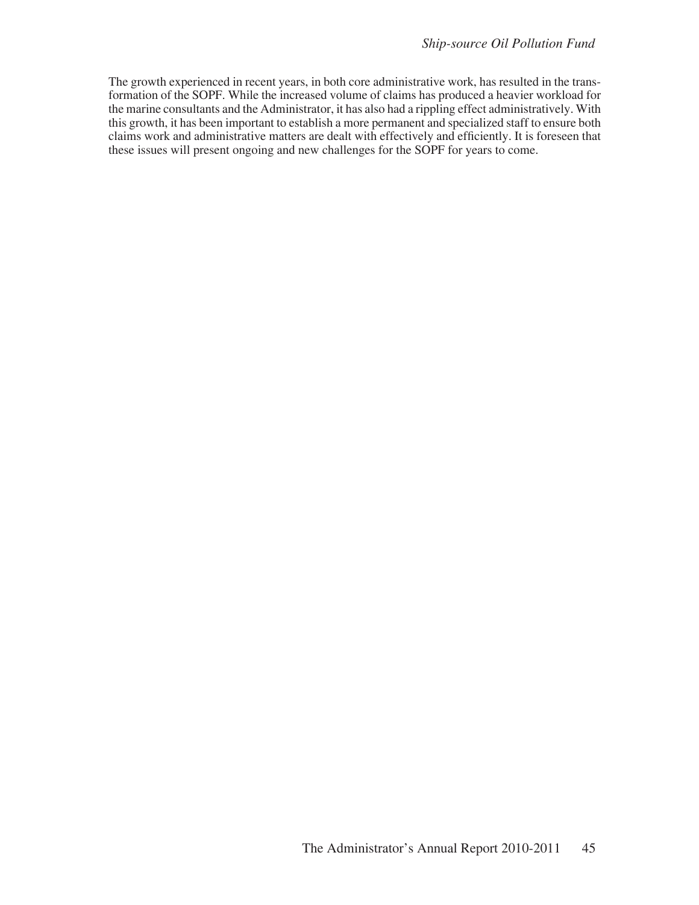The growth experienced in recent years, in both core administrative work, has resulted in the transformation of the SOPF. While the increased volume of claims has produced a heavier workload for the marine consultants and the Administrator, it has also had a rippling effect administratively. With this growth, it has been important to establish a more permanent and specialized staff to ensure both claims work and administrative matters are dealt with effectively and efficiently. It is foreseen that these issues will present ongoing and new challenges for the SOPF for years to come.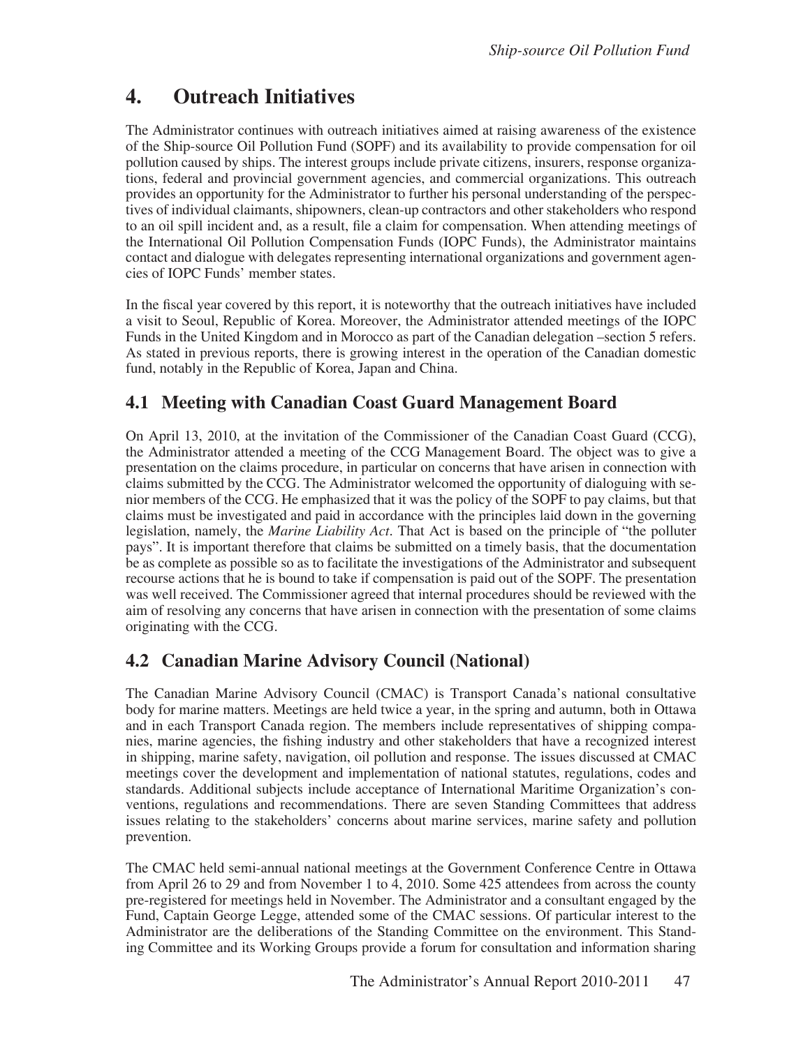# 4. Outreach Initiatives

The Administrator continues with outreach initiatives aimed at raising awareness of the existence of the Ship-source Oil Pollution Fund (SOPF) and its availability to provide compensation for oil pollution caused by ships. The interest groups include private citizens, insurers, response organizations, federal and provincial government agencies, and commercial organizations. This outreach provides an opportunity for the Administrator to further his personal understanding of the perspectives of individual claimants, shipowners, clean-up contractors and other stakeholders who respond to an oil spill incident and, as a result, file a claim for compensation. When attending meetings of the International Oil Pollution Compensation Funds (IOPC Funds), the Administrator maintains contact and dialogue with delegates representing international organizations and government agencies of IOPC Funds' member states.

In the fiscal year covered by this report, it is noteworthy that the outreach initiatives have included a visit to Seoul, Republic of Korea. Moreover, the Administrator attended meetings of the IOPC Funds in the United Kingdom and in Morocco as part of the Canadian delegation –section 5 refers. As stated in previous reports, there is growing interest in the operation of the Canadian domestic fund, notably in the Republic of Korea, Japan and China.

## 4.1 Meeting with Canadian Coast Guard Management Board

On April 13, 2010, at the invitation of the Commissioner of the Canadian Coast Guard (CCG), the Administrator attended a meeting of the CCG Management Board. The object was to give a presentation on the claims procedure, in particular on concerns that have arisen in connection with claims submitted by the CCG. The Administrator welcomed the opportunity of dialoguing with senior members of the CCG. He emphasized that it was the policy of the SOPF to pay claims, but that claims must be investigated and paid in accordance with the principles laid down in the governing legislation, namely, the *Marine Liability Act*. That Act is based on the principle of "the polluter pays". It is important therefore that claims be submitted on a timely basis, that the documentation be as complete as possible so as to facilitate the investigations of the Administrator and subsequent recourse actions that he is bound to take if compensation is paid out of the SOPF. The presentation was well received. The Commissioner agreed that internal procedures should be reviewed with the aim of resolving any concerns that have arisen in connection with the presentation of some claims originating with the CCG.

## 4.2 Canadian Marine Advisory Council (National)

The Canadian Marine Advisory Council (CMAC) is Transport Canada's national consultative body for marine matters. Meetings are held twice a year, in the spring and autumn, both in Ottawa and in each Transport Canada region. The members include representatives of shipping companies, marine agencies, the fishing industry and other stakeholders that have a recognized interest in shipping, marine safety, navigation, oil pollution and response. The issues discussed at CMAC meetings cover the development and implementation of national statutes, regulations, codes and standards. Additional subjects include acceptance of International Maritime Organization's conventions, regulations and recommendations. There are seven Standing Committees that address issues relating to the stakeholders' concerns about marine services, marine safety and pollution prevention.

The CMAC held semi-annual national meetings at the Government Conference Centre in Ottawa from April 26 to 29 and from November 1 to 4, 2010. Some 425 attendees from across the county pre-registered for meetings held in November. The Administrator and a consultant engaged by the Fund, Captain George Legge, attended some of the CMAC sessions. Of particular interest to the Administrator are the deliberations of the Standing Committee on the environment. This Standing Committee and its Working Groups provide a forum for consultation and information sharing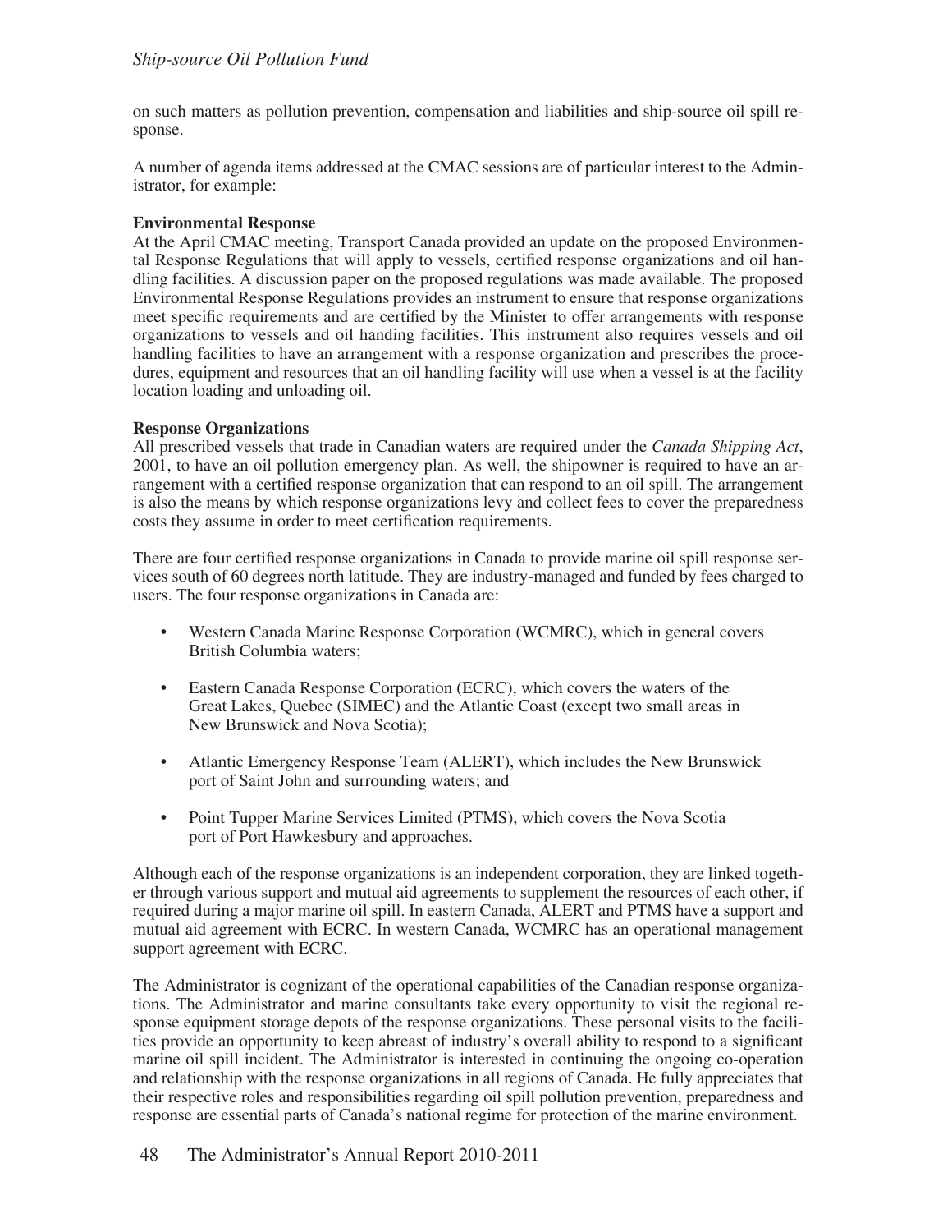on such matters as pollution prevention, compensation and liabilities and ship-source oil spill response.

A number of agenda items addressed at the CMAC sessions are of particular interest to the Administrator, for example:

**Environmental Response**

At the April CMAC meeting, Transport Canada provided an update on the proposed Environmental Response Regulations that will apply to vessels, certified response organizations and oil handling facilities. A discussion paper on the proposed regulations was made available. The proposed Environmental Response Regulations provides an instrument to ensure that response organizations meet specific requirements and are certified by the Minister to offer arrangements with response organizations to vessels and oil handing facilities. This instrument also requires vessels and oil handling facilities to have an arrangement with a response organization and prescribes the procedures, equipment and resources that an oil handling facility will use when a vessel is at the facility location loading and unloading oil.

**Response Organizations**

All prescribed vessels that trade in Canadian waters are required under the *Canada Shipping Act*, 2001, to have an oil pollution emergency plan. As well, the shipowner is required to have an arrangement with a certified response organization that can respond to an oil spill. The arrangement is also the means by which response organizations levy and collect fees to cover the preparedness costs they assume in order to meet certification requirements.

There are four certified response organizations in Canada to provide marine oil spill response services south of 60 degrees north latitude. They are industry-managed and funded by fees charged to users. The four response organizations in Canada are:

- Western Canada Marine Response Corporation (WCMRC), which in general covers British Columbia waters;
- Eastern Canada Response Corporation (ECRC), which covers the waters of the Great Lakes, Quebec (SIMEC) and the Atlantic Coast (except two small areas in New Brunswick and Nova Scotia);
- Atlantic Emergency Response Team (ALERT), which includes the New Brunswick port of Saint John and surrounding waters; and
- Point Tupper Marine Services Limited (PTMS), which covers the Nova Scotia port of Port Hawkesbury and approaches.

Although each of the response organizations is an independent corporation, they are linked together through various support and mutual aid agreements to supplement the resources of each other, if required during a major marine oil spill. In eastern Canada, ALERT and PTMS have a support and mutual aid agreement with ECRC. In western Canada, WCMRC has an operational management support agreement with ECRC.

The Administrator is cognizant of the operational capabilities of the Canadian response organizations. The Administrator and marine consultants take every opportunity to visit the regional response equipment storage depots of the response organizations. These personal visits to the facilities provide an opportunity to keep abreast of industry's overall ability to respond to a significant marine oil spill incident. The Administrator is interested in continuing the ongoing co-operation and relationship with the response organizations in all regions of Canada. He fully appreciates that their respective roles and responsibilities regarding oil spill pollution prevention, preparedness and response are essential parts of Canada's national regime for protection of the marine environment.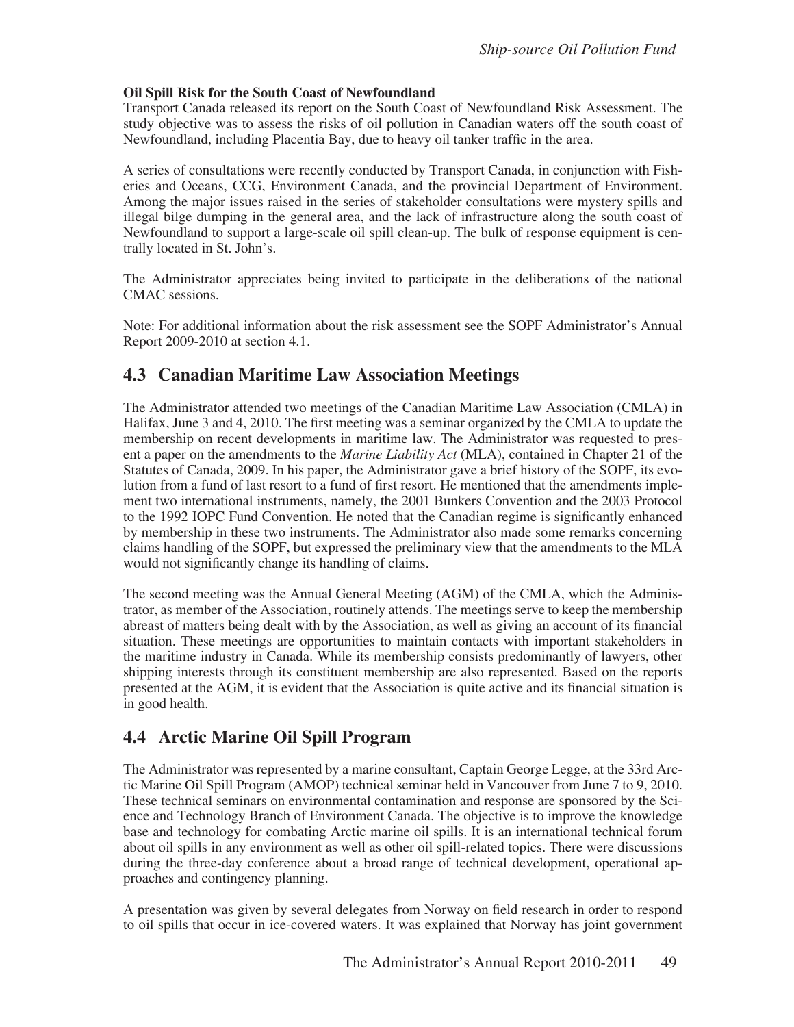**Oil Spill Risk for the South Coast of Newfoundland**

Transport Canada released its report on the South Coast of Newfoundland Risk Assessment. The study objective was to assess the risks of oil pollution in Canadian waters off the south coast of Newfoundland, including Placentia Bay, due to heavy oil tanker traffic in the area.

A series of consultations were recently conducted by Transport Canada, in conjunction with Fisheries and Oceans, CCG, Environment Canada, and the provincial Department of Environment. Among the major issues raised in the series of stakeholder consultations were mystery spills and illegal bilge dumping in the general area, and the lack of infrastructure along the south coast of Newfoundland to support a large-scale oil spill clean-up. The bulk of response equipment is centrally located in St. John's.

The Administrator appreciates being invited to participate in the deliberations of the national CMAC sessions.

Note: For additional information about the risk assessment see the SOPF Administrator's Annual Report 2009-2010 at section 4.1.

## 4.3 Canadian Maritime Law Association Meetings

The Administrator attended two meetings of the Canadian Maritime Law Association (CMLA) in Halifax, June 3 and 4, 2010. The first meeting was a seminar organized by the CMLA to update the membership on recent developments in maritime law. The Administrator was requested to present a paper on the amendments to the *Marine Liability Act* (MLA), contained in Chapter 21 of the Statutes of Canada, 2009. In his paper, the Administrator gave a brief history of the SOPF, its evolution from a fund of last resort to a fund of first resort. He mentioned that the amendments implement two international instruments, namely, the 2001 Bunkers Convention and the 2003 Protocol to the 1992 IOPC Fund Convention. He noted that the Canadian regime is significantly enhanced by membership in these two instruments. The Administrator also made some remarks concerning claims handling of the SOPF, but expressed the preliminary view that the amendments to the MLA would not significantly change its handling of claims.

The second meeting was the Annual General Meeting (AGM) of the CMLA, which the Administrator, as member of the Association, routinely attends. The meetings serve to keep the membership abreast of matters being dealt with by the Association, as well as giving an account of its financial situation. These meetings are opportunities to maintain contacts with important stakeholders in the maritime industry in Canada. While its membership consists predominantly of lawyers, other shipping interests through its constituent membership are also represented. Based on the reports presented at the AGM, it is evident that the Association is quite active and its financial situation is in good health.

## 4.4 Arctic Marine Oil Spill Program

The Administrator was represented by a marine consultant, Captain George Legge, at the 33rd Arctic Marine Oil Spill Program (AMOP) technical seminar held in Vancouver from June 7 to 9, 2010. These technical seminars on environmental contamination and response are sponsored by the Science and Technology Branch of Environment Canada. The objective is to improve the knowledge base and technology for combating Arctic marine oil spills. It is an international technical forum about oil spills in any environment as well as other oil spill-related topics. There were discussions during the three-day conference about a broad range of technical development, operational approaches and contingency planning.

A presentation was given by several delegates from Norway on field research in order to respond to oil spills that occur in ice-covered waters. It was explained that Norway has joint government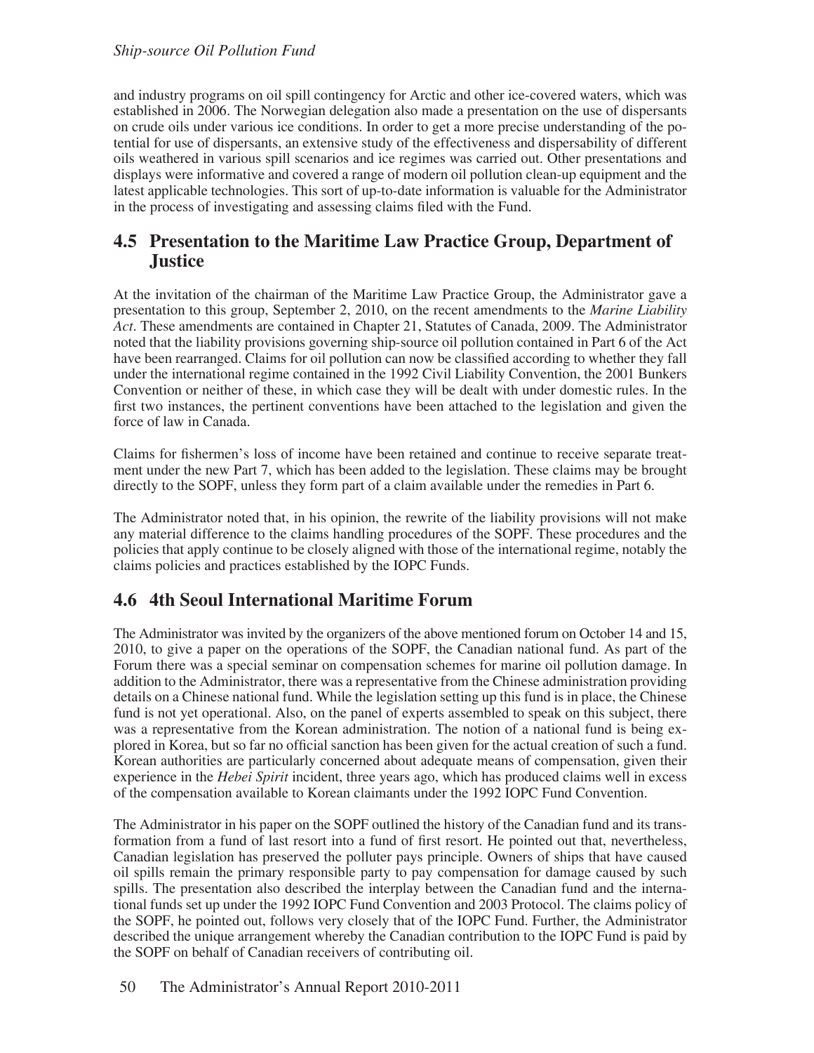and industry programs on oil spill contingency for Arctic and other ice-covered waters, which was established in 2006. The Norwegian delegation also made a presentation on the use of dispersants on crude oils under various ice conditions. In order to get a more precise understanding of the potential for use of dispersants, an extensive study of the effectiveness and dispersability of different oils weathered in various spill scenarios and ice regimes was carried out. Other presentations and displays were informative and covered a range of modern oil pollution clean-up equipment and the latest applicable technologies. This sort of up-to-date information is valuable for the Administrator in the process of investigating and assessing claims filed with the Fund.

## 4.5 Presentation to the Maritime Law Practice Group, Department of Justice

At the invitation of the chairman of the Maritime Law Practice Group, the Administrator gave a presentation to this group, September 2, 2010, on the recent amendments to the *Marine Liability Act*. These amendments are contained in Chapter 21, Statutes of Canada, 2009. The Administrator noted that the liability provisions governing ship-source oil pollution contained in Part 6 of the Act have been rearranged. Claims for oil pollution can now be classified according to whether they fall under the international regime contained in the 1992 Civil Liability Convention, the 2001 Bunkers Convention or neither of these, in which case they will be dealt with under domestic rules. In the first two instances, the pertinent conventions have been attached to the legislation and given the force of law in Canada.

Claims for fishermen's loss of income have been retained and continue to receive separate treatment under the new Part 7, which has been added to the legislation. These claims may be brought directly to the SOPF, unless they form part of a claim available under the remedies in Part 6.

The Administrator noted that, in his opinion, the rewrite of the liability provisions will not make any material difference to the claims handling procedures of the SOPF. These procedures and the policies that apply continue to be closely aligned with those of the international regime, notably the claims policies and practices established by the IOPC Funds.

## 4.6 4th Seoul International Maritime Forum

The Administrator was invited by the organizers of the above mentioned forum on October 14 and 15, 2010, to give a paper on the operations of the SOPF, the Canadian national fund. As part of the Forum there was a special seminar on compensation schemes for marine oil pollution damage. In addition to the Administrator, there was a representative from the Chinese administration providing details on a Chinese national fund. While the legislation setting up this fund is in place, the Chinese fund is not yet operational. Also, on the panel of experts assembled to speak on this subject, there was a representative from the Korean administration. The notion of a national fund is being explored in Korea, but so far no official sanction has been given for the actual creation of such a fund. Korean authorities are particularly concerned about adequate means of compensation, given their experience in the *Hebei Spirit* incident, three years ago, which has produced claims well in excess of the compensation available to Korean claimants under the 1992 IOPC Fund Convention.

The Administrator in his paper on the SOPF outlined the history of the Canadian fund and its transformation from a fund of last resort into a fund of first resort. He pointed out that, nevertheless, Canadian legislation has preserved the polluter pays principle. Owners of ships that have caused oil spills remain the primary responsible party to pay compensation for damage caused by such spills. The presentation also described the interplay between the Canadian fund and the international funds set up under the 1992 IOPC Fund Convention and 2003 Protocol. The claims policy of the SOPF, he pointed out, follows very closely that of the IOPC Fund. Further, the Administrator described the unique arrangement whereby the Canadian contribution to the IOPC Fund is paid by the SOPF on behalf of Canadian receivers of contributing oil.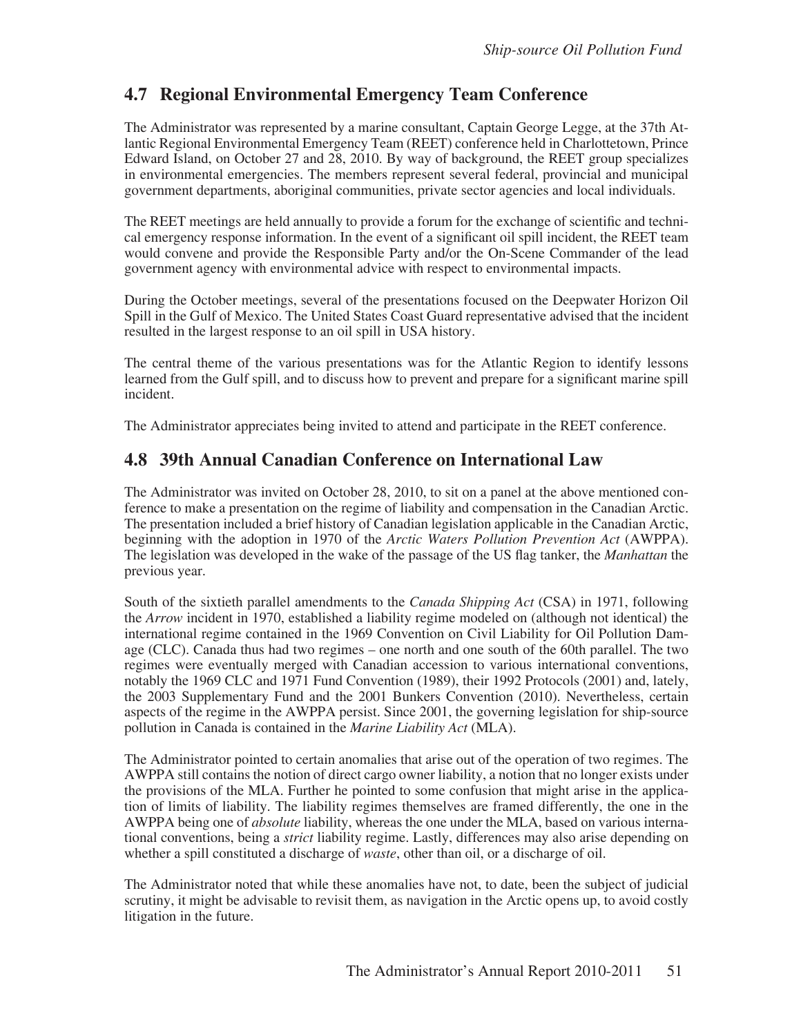## 4.7 Regional Environmental Emergency Team Conference

The Administrator was represented by a marine consultant, Captain George Legge, at the 37th Atlantic Regional Environmental Emergency Team (REET) conference held in Charlottetown, Prince Edward Island, on October 27 and 28, 2010. By way of background, the REET group specializes in environmental emergencies. The members represent several federal, provincial and municipal government departments, aboriginal communities, private sector agencies and local individuals.

The REET meetings are held annually to provide a forum for the exchange of scientific and technical emergency response information. In the event of a significant oil spill incident, the REET team would convene and provide the Responsible Party and/or the On-Scene Commander of the lead government agency with environmental advice with respect to environmental impacts.

During the October meetings, several of the presentations focused on the Deepwater Horizon Oil Spill in the Gulf of Mexico. The United States Coast Guard representative advised that the incident resulted in the largest response to an oil spill in USA history.

The central theme of the various presentations was for the Atlantic Region to identify lessons learned from the Gulf spill, and to discuss how to prevent and prepare for a significant marine spill incident.

The Administrator appreciates being invited to attend and participate in the REET conference.

## 4.8 39th Annual Canadian Conference on International Law

The Administrator was invited on October 28, 2010, to sit on a panel at the above mentioned conference to make a presentation on the regime of liability and compensation in the Canadian Arctic. The presentation included a brief history of Canadian legislation applicable in the Canadian Arctic, beginning with the adoption in 1970 of the *Arctic Waters Pollution Prevention Act* (AWPPA). The legislation was developed in the wake of the passage of the US flag tanker, the *Manhattan* the previous year.

South of the sixtieth parallel amendments to the *Canada Shipping Act* (CSA) in 1971, following the *Arrow* incident in 1970, established a liability regime modeled on (although not identical) the international regime contained in the 1969 Convention on Civil Liability for Oil Pollution Damage (CLC). Canada thus had two regimes – one north and one south of the 60th parallel. The two regimes were eventually merged with Canadian accession to various international conventions, notably the 1969 CLC and 1971 Fund Convention (1989), their 1992 Protocols (2001) and, lately, the 2003 Supplementary Fund and the 2001 Bunkers Convention (2010). Nevertheless, certain aspects of the regime in the AWPPA persist. Since 2001, the governing legislation for ship-source pollution in Canada is contained in the *Marine Liability Act* (MLA).

The Administrator pointed to certain anomalies that arise out of the operation of two regimes. The AWPPA still contains the notion of direct cargo owner liability, a notion that no longer exists under the provisions of the MLA. Further he pointed to some confusion that might arise in the application of limits of liability. The liability regimes themselves are framed differently, the one in the AWPPA being one of *absolute* liability, whereas the one under the MLA, based on various international conventions, being a *strict* liability regime. Lastly, differences may also arise depending on whether a spill constituted a discharge of *waste*, other than oil, or a discharge of oil.

The Administrator noted that while these anomalies have not, to date, been the subject of judicial scrutiny, it might be advisable to revisit them, as navigation in the Arctic opens up, to avoid costly litigation in the future.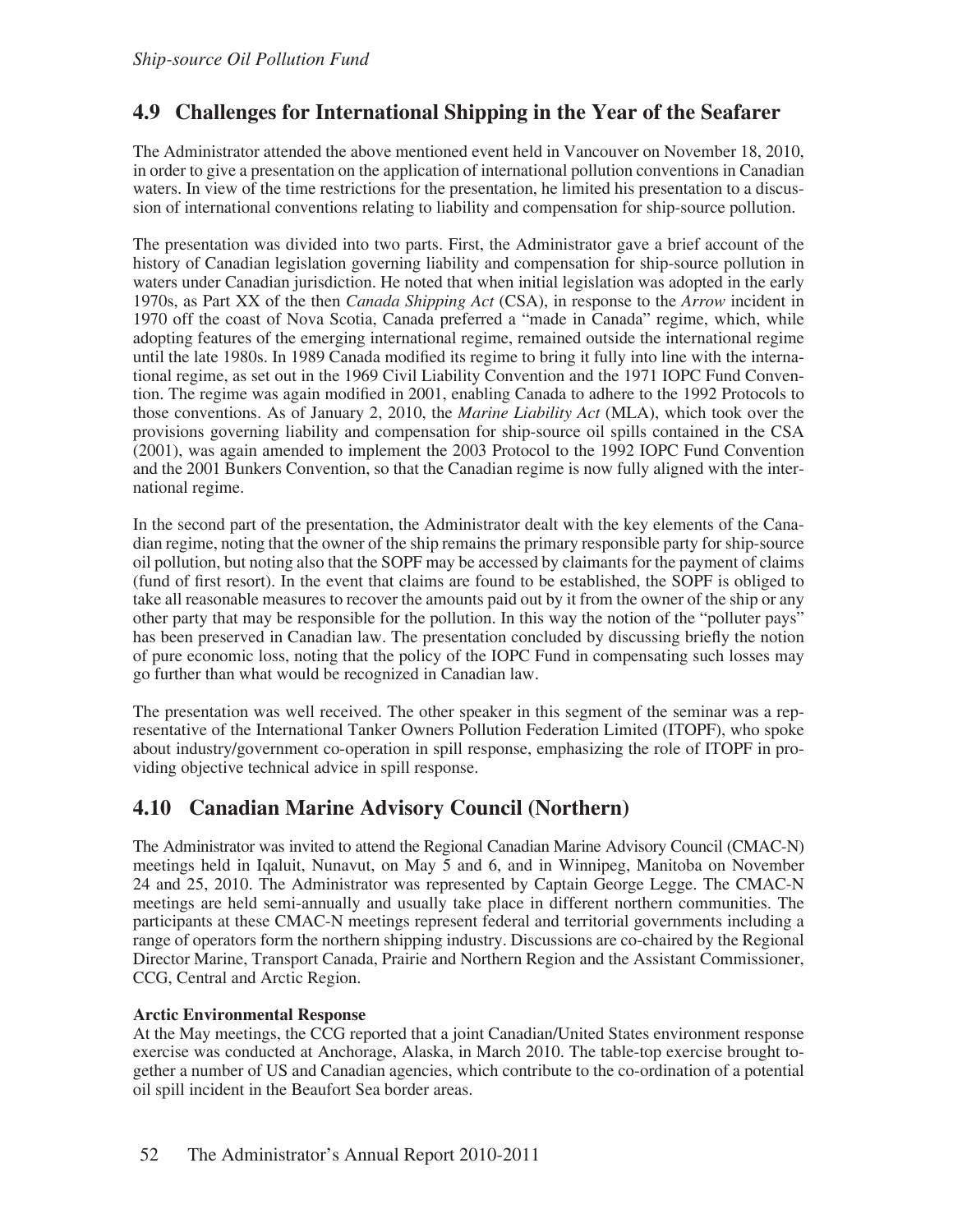## 4.9 Challenges for International Shipping in the Year of the Seafarer

The Administrator attended the above mentioned event held in Vancouver on November 18, 2010, in order to give a presentation on the application of international pollution conventions in Canadian waters. In view of the time restrictions for the presentation, he limited his presentation to a discussion of international conventions relating to liability and compensation for ship-source pollution.

The presentation was divided into two parts. First, the Administrator gave a brief account of the history of Canadian legislation governing liability and compensation for ship-source pollution in waters under Canadian jurisdiction. He noted that when initial legislation was adopted in the early 1970s, as Part XX of the then *Canada Shipping Act* (CSA), in response to the *Arrow* incident in 1970 off the coast of Nova Scotia, Canada preferred a "made in Canada" regime, which, while adopting features of the emerging international regime, remained outside the international regime until the late 1980s. In 1989 Canada modified its regime to bring it fully into line with the international regime, as set out in the 1969 Civil Liability Convention and the 1971 IOPC Fund Convention. The regime was again modified in 2001, enabling Canada to adhere to the 1992 Protocols to those conventions. As of January 2, 2010, the *Marine Liability Act* (MLA), which took over the provisions governing liability and compensation for ship-source oil spills contained in the CSA (2001), was again amended to implement the 2003 Protocol to the 1992 IOPC Fund Convention and the 2001 Bunkers Convention, so that the Canadian regime is now fully aligned with the international regime.

In the second part of the presentation, the Administrator dealt with the key elements of the Canadian regime, noting that the owner of the ship remains the primary responsible party for ship-source oil pollution, but noting also that the SOPF may be accessed by claimants for the payment of claims (fund of first resort). In the event that claims are found to be established, the SOPF is obliged to take all reasonable measures to recover the amounts paid out by it from the owner of the ship or any other party that may be responsible for the pollution. In this way the notion of the "polluter pays" has been preserved in Canadian law. The presentation concluded by discussing briefly the notion of pure economic loss, noting that the policy of the IOPC Fund in compensating such losses may go further than what would be recognized in Canadian law.

The presentation was well received. The other speaker in this segment of the seminar was a representative of the International Tanker Owners Pollution Federation Limited (ITOPF), who spoke about industry/government co-operation in spill response, emphasizing the role of ITOPF in providing objective technical advice in spill response.

## 4.10 Canadian Marine Advisory Council (Northern)

The Administrator was invited to attend the Regional Canadian Marine Advisory Council (CMAC-N) meetings held in Iqaluit, Nunavut, on May 5 and 6, and in Winnipeg, Manitoba on November 24 and 25, 2010. The Administrator was represented by Captain George Legge. The CMAC-N meetings are held semi-annually and usually take place in different northern communities. The participants at these CMAC-N meetings represent federal and territorial governments including a range of operators form the northern shipping industry. Discussions are co-chaired by the Regional Director Marine, Transport Canada, Prairie and Northern Region and the Assistant Commissioner, CCG, Central and Arctic Region.

**Arctic Environmental Response**

At the May meetings, the CCG reported that a joint Canadian/United States environment response exercise was conducted at Anchorage, Alaska, in March 2010. The table-top exercise brought together a number of US and Canadian agencies, which contribute to the co-ordination of a potential oil spill incident in the Beaufort Sea border areas.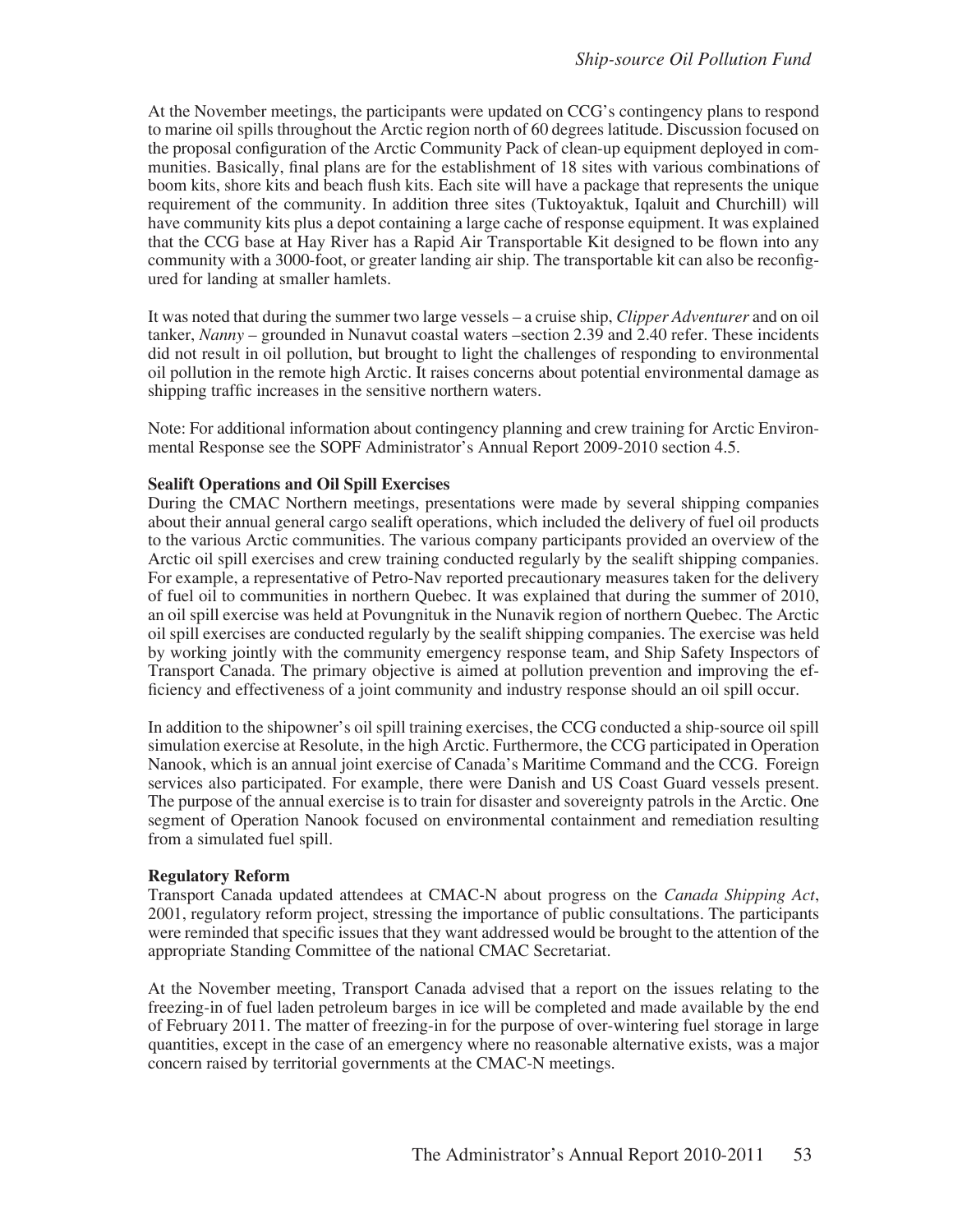At the November meetings, the participants were updated on CCG's contingency plans to respond to marine oil spills throughout the Arctic region north of 60 degrees latitude. Discussion focused on the proposal configuration of the Arctic Community Pack of clean-up equipment deployed in communities. Basically, final plans are for the establishment of 18 sites with various combinations of boom kits, shore kits and beach flush kits. Each site will have a package that represents the unique requirement of the community. In addition three sites (Tuktoyaktuk, Iqaluit and Churchill) will have community kits plus a depot containing a large cache of response equipment. It was explained that the CCG base at Hay River has a Rapid Air Transportable Kit designed to be flown into any community with a 3000-foot, or greater landing air ship. The transportable kit can also be reconfigured for landing at smaller hamlets.

It was noted that during the summer two large vessels – a cruise ship, *Clipper Adventurer* and on oil tanker, *Nanny* – grounded in Nunavut coastal waters –section 2.39 and 2.40 refer. These incidents did not result in oil pollution, but brought to light the challenges of responding to environmental oil pollution in the remote high Arctic. It raises concerns about potential environmental damage as shipping traffic increases in the sensitive northern waters.

Note: For additional information about contingency planning and crew training for Arctic Environmental Response see the SOPF Administrator's Annual Report 2009-2010 section 4.5.

**Sealift Operations and Oil Spill Exercises**

During the CMAC Northern meetings, presentations were made by several shipping companies about their annual general cargo sealift operations, which included the delivery of fuel oil products to the various Arctic communities. The various company participants provided an overview of the Arctic oil spill exercises and crew training conducted regularly by the sealift shipping companies. For example, a representative of Petro-Nav reported precautionary measures taken for the delivery of fuel oil to communities in northern Quebec. It was explained that during the summer of 2010, an oil spill exercise was held at Povungnituk in the Nunavik region of northern Quebec. The Arctic oil spill exercises are conducted regularly by the sealift shipping companies. The exercise was held by working jointly with the community emergency response team, and Ship Safety Inspectors of Transport Canada. The primary objective is aimed at pollution prevention and improving the efficiency and effectiveness of a joint community and industry response should an oil spill occur.

In addition to the shipowner's oil spill training exercises, the CCG conducted a ship-source oil spill simulation exercise at Resolute, in the high Arctic. Furthermore, the CCG participated in Operation Nanook, which is an annual joint exercise of Canada's Maritime Command and the CCG. Foreign services also participated. For example, there were Danish and US Coast Guard vessels present. The purpose of the annual exercise is to train for disaster and sovereignty patrols in the Arctic. One segment of Operation Nanook focused on environmental containment and remediation resulting from a simulated fuel spill.

**Regulatory Reform**

Transport Canada updated attendees at CMAC-N about progress on the *Canada Shipping Act*, 2001, regulatory reform project, stressing the importance of public consultations. The participants were reminded that specific issues that they want addressed would be brought to the attention of the appropriate Standing Committee of the national CMAC Secretariat.

At the November meeting, Transport Canada advised that a report on the issues relating to the freezing-in of fuel laden petroleum barges in ice will be completed and made available by the end of February 2011. The matter of freezing-in for the purpose of over-wintering fuel storage in large quantities, except in the case of an emergency where no reasonable alternative exists, was a major concern raised by territorial governments at the CMAC-N meetings.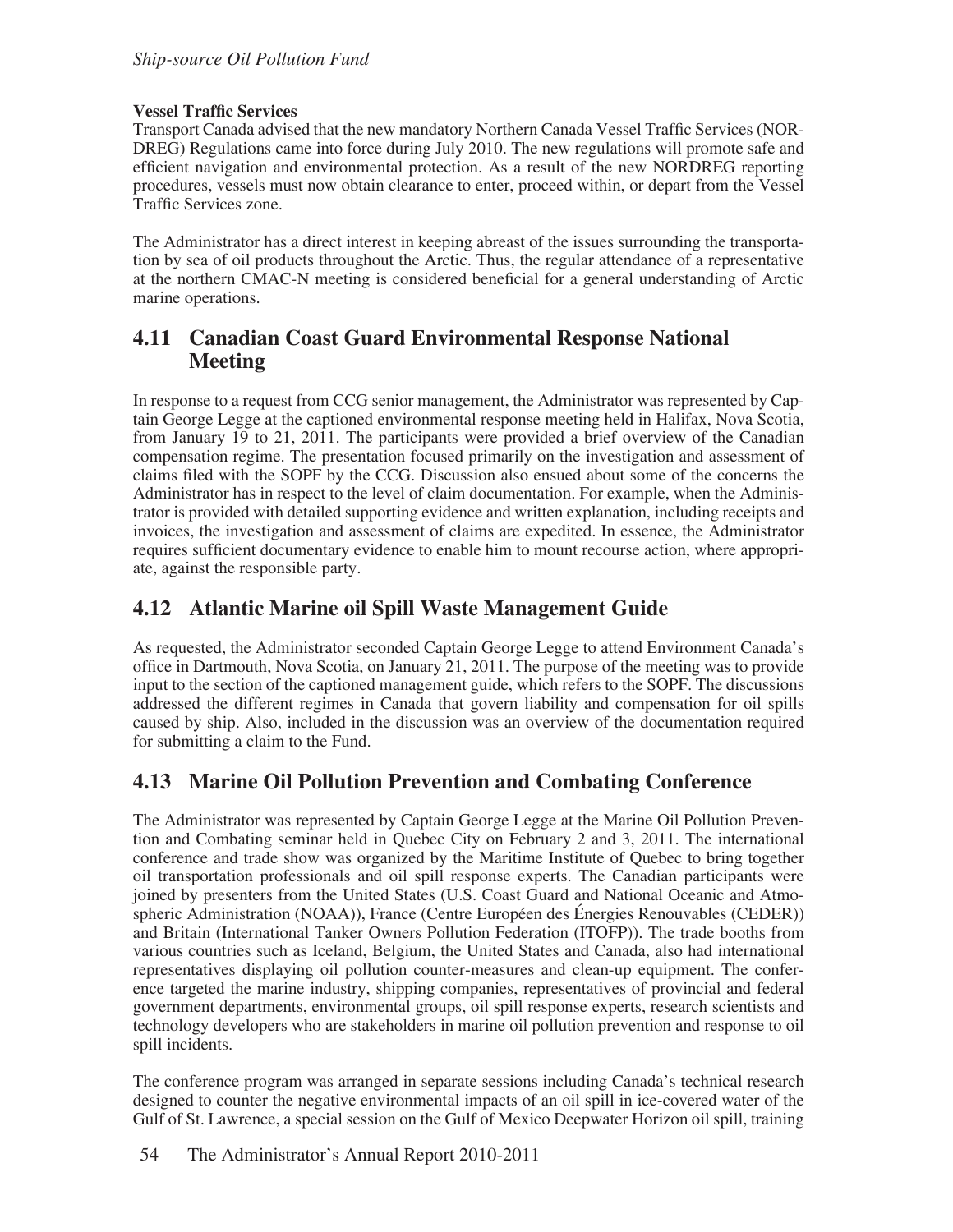**Vessel Traffic Services**

Transport Canada advised that the new mandatory Northern Canada Vessel Traffic Services (NORDREG) Regulations came into force during July 2010. The new regulations will promote safe and efficient navigation and environmental protection. As a result of the new NORDREG reporting procedures, vessels must now obtain clearance to enter, proceed within, or depart from the Vessel Traffic Services zone.

The Administrator has a direct interest in keeping abreast of the issues surrounding the transportation by sea of oil products throughout the Arctic. Thus, the regular attendance of a representative at the northern CMAC-N meeting is considered beneficial for a general understanding of Arctic marine operations.

## 4.11 Canadian Coast Guard Environmental Response National Meeting

In response to a request from CCG senior management, the Administrator was represented by Captain George Legge at the captioned environmental response meeting held in Halifax, Nova Scotia, from January 19 to 21, 2011. The participants were provided a brief overview of the Canadian compensation regime. The presentation focused primarily on the investigation and assessment of claims filed with the SOPF by the CCG. Discussion also ensued about some of the concerns the Administrator has in respect to the level of claim documentation. For example, when the Administrator is provided with detailed supporting evidence and written explanation, including receipts and invoices, the investigation and assessment of claims are expedited. In essence, the Administrator requires sufficient documentary evidence to enable him to mount recourse action, where appropriate, against the responsible party.

## 4.12 Atlantic Marine oil Spill Waste Management Guide

As requested, the Administrator seconded Captain George Legge to attend Environment Canada's office in Dartmouth, Nova Scotia, on January 21, 2011. The purpose of the meeting was to provide input to the section of the captioned management guide, which refers to the SOPF. The discussions addressed the different regimes in Canada that govern liability and compensation for oil spills caused by ship. Also, included in the discussion was an overview of the documentation required for submitting a claim to the Fund.

## 4.13 Marine Oil Pollution Prevention and Combating Conference

The Administrator was represented by Captain George Legge at the Marine Oil Pollution Prevention and Combating seminar held in Quebec City on February 2 and 3, 2011. The international conference and trade show was organized by the Maritime Institute of Quebec to bring together oil transportation professionals and oil spill response experts. The Canadian participants were joined by presenters from the United States (U.S. Coast Guard and National Oceanic and Atmospheric Administration (NOAA)), France (Centre Européen des Énergies Renouvables (CEDER)) and Britain (International Tanker Owners Pollution Federation (ITOFP)). The trade booths from various countries such as Iceland, Belgium, the United States and Canada, also had international representatives displaying oil pollution counter-measures and clean-up equipment. The conference targeted the marine industry, shipping companies, representatives of provincial and federal government departments, environmental groups, oil spill response experts, research scientists and technology developers who are stakeholders in marine oil pollution prevention and response to oil spill incidents.

The conference program was arranged in separate sessions including Canada's technical research designed to counter the negative environmental impacts of an oil spill in ice-covered water of the Gulf of St. Lawrence, a special session on the Gulf of Mexico Deepwater Horizon oil spill, training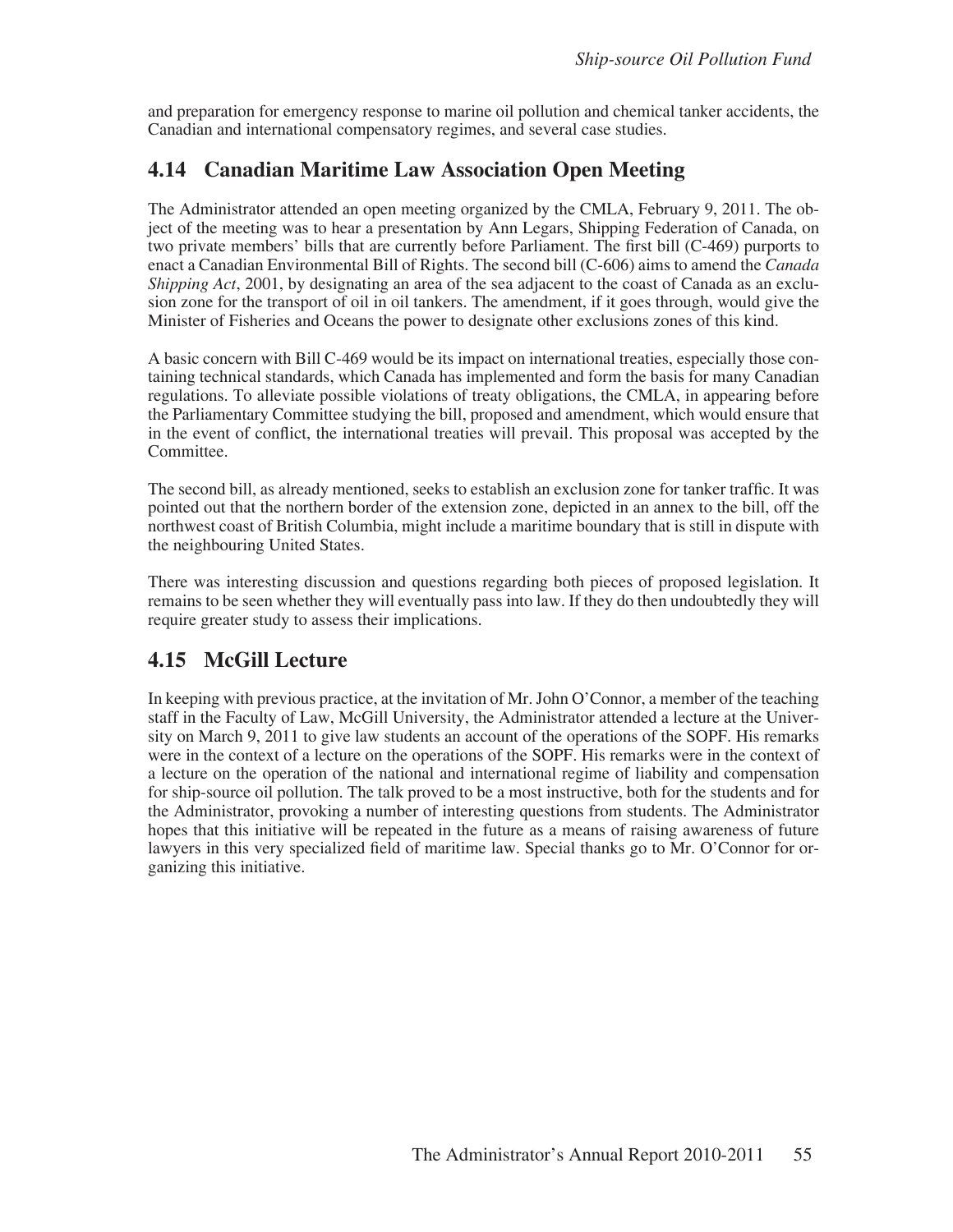and preparation for emergency response to marine oil pollution and chemical tanker accidents, the Canadian and international compensatory regimes, and several case studies.

## 4.14 Canadian Maritime Law Association Open Meeting

The Administrator attended an open meeting organized by the CMLA, February 9, 2011. The object of the meeting was to hear a presentation by Ann Legars, Shipping Federation of Canada, on two private members' bills that are currently before Parliament. The first bill (C-469) purports to enact a Canadian Environmental Bill of Rights. The second bill (C-606) aims to amend the *Canada Shipping Act*, 2001, by designating an area of the sea adjacent to the coast of Canada as an exclusion zone for the transport of oil in oil tankers. The amendment, if it goes through, would give the Minister of Fisheries and Oceans the power to designate other exclusions zones of this kind.

A basic concern with Bill C-469 would be its impact on international treaties, especially those containing technical standards, which Canada has implemented and form the basis for many Canadian regulations. To alleviate possible violations of treaty obligations, the CMLA, in appearing before the Parliamentary Committee studying the bill, proposed and amendment, which would ensure that in the event of conflict, the international treaties will prevail. This proposal was accepted by the Committee.

The second bill, as already mentioned, seeks to establish an exclusion zone for tanker traffic. It was pointed out that the northern border of the extension zone, depicted in an annex to the bill, off the northwest coast of British Columbia, might include a maritime boundary that is still in dispute with the neighbouring United States.

There was interesting discussion and questions regarding both pieces of proposed legislation. It remains to be seen whether they will eventually pass into law. If they do then undoubtedly they will require greater study to assess their implications.

## 4.15 McGill Lecture

In keeping with previous practice, at the invitation of Mr. John O'Connor, a member of the teaching staff in the Faculty of Law, McGill University, the Administrator attended a lecture at the University on March 9, 2011 to give law students an account of the operations of the SOPF. His remarks were in the context of a lecture on the operations of the SOPF. His remarks were in the context of a lecture on the operation of the national and international regime of liability and compensation for ship-source oil pollution. The talk proved to be a most instructive, both for the students and for the Administrator, provoking a number of interesting questions from students. The Administrator hopes that this initiative will be repeated in the future as a means of raising awareness of future lawyers in this very specialized field of maritime law. Special thanks go to Mr. O'Connor for organizing this initiative.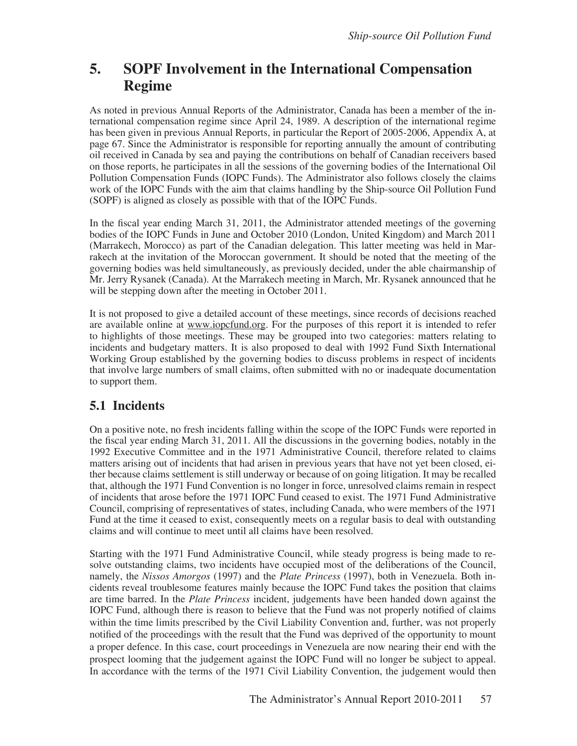# 5. SOPF Involvement in the International Compensation Regime

As noted in previous Annual Reports of the Administrator, Canada has been a member of the international compensation regime since April 24, 1989. A description of the international regime has been given in previous Annual Reports, in particular the Report of 2005-2006, Appendix A, at page 67. Since the Administrator is responsible for reporting annually the amount of contributing oil received in Canada by sea and paying the contributions on behalf of Canadian receivers based on those reports, he participates in all the sessions of the governing bodies of the International Oil Pollution Compensation Funds (IOPC Funds). The Administrator also follows closely the claims work of the IOPC Funds with the aim that claims handling by the Ship-source Oil Pollution Fund (SOPF) is aligned as closely as possible with that of the IOPC Funds.

In the fiscal year ending March 31, 2011, the Administrator attended meetings of the governing bodies of the IOPC Funds in June and October 2010 (London, United Kingdom) and March 2011 (Marrakech, Morocco) as part of the Canadian delegation. This latter meeting was held in Marrakech at the invitation of the Moroccan government. It should be noted that the meeting of the governing bodies was held simultaneously, as previously decided, under the able chairmanship of Mr. Jerry Rysanek (Canada). At the Marrakech meeting in March, Mr. Rysanek announced that he will be stepping down after the meeting in October 2011.

It is not proposed to give a detailed account of these meetings, since records of decisions reached are available online at www.iopcfund.org. For the purposes of this report it is intended to refer to highlights of those meetings. These may be grouped into two categories: matters relating to incidents and budgetary matters. It is also proposed to deal with 1992 Fund Sixth International Working Group established by the governing bodies to discuss problems in respect of incidents that involve large numbers of small claims, often submitted with no or inadequate documentation to support them.

## 5.1 Incidents

On a positive note, no fresh incidents falling within the scope of the IOPC Funds were reported in the fiscal year ending March 31, 2011. All the discussions in the governing bodies, notably in the 1992 Executive Committee and in the 1971 Administrative Council, therefore related to claims matters arising out of incidents that had arisen in previous years that have not yet been closed, either because claims settlement is still underway or because of on going litigation. It may be recalled that, although the 1971 Fund Convention is no longer in force, unresolved claims remain in respect of incidents that arose before the 1971 IOPC Fund ceased to exist. The 1971 Fund Administrative Council, comprising of representatives of states, including Canada, who were members of the 1971 Fund at the time it ceased to exist, consequently meets on a regular basis to deal with outstanding claims and will continue to meet until all claims have been resolved.

Starting with the 1971 Fund Administrative Council, while steady progress is being made to resolve outstanding claims, two incidents have occupied most of the deliberations of the Council, namely, the *Nissos Amorgos* (1997) and the *Plate Princess* (1997), both in Venezuela. Both incidents reveal troublesome features mainly because the IOPC Fund takes the position that claims are time barred. In the *Plate Princess* incident, judgements have been handed down against the IOPC Fund, although there is reason to believe that the Fund was not properly notified of claims within the time limits prescribed by the Civil Liability Convention and, further, was not properly notified of the proceedings with the result that the Fund was deprived of the opportunity to mount a proper defence. In this case, court proceedings in Venezuela are now nearing their end with the prospect looming that the judgement against the IOPC Fund will no longer be subject to appeal. In accordance with the terms of the 1971 Civil Liability Convention, the judgement would then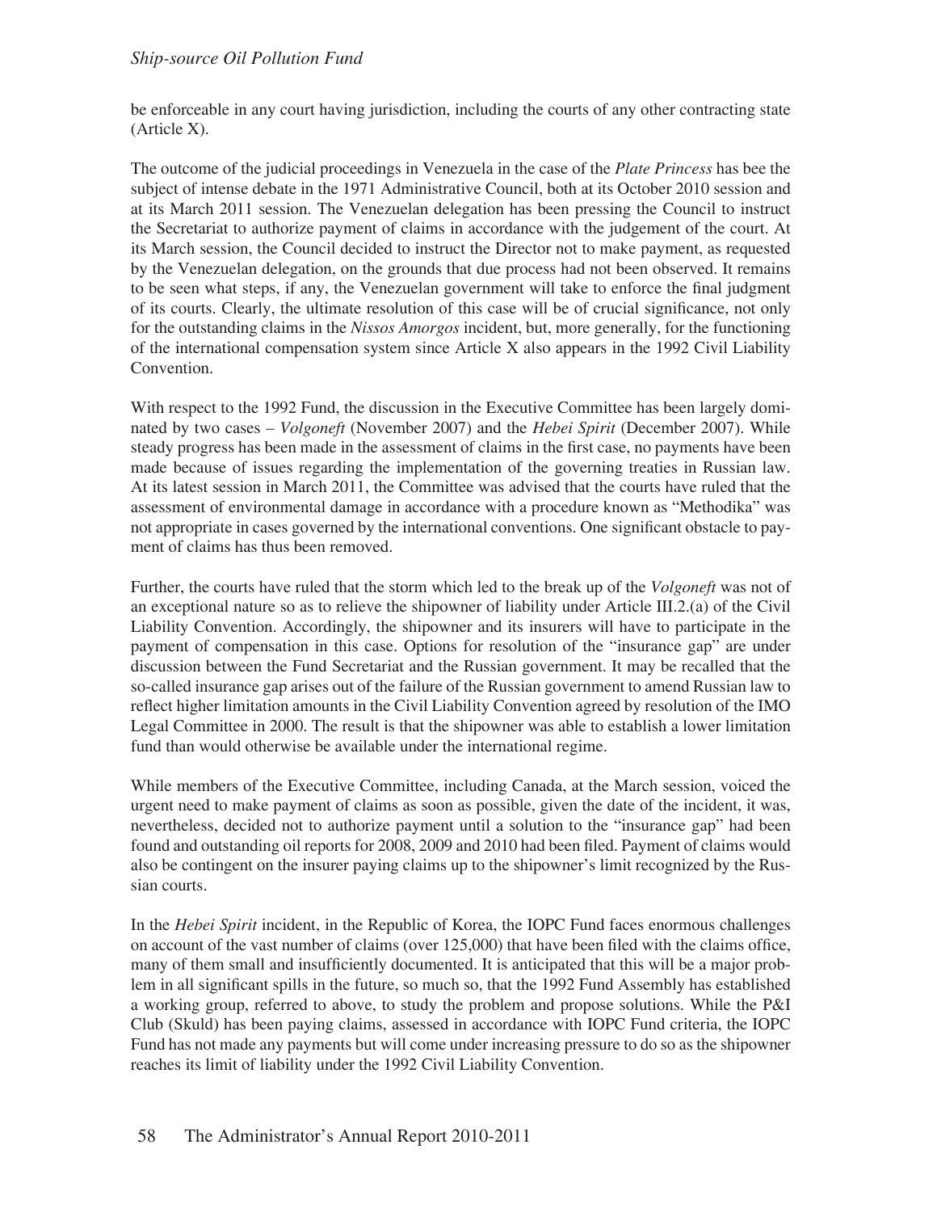be enforceable in any court having jurisdiction, including the courts of any other contracting state (Article X).

The outcome of the judicial proceedings in Venezuela in the case of the *Plate Princess* has bee the subject of intense debate in the 1971 Administrative Council, both at its October 2010 session and at its March 2011 session. The Venezuelan delegation has been pressing the Council to instruct the Secretariat to authorize payment of claims in accordance with the judgement of the court. At its March session, the Council decided to instruct the Director not to make payment, as requested by the Venezuelan delegation, on the grounds that due process had not been observed. It remains to be seen what steps, if any, the Venezuelan government will take to enforce the final judgment of its courts. Clearly, the ultimate resolution of this case will be of crucial significance, not only for the outstanding claims in the *Nissos Amorgos* incident, but, more generally, for the functioning of the international compensation system since Article X also appears in the 1992 Civil Liability Convention.

With respect to the 1992 Fund, the discussion in the Executive Committee has been largely dominated by two cases – *Volgoneft* (November 2007) and the *Hebei Spirit* (December 2007). While steady progress has been made in the assessment of claims in the first case, no payments have been made because of issues regarding the implementation of the governing treaties in Russian law. At its latest session in March 2011, the Committee was advised that the courts have ruled that the assessment of environmental damage in accordance with a procedure known as "Methodika" was not appropriate in cases governed by the international conventions. One significant obstacle to payment of claims has thus been removed.

Further, the courts have ruled that the storm which led to the break up of the *Volgoneft* was not of an exceptional nature so as to relieve the shipowner of liability under Article III.2.(a) of the Civil Liability Convention. Accordingly, the shipowner and its insurers will have to participate in the payment of compensation in this case. Options for resolution of the "insurance gap" are under discussion between the Fund Secretariat and the Russian government. It may be recalled that the so-called insurance gap arises out of the failure of the Russian government to amend Russian law to reflect higher limitation amounts in the Civil Liability Convention agreed by resolution of the IMO Legal Committee in 2000. The result is that the shipowner was able to establish a lower limitation fund than would otherwise be available under the international regime.

While members of the Executive Committee, including Canada, at the March session, voiced the urgent need to make payment of claims as soon as possible, given the date of the incident, it was, nevertheless, decided not to authorize payment until a solution to the "insurance gap" had been found and outstanding oil reports for 2008, 2009 and 2010 had been filed. Payment of claims would also be contingent on the insurer paying claims up to the shipowner's limit recognized by the Russian courts.

In the *Hebei Spirit* incident, in the Republic of Korea, the IOPC Fund faces enormous challenges on account of the vast number of claims (over 125,000) that have been filed with the claims office, many of them small and insufficiently documented. It is anticipated that this will be a major problem in all significant spills in the future, so much so, that the 1992 Fund Assembly has established a working group, referred to above, to study the problem and propose solutions. While the P&I Club (Skuld) has been paying claims, assessed in accordance with IOPC Fund criteria, the IOPC Fund has not made any payments but will come under increasing pressure to do so as the shipowner reaches its limit of liability under the 1992 Civil Liability Convention.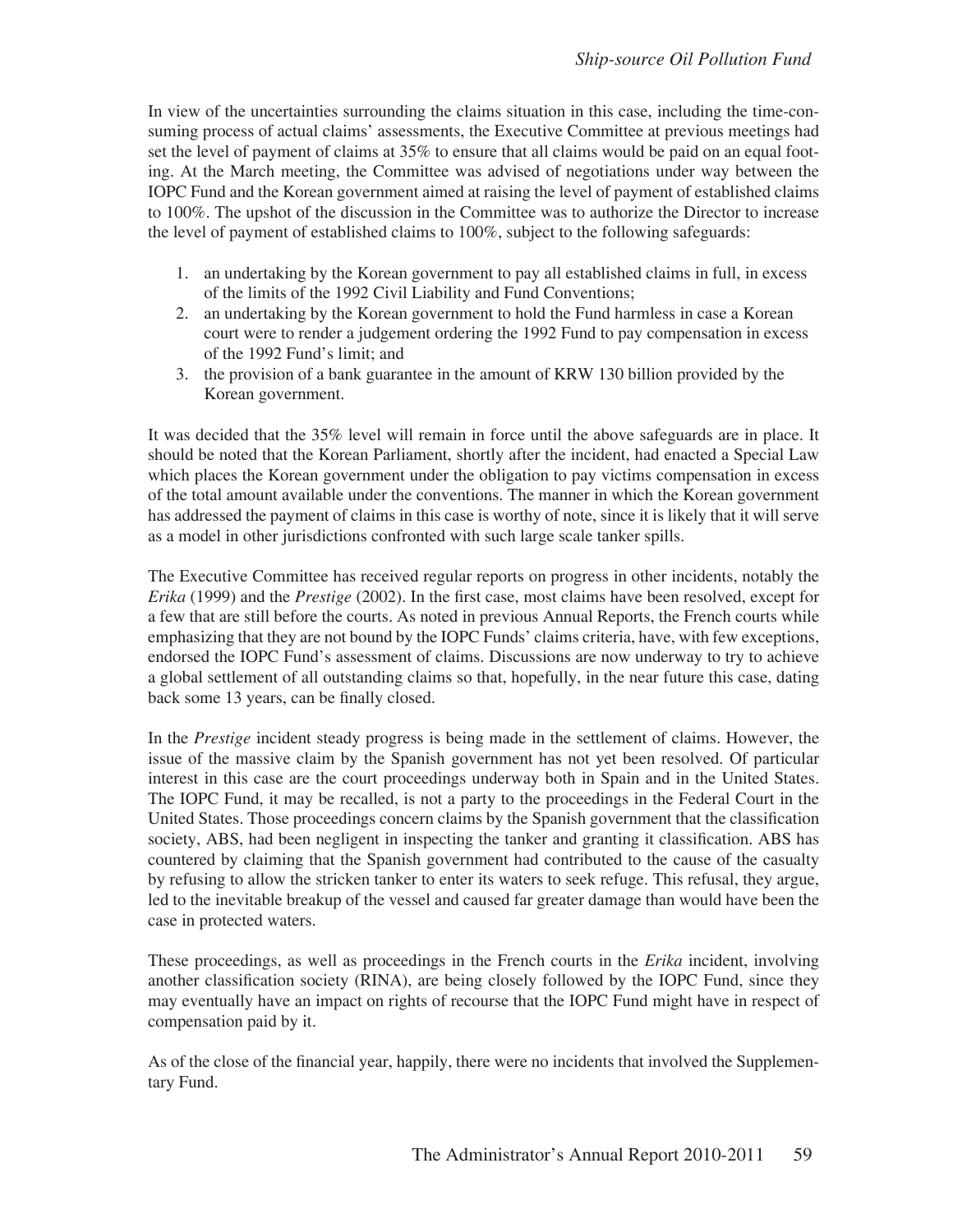In view of the uncertainties surrounding the claims situation in this case, including the time-consuming process of actual claims' assessments, the Executive Committee at previous meetings had set the level of payment of claims at 35% to ensure that all claims would be paid on an equal footing. At the March meeting, the Committee was advised of negotiations under way between the IOPC Fund and the Korean government aimed at raising the level of payment of established claims to 100%. The upshot of the discussion in the Committee was to authorize the Director to increase the level of payment of established claims to 100%, subject to the following safeguards:

1. an undertaking by the Korean government to pay all established claims in full, in excess of the limits of the 1992 Civil Liability and Fund Conventions;
2. an undertaking by the Korean government to hold the Fund harmless in case a Korean court were to render a judgement ordering the 1992 Fund to pay compensation in excess of the 1992 Fund's limit; and
3. the provision of a bank guarantee in the amount of KRW 130 billion provided by the Korean government.

It was decided that the 35% level will remain in force until the above safeguards are in place. It should be noted that the Korean Parliament, shortly after the incident, had enacted a Special Law which places the Korean government under the obligation to pay victims compensation in excess of the total amount available under the conventions. The manner in which the Korean government has addressed the payment of claims in this case is worthy of note, since it is likely that it will serve as a model in other jurisdictions confronted with such large scale tanker spills.

The Executive Committee has received regular reports on progress in other incidents, notably the *Erika* (1999) and the *Prestige* (2002). In the first case, most claims have been resolved, except for a few that are still before the courts. As noted in previous Annual Reports, the French courts while emphasizing that they are not bound by the IOPC Funds' claims criteria, have, with few exceptions, endorsed the IOPC Fund's assessment of claims. Discussions are now underway to try to achieve a global settlement of all outstanding claims so that, hopefully, in the near future this case, dating back some 13 years, can be finally closed.

In the *Prestige* incident steady progress is being made in the settlement of claims. However, the issue of the massive claim by the Spanish government has not yet been resolved. Of particular interest in this case are the court proceedings underway both in Spain and in the United States. The IOPC Fund, it may be recalled, is not a party to the proceedings in the Federal Court in the United States. Those proceedings concern claims by the Spanish government that the classification society, ABS, had been negligent in inspecting the tanker and granting it classification. ABS has countered by claiming that the Spanish government had contributed to the cause of the casualty by refusing to allow the stricken tanker to enter its waters to seek refuge. This refusal, they argue, led to the inevitable breakup of the vessel and caused far greater damage than would have been the case in protected waters.

These proceedings, as well as proceedings in the French courts in the *Erika* incident, involving another classification society (RINA), are being closely followed by the IOPC Fund, since they may eventually have an impact on rights of recourse that the IOPC Fund might have in respect of compensation paid by it.

As of the close of the financial year, happily, there were no incidents that involved the Supplementary Fund.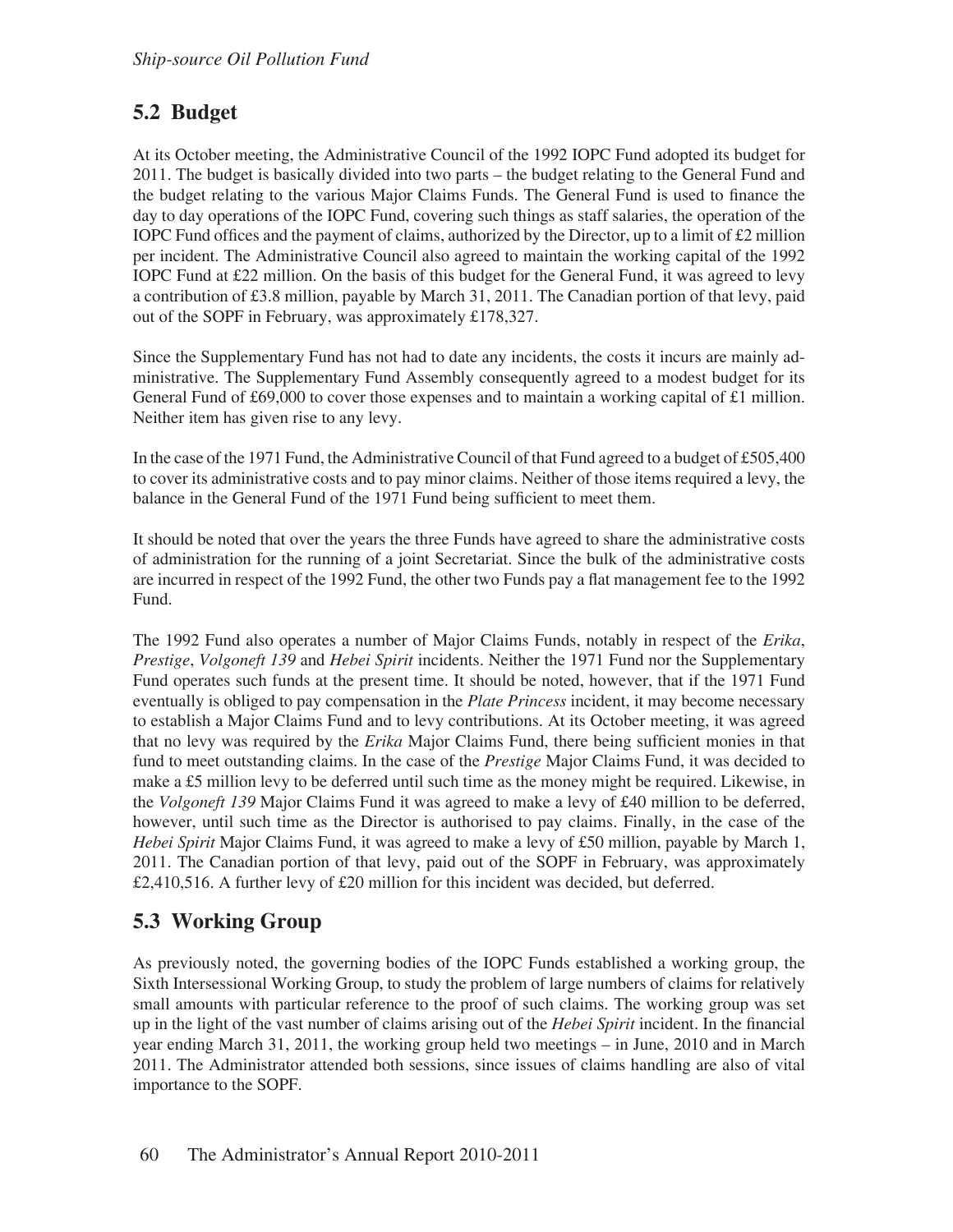## 5.2 Budget

At its October meeting, the Administrative Council of the 1992 IOPC Fund adopted its budget for 2011. The budget is basically divided into two parts – the budget relating to the General Fund and the budget relating to the various Major Claims Funds. The General Fund is used to finance the day to day operations of the IOPC Fund, covering such things as staff salaries, the operation of the IOPC Fund offices and the payment of claims, authorized by the Director, up to a limit of £2 million per incident. The Administrative Council also agreed to maintain the working capital of the 1992 IOPC Fund at £22 million. On the basis of this budget for the General Fund, it was agreed to levy a contribution of £3.8 million, payable by March 31, 2011. The Canadian portion of that levy, paid out of the SOPF in February, was approximately £178,327.

Since the Supplementary Fund has not had to date any incidents, the costs it incurs are mainly administrative. The Supplementary Fund Assembly consequently agreed to a modest budget for its General Fund of £69,000 to cover those expenses and to maintain a working capital of £1 million. Neither item has given rise to any levy.

In the case of the 1971 Fund, the Administrative Council of that Fund agreed to a budget of £505,400 to cover its administrative costs and to pay minor claims. Neither of those items required a levy, the balance in the General Fund of the 1971 Fund being sufficient to meet them.

It should be noted that over the years the three Funds have agreed to share the administrative costs of administration for the running of a joint Secretariat. Since the bulk of the administrative costs are incurred in respect of the 1992 Fund, the other two Funds pay a flat management fee to the 1992 Fund.

The 1992 Fund also operates a number of Major Claims Funds, notably in respect of the *Erika*, *Prestige*, *Volgoneft 139* and *Hebei Spirit* incidents. Neither the 1971 Fund nor the Supplementary Fund operates such funds at the present time. It should be noted, however, that if the 1971 Fund eventually is obliged to pay compensation in the *Plate Princess* incident, it may become necessary to establish a Major Claims Fund and to levy contributions. At its October meeting, it was agreed that no levy was required by the *Erika* Major Claims Fund, there being sufficient monies in that fund to meet outstanding claims. In the case of the *Prestige* Major Claims Fund, it was decided to make a £5 million levy to be deferred until such time as the money might be required. Likewise, in the *Volgoneft 139* Major Claims Fund it was agreed to make a levy of £40 million to be deferred, however, until such time as the Director is authorised to pay claims. Finally, in the case of the *Hebei Spirit* Major Claims Fund, it was agreed to make a levy of £50 million, payable by March 1, 2011. The Canadian portion of that levy, paid out of the SOPF in February, was approximately £2,410,516. A further levy of £20 million for this incident was decided, but deferred.

## 5.3 Working Group

As previously noted, the governing bodies of the IOPC Funds established a working group, the Sixth Intersessional Working Group, to study the problem of large numbers of claims for relatively small amounts with particular reference to the proof of such claims. The working group was set up in the light of the vast number of claims arising out of the *Hebei Spirit* incident. In the financial year ending March 31, 2011, the working group held two meetings – in June, 2010 and in March 2011. The Administrator attended both sessions, since issues of claims handling are also of vital importance to the SOPF.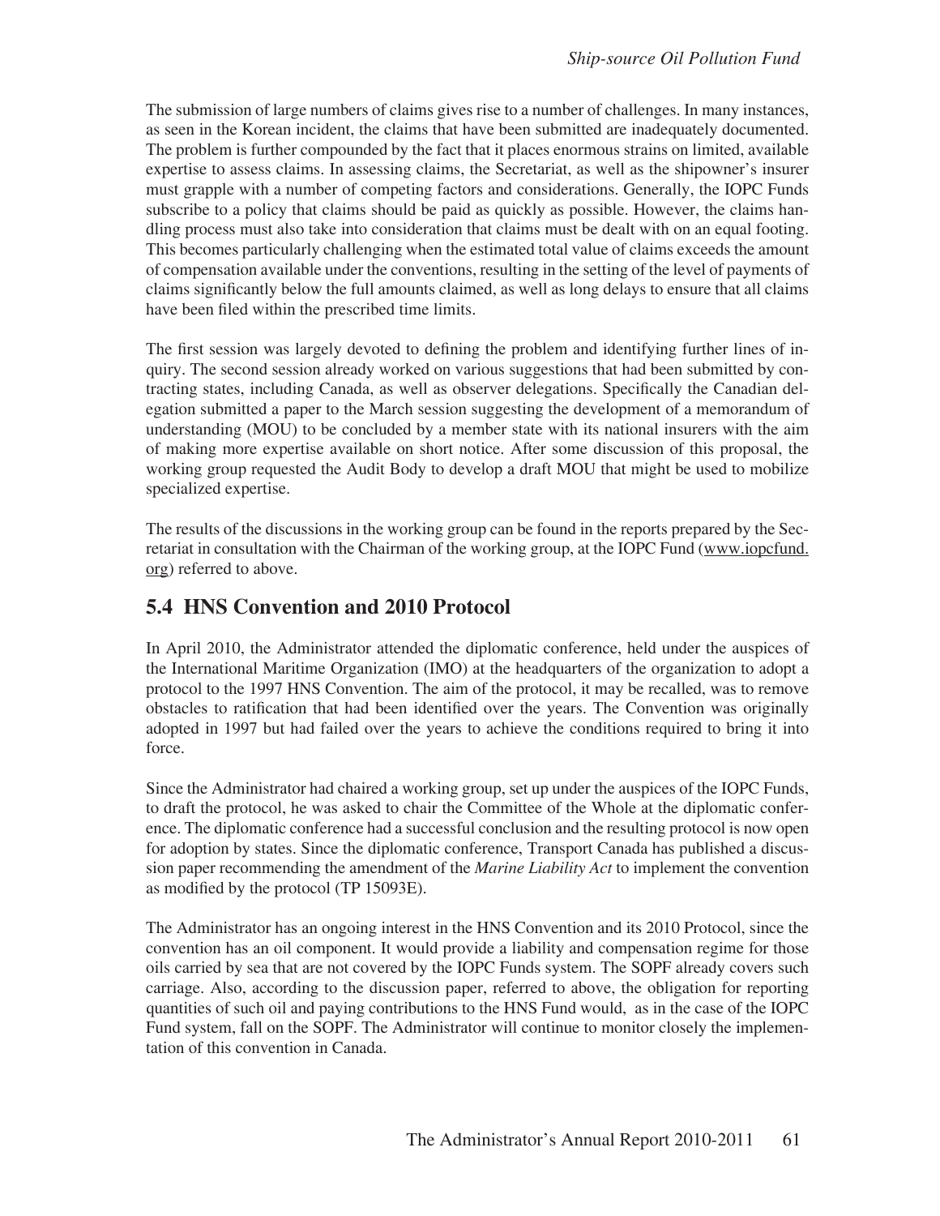The submission of large numbers of claims gives rise to a number of challenges. In many instances, as seen in the Korean incident, the claims that have been submitted are inadequately documented. The problem is further compounded by the fact that it places enormous strains on limited, available expertise to assess claims. In assessing claims, the Secretariat, as well as the shipowner's insurer must grapple with a number of competing factors and considerations. Generally, the IOPC Funds subscribe to a policy that claims should be paid as quickly as possible. However, the claims handling process must also take into consideration that claims must be dealt with on an equal footing. This becomes particularly challenging when the estimated total value of claims exceeds the amount of compensation available under the conventions, resulting in the setting of the level of payments of claims significantly below the full amounts claimed, as well as long delays to ensure that all claims have been filed within the prescribed time limits.

The first session was largely devoted to defining the problem and identifying further lines of inquiry. The second session already worked on various suggestions that had been submitted by contracting states, including Canada, as well as observer delegations. Specifically the Canadian delegation submitted a paper to the March session suggesting the development of a memorandum of understanding (MOU) to be concluded by a member state with its national insurers with the aim of making more expertise available on short notice. After some discussion of this proposal, the working group requested the Audit Body to develop a draft MOU that might be used to mobilize specialized expertise.

The results of the discussions in the working group can be found in the reports prepared by the Secretariat in consultation with the Chairman of the working group, at the IOPC Fund (www.iopcfund.org) referred to above.

## 5.4 HNS Convention and 2010 Protocol

In April 2010, the Administrator attended the diplomatic conference, held under the auspices of the International Maritime Organization (IMO) at the headquarters of the organization to adopt a protocol to the 1997 HNS Convention. The aim of the protocol, it may be recalled, was to remove obstacles to ratification that had been identified over the years. The Convention was originally adopted in 1997 but had failed over the years to achieve the conditions required to bring it into force.

Since the Administrator had chaired a working group, set up under the auspices of the IOPC Funds, to draft the protocol, he was asked to chair the Committee of the Whole at the diplomatic conference. The diplomatic conference had a successful conclusion and the resulting protocol is now open for adoption by states. Since the diplomatic conference, Transport Canada has published a discussion paper recommending the amendment of the *Marine Liability Act* to implement the convention as modified by the protocol (TP 15093E).

The Administrator has an ongoing interest in the HNS Convention and its 2010 Protocol, since the convention has an oil component. It would provide a liability and compensation regime for those oils carried by sea that are not covered by the IOPC Funds system. The SOPF already covers such carriage. Also, according to the discussion paper, referred to above, the obligation for reporting quantities of such oil and paying contributions to the HNS Fund would, as in the case of the IOPC Fund system, fall on the SOPF. The Administrator will continue to monitor closely the implementation of this convention in Canada.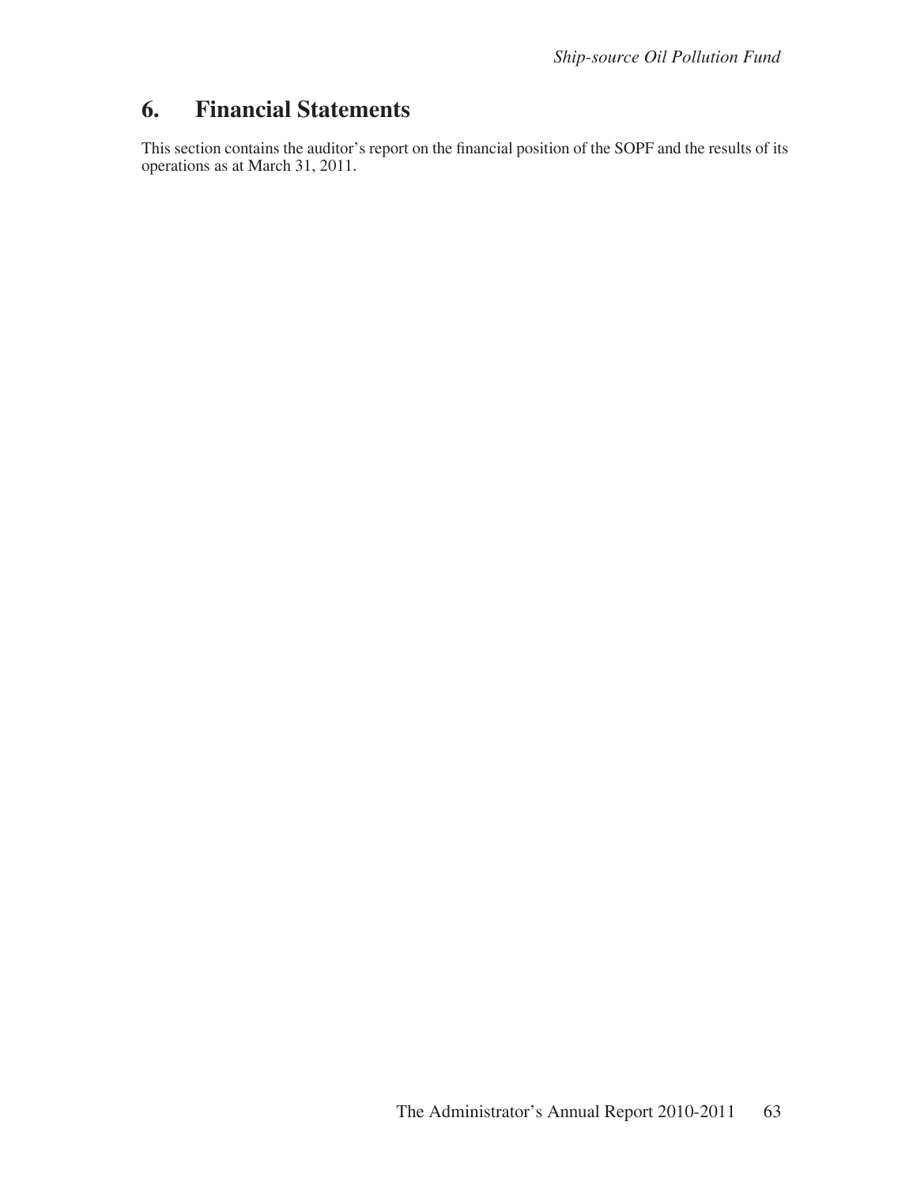# 6. Financial Statements

This section contains the auditor's report on the financial position of the SOPF and the results of its operations as at March 31, 2011.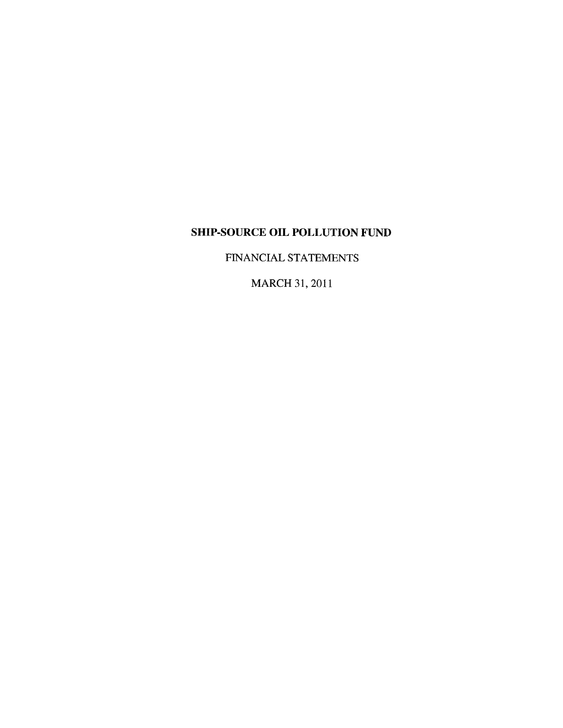# SHIP-SOURCE OIL POLLUTION FUND

FINANCIAL STATEMENTS

MARCH 31, 2011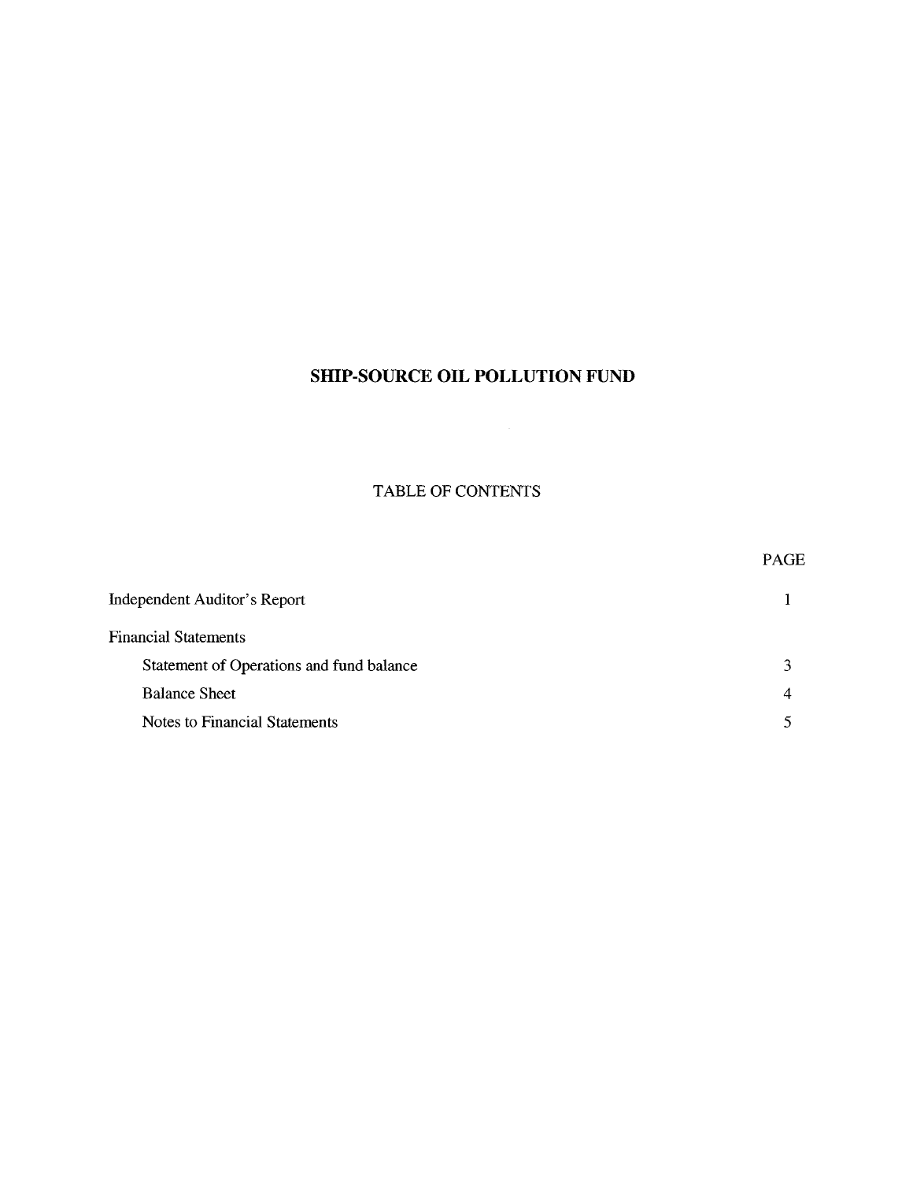# SHIP-SOURCE OIL POLLUTION FUND

## TABLE OF CONTENTS

| | PAGE |
|---|---|
| Independent Auditor's Report | 1 |
| Financial Statements | |
| Statement of Operations and fund balance | 3 |
| Balance Sheet | 4 |
| Notes to Financial Statements | 5 |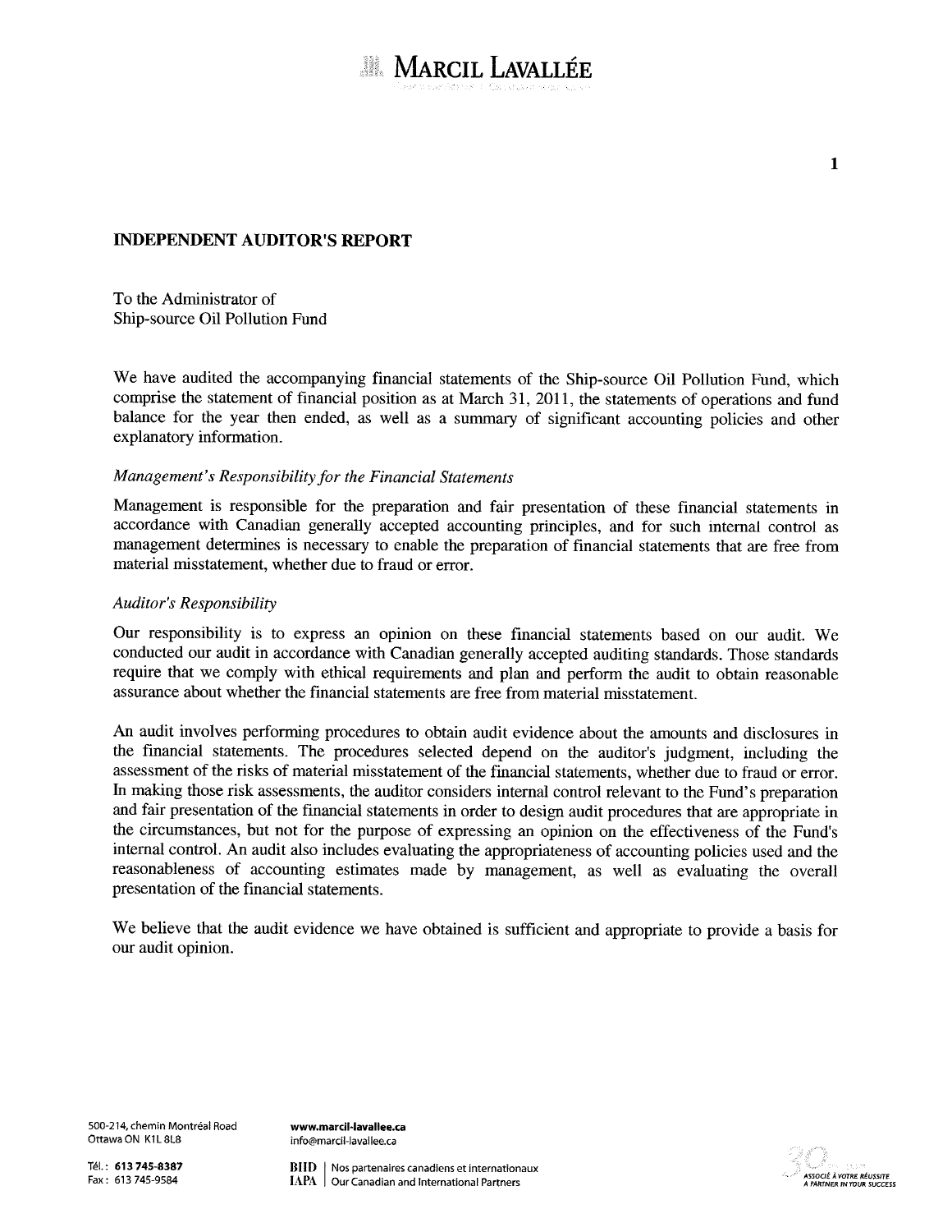# MARCIL LAVALLÉE

## INDEPENDENT AUDITOR'S REPORT

To the Administrator of
Ship-source Oil Pollution Fund

We have audited the accompanying financial statements of the Ship-source Oil Pollution Fund, which comprise the statement of financial position as at March 31, 2011, the statements of operations and fund balance for the year then ended, as well as a summary of significant accounting policies and other explanatory information.

*Management's Responsibility for the Financial Statements*

Management is responsible for the preparation and fair presentation of these financial statements in accordance with Canadian generally accepted accounting principles, and for such internal control as management determines is necessary to enable the preparation of financial statements that are free from material misstatement, whether due to fraud or error.

*Auditor's Responsibility*

Our responsibility is to express an opinion on these financial statements based on our audit. We conducted our audit in accordance with Canadian generally accepted auditing standards. Those standards require that we comply with ethical requirements and plan and perform the audit to obtain reasonable assurance about whether the financial statements are free from material misstatement.

An audit involves performing procedures to obtain audit evidence about the amounts and disclosures in the financial statements. The procedures selected depend on the auditor's judgment, including the assessment of the risks of material misstatement of the financial statements, whether due to fraud or error. In making those risk assessments, the auditor considers internal control relevant to the Fund's preparation and fair presentation of the financial statements in order to design audit procedures that are appropriate in the circumstances, but not for the purpose of expressing an opinion on the effectiveness of the Fund's internal control. An audit also includes evaluating the appropriateness of accounting policies used and the reasonableness of accounting estimates made by management, as well as evaluating the overall presentation of the financial statements.

We believe that the audit evidence we have obtained is sufficient and appropriate to provide a basis for our audit opinion.

500-214, chemin Montréal Road
Ottawa ON K1L 8L8

Tél. : 613 745-8387
Fax : 613 745-9584

www.marcil-lavallee.ca
info@marcil-lavallee.ca

BHD | Nos partenaires canadiens et internationaux
IAPA | Our Canadian and International Partners

ASSOCIÉ À VOTRE RÉUSSITE
A PARTNER IN YOUR SUCCESS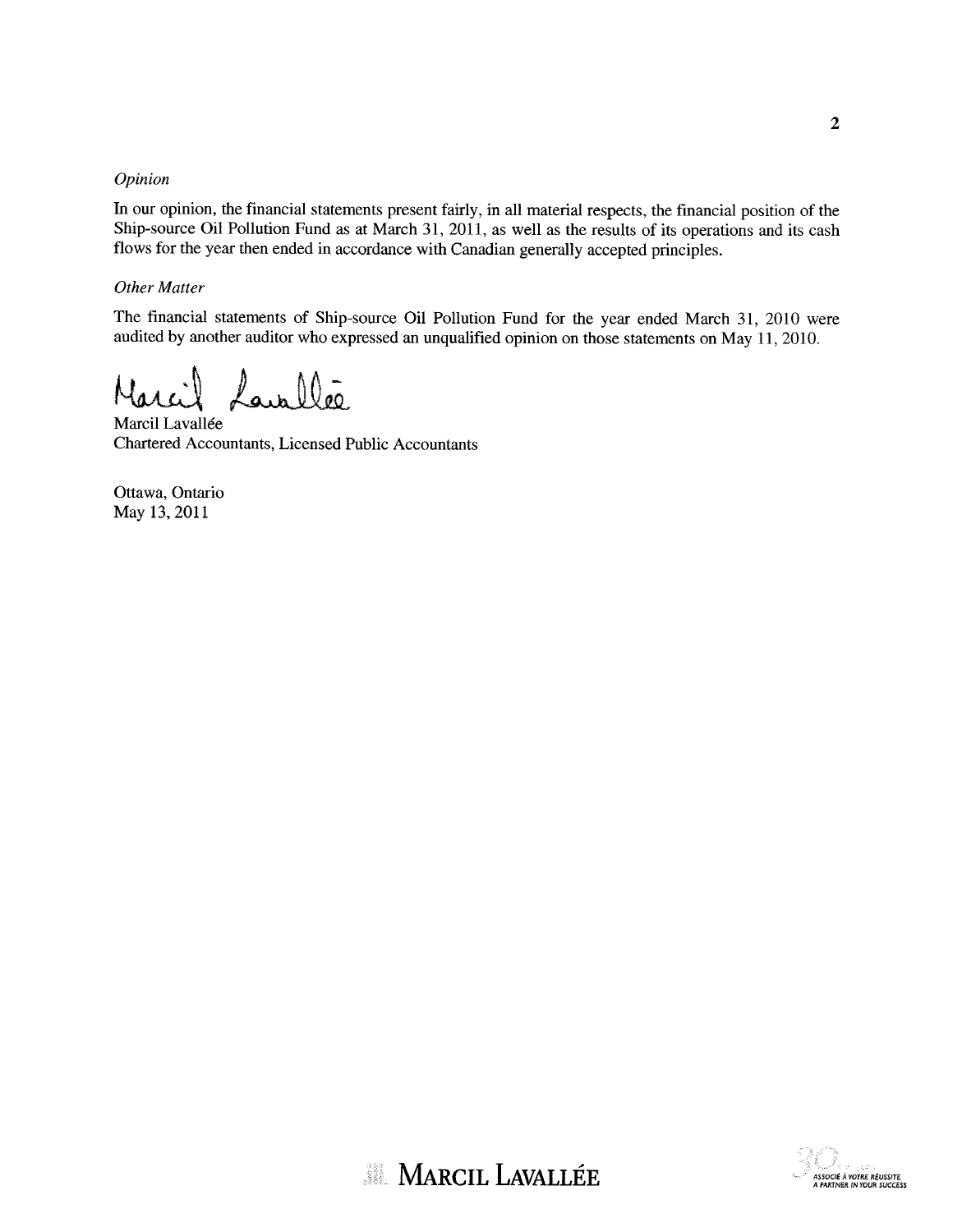*Opinion*

In our opinion, the financial statements present fairly, in all material respects, the financial position of the Ship-source Oil Pollution Fund as at March 31, 2011, as well as the results of its operations and its cash flows for the year then ended in accordance with Canadian generally accepted principles.

*Other Matter*

The financial statements of Ship-source Oil Pollution Fund for the year ended March 31, 2010 were audited by another auditor who expressed an unqualified opinion on those statements on May 11, 2010.

Marcil Lavallée
Chartered Accountants, Licensed Public Accountants

Ottawa, Ontario
May 13, 2011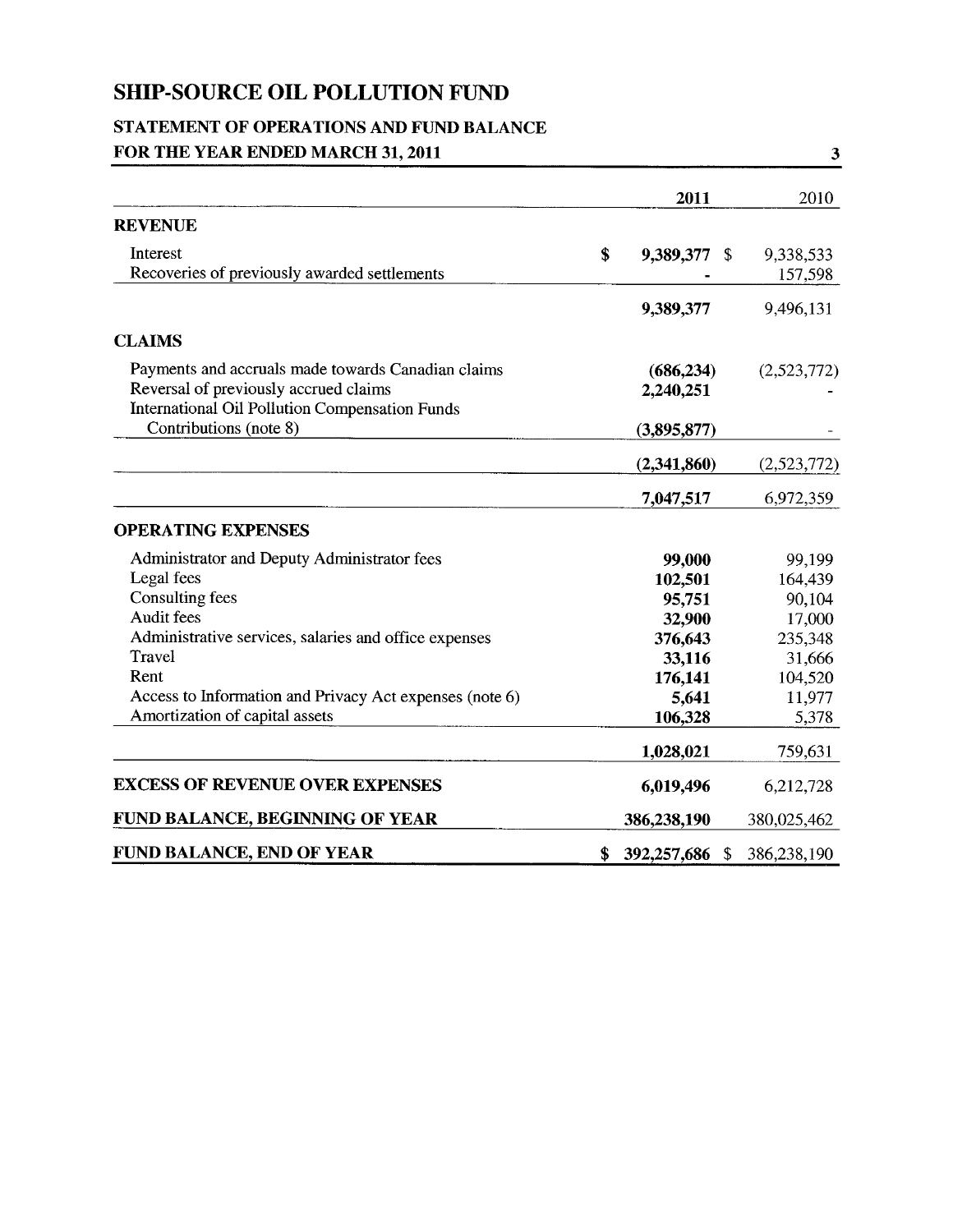# SHIP-SOURCE OIL POLLUTION FUND

## STATEMENT OF OPERATIONS AND FUND BALANCE
## FOR THE YEAR ENDED MARCH 31, 2011

| | 2011 | 2010 |
|---|---|---|
| **REVENUE** | | |
| Interest | $ 9,389,377 | $ 9,338,533 |
| Recoveries of previously awarded settlements | - | 157,598 |
| | 9,389,377 | 9,496,131 |
| **CLAIMS** | | |
| Payments and accruals made towards Canadian claims | (686,234) | (2,523,772) |
| Reversal of previously accrued claims | 2,240,251 | - |
| International Oil Pollution Compensation Funds Contributions (note 8) | (3,895,877) | - |
| | (2,341,860) | (2,523,772) |
| | 7,047,517 | 6,972,359 |
| **OPERATING EXPENSES** | | |
| Administrator and Deputy Administrator fees | 99,000 | 99,199 |
| Legal fees | 102,501 | 164,439 |
| Consulting fees | 95,751 | 90,104 |
| Audit fees | 32,900 | 17,000 |
| Administrative services, salaries and office expenses | 376,643 | 235,348 |
| Travel | 33,116 | 31,666 |
| Rent | 176,141 | 104,520 |
| Access to Information and Privacy Act expenses (note 6) | 5,641 | 11,977 |
| Amortization of capital assets | 106,328 | 5,378 |
| | 1,028,021 | 759,631 |
| **EXCESS OF REVENUE OVER EXPENSES** | 6,019,496 | 6,212,728 |
| **FUND BALANCE, BEGINNING OF YEAR** | 386,238,190 | 380,025,462 |
| **FUND BALANCE, END OF YEAR** | $ 392,257,686 | $ 386,238,190 |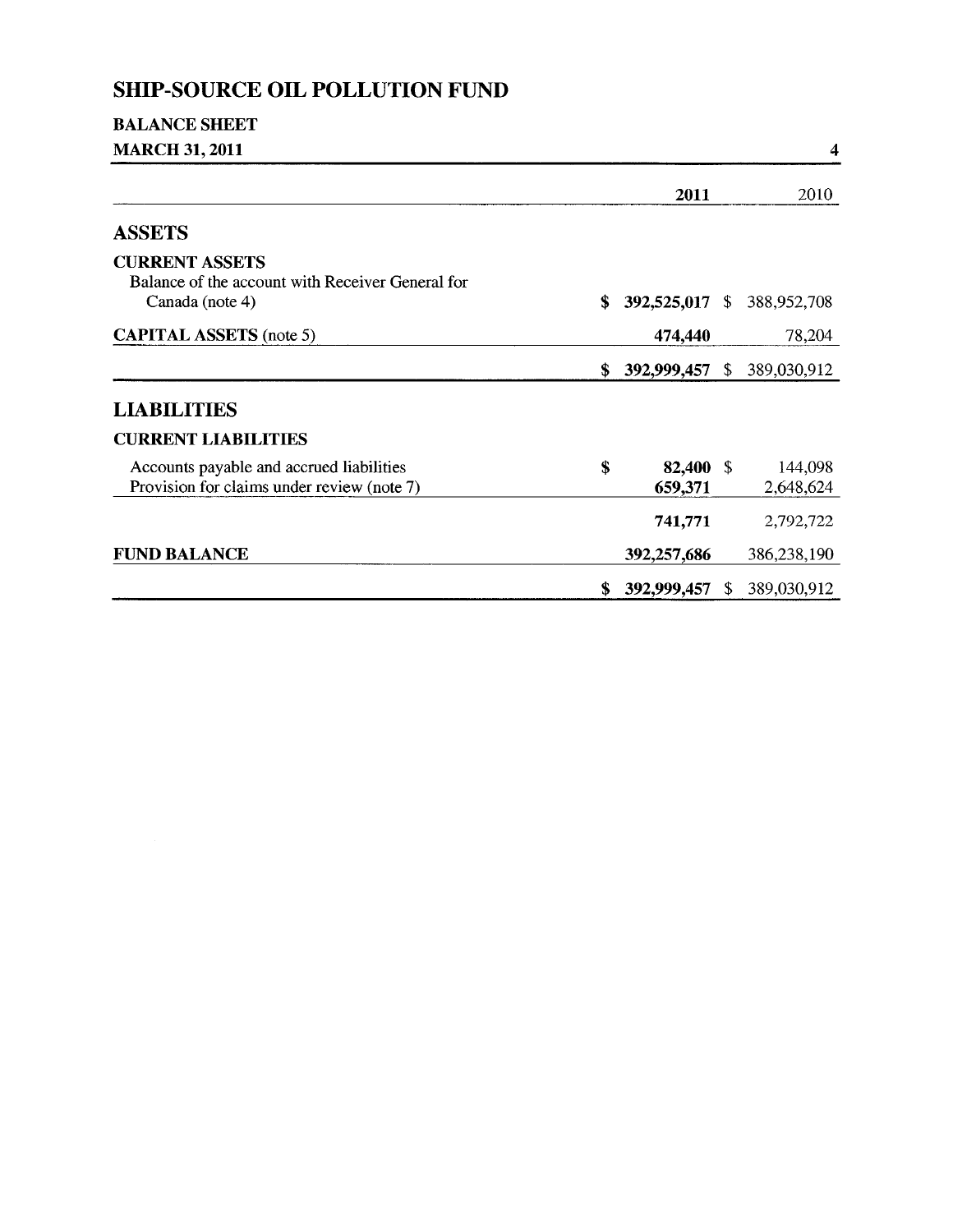# SHIP-SOURCE OIL POLLUTION FUND

## BALANCE SHEET

**MARCH 31, 2011**

| | 2011 | 2010 |
|---|---|---|
| **ASSETS** | | |
| **CURRENT ASSETS** | | |
| Balance of the account with Receiver General for Canada (note 4) | **$ 392,525,017** | $ 388,952,708 |
| **CAPITAL ASSETS** (note 5) | **474,440** | 78,204 |
| | **$ 392,999,457** | $ 389,030,912 |
| **LIABILITIES** | | |
| **CURRENT LIABILITIES** | | |
| Accounts payable and accrued liabilities | **$ 82,400** | $ 144,098 |
| Provision for claims under review (note 7) | **659,371** | 2,648,624 |
| | **741,771** | 2,792,722 |
| **FUND BALANCE** | **392,257,686** | 386,238,190 |
| | **$ 392,999,457** | $ 389,030,912 |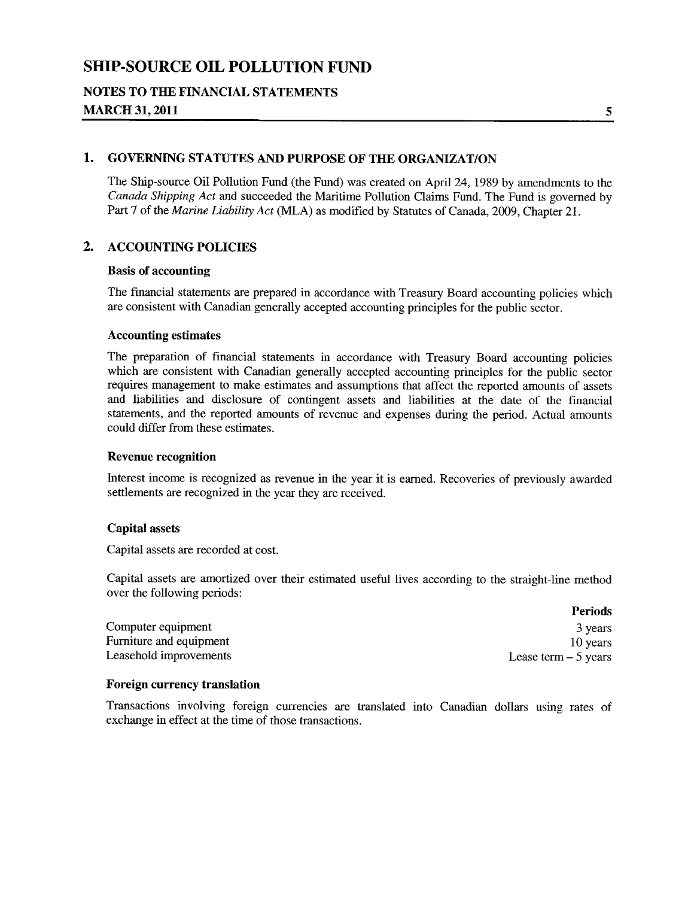# SHIP-SOURCE OIL POLLUTION FUND

## NOTES TO THE FINANCIAL STATEMENTS

## MARCH 31, 2011

### 1. GOVERNING STATUTES AND PURPOSE OF THE ORGANIZAT/ON

The Ship-source Oil Pollution Fund (the Fund) was created on April 24, 1989 by amendments to the *Canada Shipping Act* and succeeded the Maritime Pollution Claims Fund. The Fund is governed by Part 7 of the *Marine Liability Act* (MLA) as modified by Statutes of Canada, 2009, Chapter 21.

### 2. ACCOUNTING POLICIES

**Basis of accounting**

The financial statements are prepared in accordance with Treasury Board accounting policies which are consistent with Canadian generally accepted accounting principles for the public sector.

**Accounting estimates**

The preparation of financial statements in accordance with Treasury Board accounting policies which are consistent with Canadian generally accepted accounting principles for the public sector requires management to make estimates and assumptions that affect the reported amounts of assets and liabilities and disclosure of contingent assets and liabilities at the date of the financial statements, and the reported amounts of revenue and expenses during the period. Actual amounts could differ from these estimates.

**Revenue recognition**

Interest income is recognized as revenue in the year it is earned. Recoveries of previously awarded settlements are recognized in the year they are received.

**Capital assets**

Capital assets are recorded at cost.

Capital assets are amortized over their estimated useful lives according to the straight-line method over the following periods:

| | Periods |
|---|---|
| Computer equipment | 3 years |
| Furniture and equipment | 10 years |
| Leasehold improvements | Lease term – 5 years |

**Foreign currency translation**

Transactions involving foreign currencies are translated into Canadian dollars using rates of exchange in effect at the time of those transactions.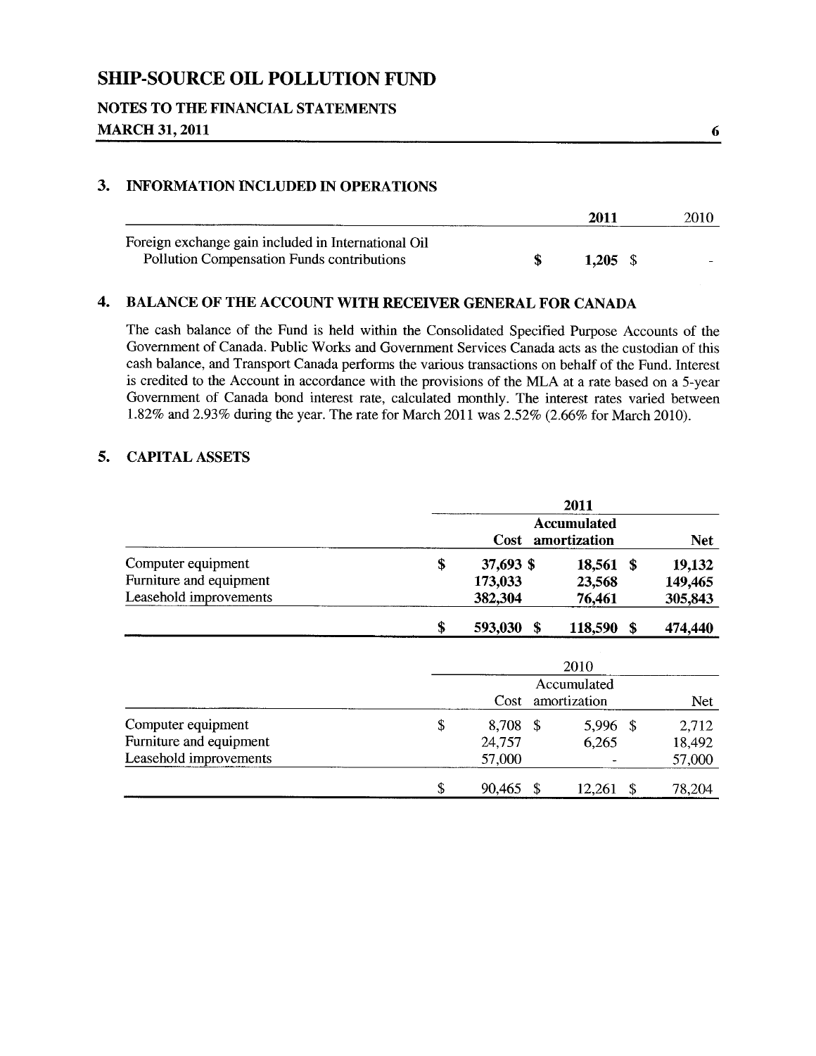## 3. INFORMATION INCLUDED IN OPERATIONS

| | 2011 | 2010 |
|---|---|---|
| Foreign exchange gain included in International Oil Pollution Compensation Funds contributions | $ 1,205 | $ - |

## 4. BALANCE OF THE ACCOUNT WITH RECEIVER GENERAL FOR CANADA

The cash balance of the Fund is held within the Consolidated Specified Purpose Accounts of the Government of Canada. Public Works and Government Services Canada acts as the custodian of this cash balance, and Transport Canada performs the various transactions on behalf of the Fund. Interest is credited to the Account in accordance with the provisions of the MLA at a rate based on a 5-year Government of Canada bond interest rate, calculated monthly. The interest rates varied between 1.82% and 2.93% during the year. The rate for March 2011 was 2.52% (2.66% for March 2010).

## 5. CAPITAL ASSETS

| | 2011 | | |
|---|---|---|---|
| | Cost | Accumulated amortization | Net |
| Computer equipment | $ 37,693 | $ 18,561 | $ 19,132 |
| Furniture and equipment | 173,033 | 23,568 | 149,465 |
| Leasehold improvements | 382,304 | 76,461 | 305,843 |
| | $ 593,030 | $ 118,590 | $ 474,440 |

| | 2010 | | |
|---|---|---|---|
| | Cost | Accumulated amortization | Net |
| Computer equipment | $ 8,708 | $ 5,996 | $ 2,712 |
| Furniture and equipment | 24,757 | 6,265 | 18,492 |
| Leasehold improvements | 57,000 | - | 57,000 |
| | $ 90,465 | $ 12,261 | $ 78,204 |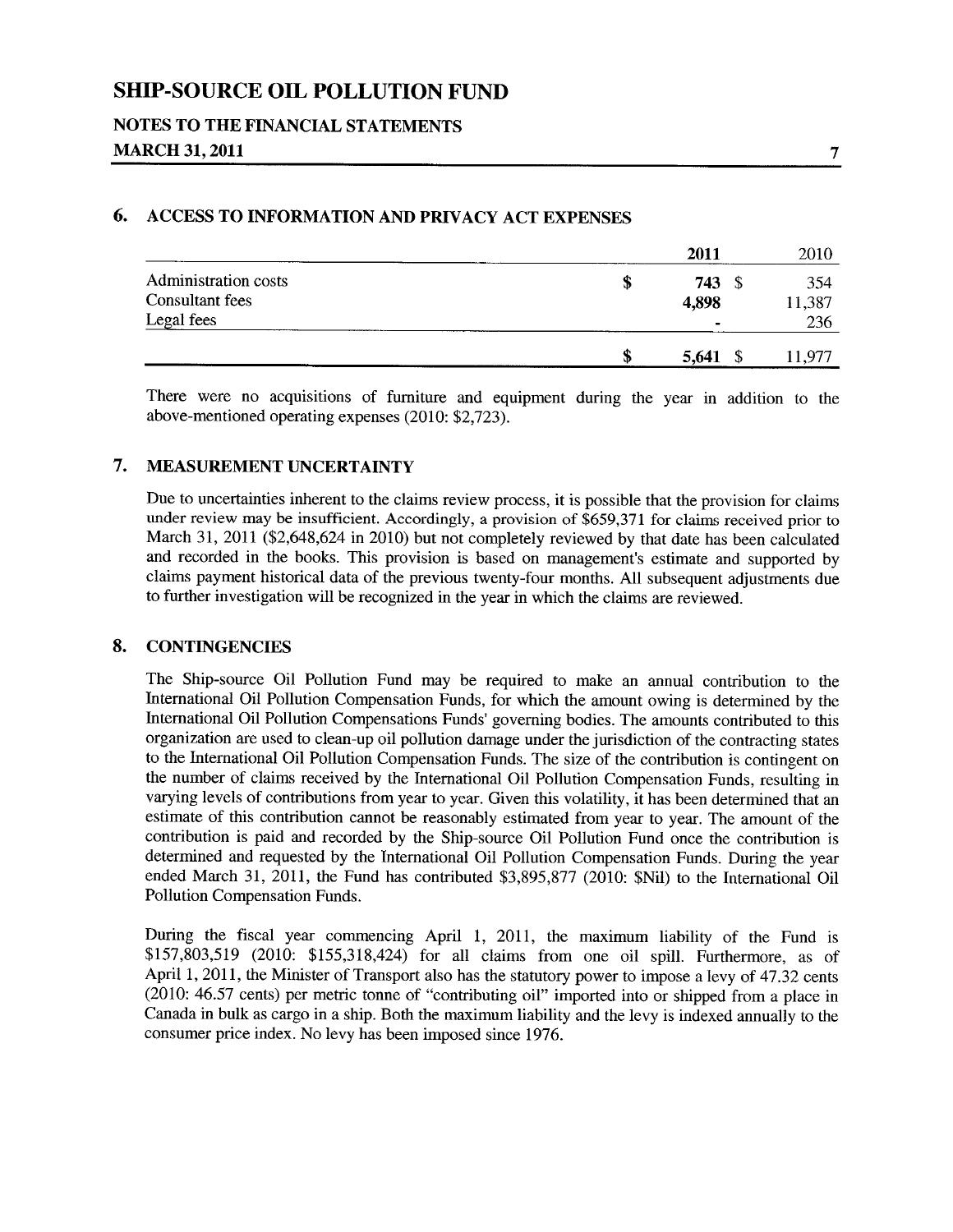# SHIP-SOURCE OIL POLLUTION FUND

## NOTES TO THE FINANCIAL STATEMENTS

## MARCH 31, 2011

### 6. ACCESS TO INFORMATION AND PRIVACY ACT EXPENSES

| | 2011 | 2010 |
|---|---|---|
| Administration costs | $ 743 | $ 354 |
| Consultant fees | 4,898 | 11,387 |
| Legal fees | - | 236 |
| | $ 5,641 | $ 11,977 |

There were no acquisitions of furniture and equipment during the year in addition to the above-mentioned operating expenses (2010: $2,723).

### 7. MEASUREMENT UNCERTAINTY

Due to uncertainties inherent to the claims review process, it is possible that the provision for claims under review may be insufficient. Accordingly, a provision of $659,371 for claims received prior to March 31, 2011 ($2,648,624 in 2010) but not completely reviewed by that date has been calculated and recorded in the books. This provision is based on management's estimate and supported by claims payment historical data of the previous twenty-four months. All subsequent adjustments due to further investigation will be recognized in the year in which the claims are reviewed.

### 8. CONTINGENCIES

The Ship-source Oil Pollution Fund may be required to make an annual contribution to the International Oil Pollution Compensation Funds, for which the amount owing is determined by the International Oil Pollution Compensations Funds' governing bodies. The amounts contributed to this organization are used to clean-up oil pollution damage under the jurisdiction of the contracting states to the International Oil Pollution Compensation Funds. The size of the contribution is contingent on the number of claims received by the International Oil Pollution Compensation Funds, resulting in varying levels of contributions from year to year. Given this volatility, it has been determined that an estimate of this contribution cannot be reasonably estimated from year to year. The amount of the contribution is paid and recorded by the Ship-source Oil Pollution Fund once the contribution is determined and requested by the International Oil Pollution Compensation Funds. During the year ended March 31, 2011, the Fund has contributed $3,895,877 (2010: $Nil) to the International Oil Pollution Compensation Funds.

During the fiscal year commencing April 1, 2011, the maximum liability of the Fund is $157,803,519 (2010: $155,318,424) for all claims from one oil spill. Furthermore, as of April 1, 2011, the Minister of Transport also has the statutory power to impose a levy of 47.32 cents (2010: 46.57 cents) per metric tonne of "contributing oil" imported into or shipped from a place in Canada in bulk as cargo in a ship. Both the maximum liability and the levy is indexed annually to the consumer price index. No levy has been imposed since 1976.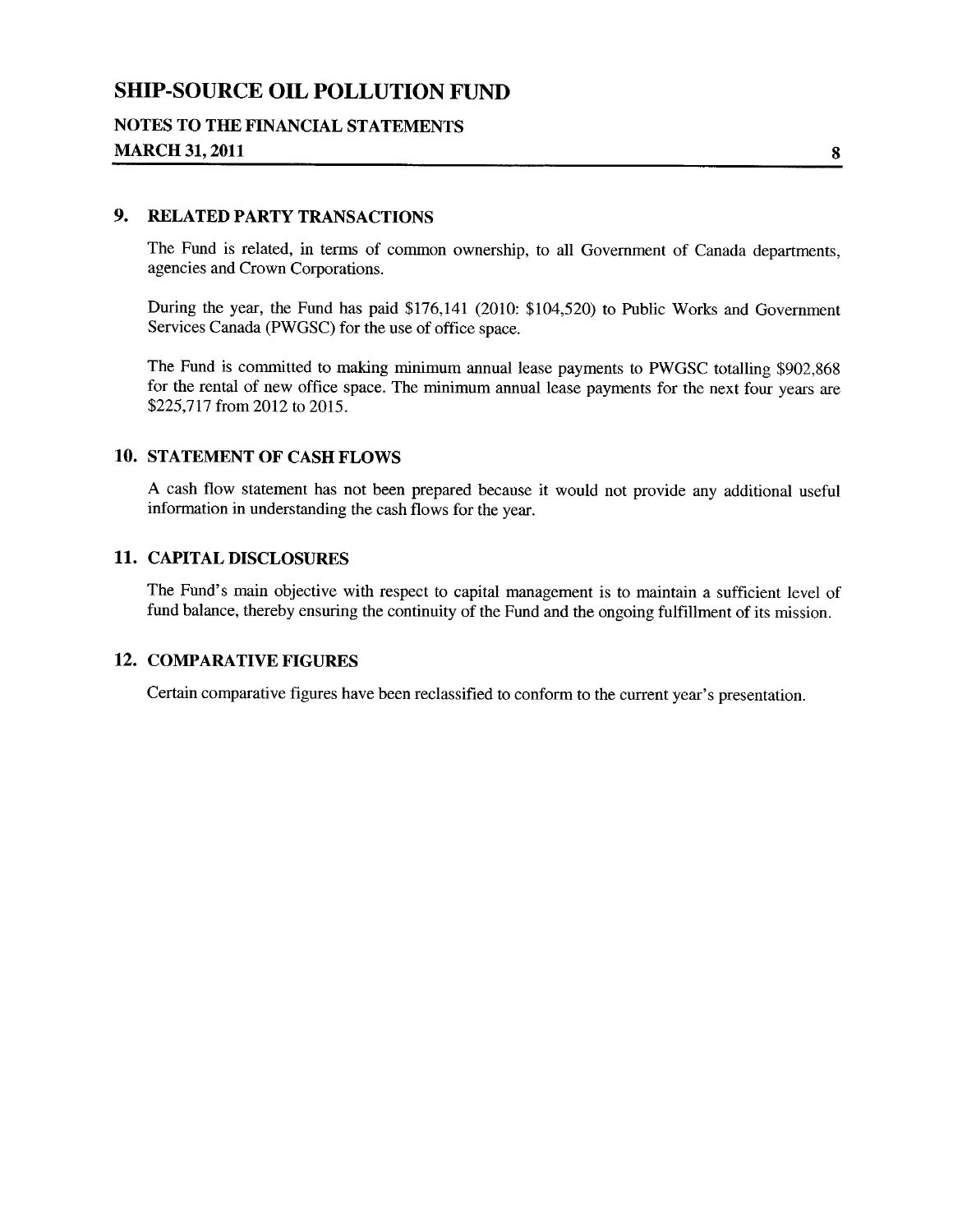## 9. RELATED PARTY TRANSACTIONS

The Fund is related, in terms of common ownership, to all Government of Canada departments, agencies and Crown Corporations.

During the year, the Fund has paid $176,141 (2010: $104,520) to Public Works and Government Services Canada (PWGSC) for the use of office space.

The Fund is committed to making minimum annual lease payments to PWGSC totalling $902,868 for the rental of new office space. The minimum annual lease payments for the next four years are $225,717 from 2012 to 2015.

## 10. STATEMENT OF CASH FLOWS

A cash flow statement has not been prepared because it would not provide any additional useful information in understanding the cash flows for the year.

## 11. CAPITAL DISCLOSURES

The Fund's main objective with respect to capital management is to maintain a sufficient level of fund balance, thereby ensuring the continuity of the Fund and the ongoing fulfillment of its mission.

## 12. COMPARATIVE FIGURES

Certain comparative figures have been reclassified to conform to the current year's presentation.